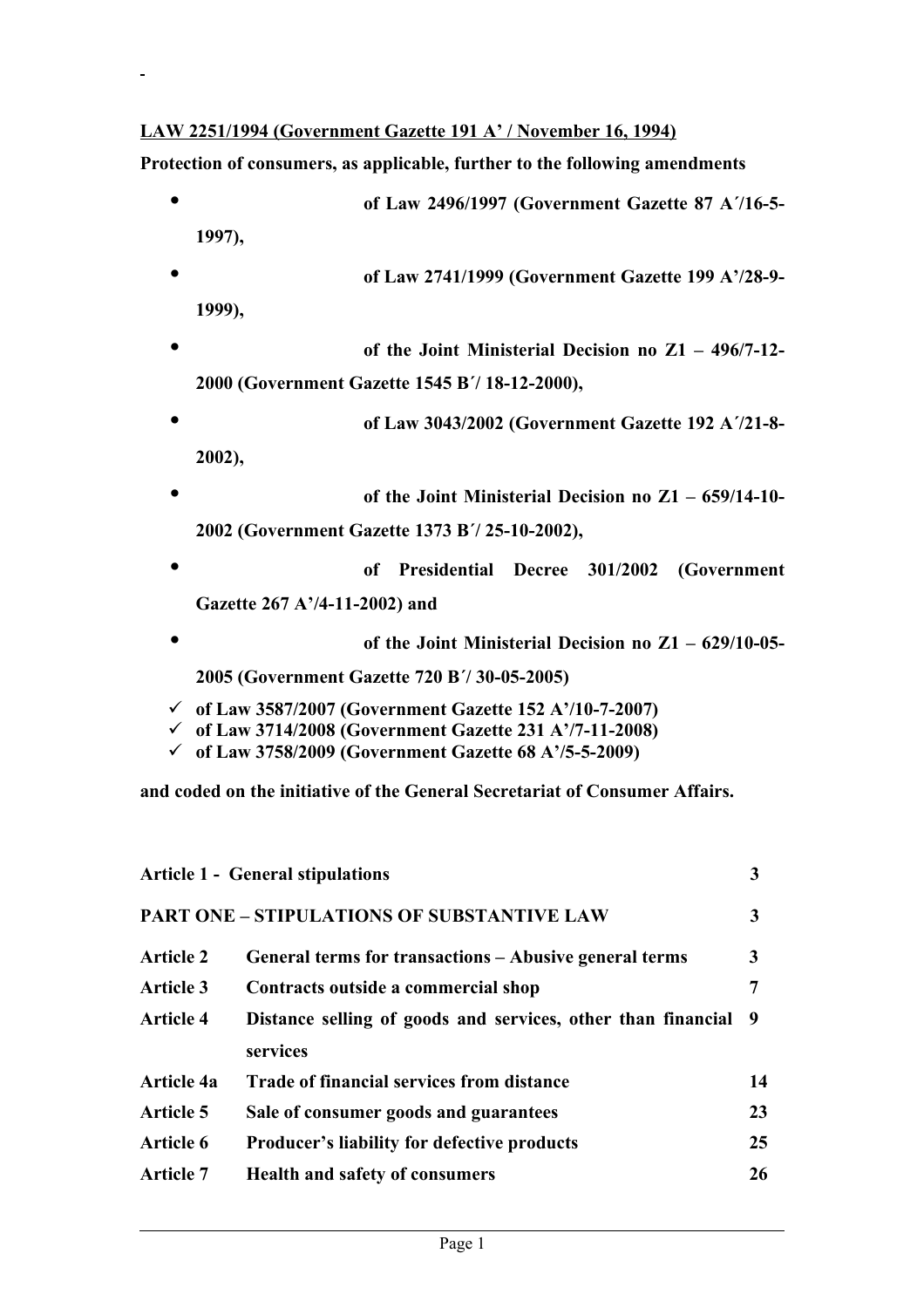-

**LAW 2251/1994 (Government Gazette 191 A' / November 16, 1994)**

**Protection of consumers, as applicable, further to the following amendments**

- **of Law 2496/1997 (Government Gazette 87 A΄/16-5-1997),**
- **of Law 2741/1999 (Government Gazette 199 A'/28-9-1999),**
- **of the Joint Ministerial Decision no Z1 – 496/7-12-2000 (Government Gazette 1545 B΄/ 18-12-2000),**
- **of Law 3043/2002 (Government Gazette 192 A΄/21-8-2002),**
- **of the Joint Ministerial Decision no Z1 – 659/14-10-2002 (Government Gazette 1373 B΄/ 25-10-2002),**
- **of Presidential Decree 301/2002 (Government Gazette 267 A'/4-11-2002) and**
- **of the Joint Ministerial Decision no Z1 – 629/10-05-2005 (Government Gazette 720 B΄/ 30-05-2005)**

- ✓ **of Law 3587/2007 (Government Gazette 152 A'/10-7-2007)**
- ✓ **of Law 3714/2008 (Government Gazette 231 A'/7-11-2008)**
- ✓ **of Law 3758/2009 (Government Gazette 68 A'/5-5-2009)**

**and coded on the initiative of the General Secretariat of Consumer Affairs.**

| | | |
|---|---|---|
| **Article 1 - General stipulations** | | **3** |
| **PART ONE – STIPULATIONS OF SUBSTANTIVE LAW** | | **3** |
| **Article 2** | **General terms for transactions – Abusive general terms** | **3** |
| **Article 3** | **Contracts outside a commercial shop** | **7** |
| **Article 4** | **Distance selling of goods and services, other than financial services** | **9** |
| **Article 4a** | **Trade of financial services from distance** | **14** |
| **Article 5** | **Sale of consumer goods and guarantees** | **23** |
| **Article 6** | **Producer's liability for defective products** | **25** |
| **Article 7** | **Health and safety of consumers** | **26** |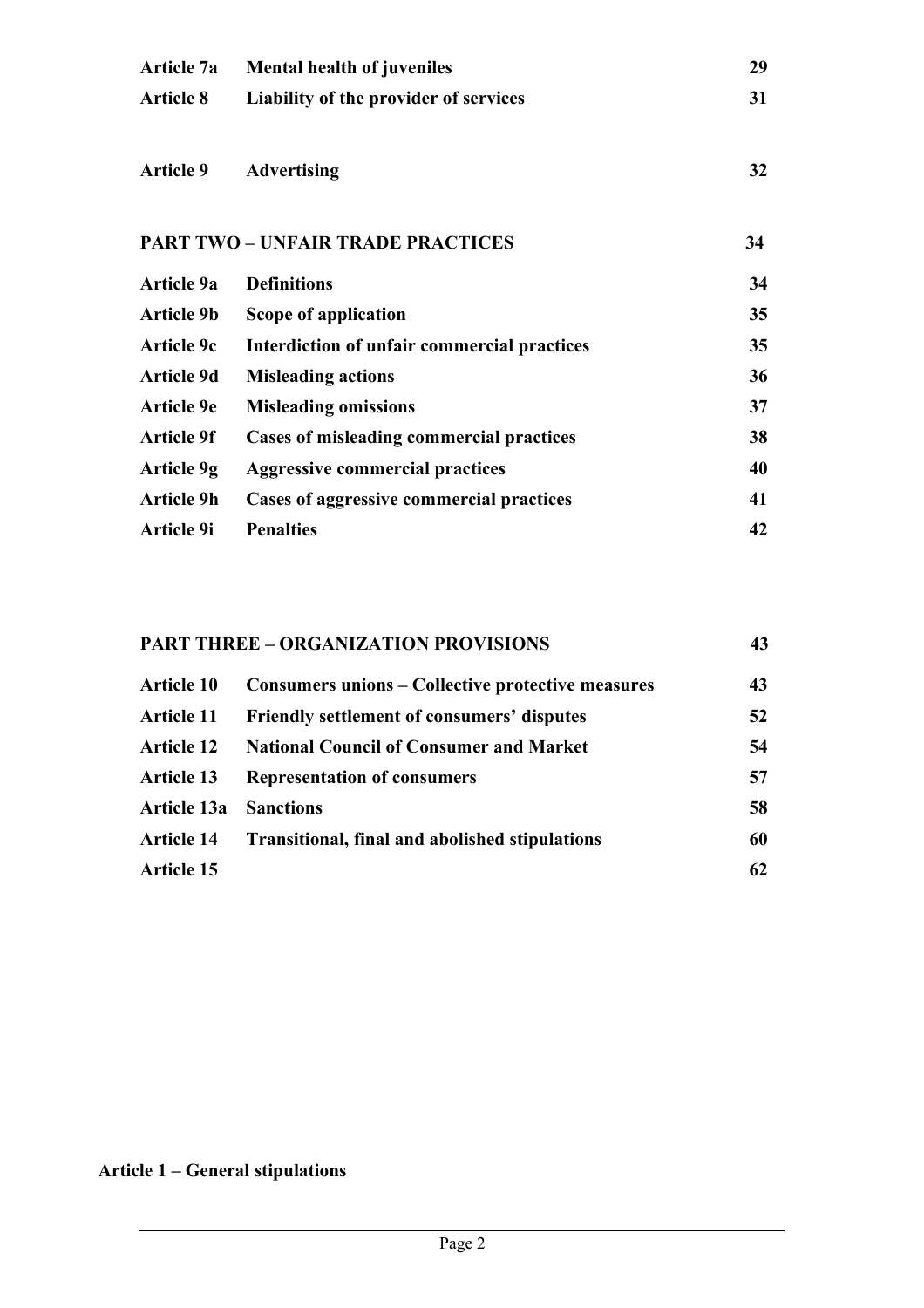| | | |
|---|---|---|
| **Article 7a** | **Mental health of juveniles** | **29** |
| **Article 8** | **Liability of the provider of services** | **31** |
| **Article 9** | **Advertising** | **32** |

| **PART TWO – UNFAIR TRADE PRACTICES** | | **34** |
|---|---|---|
| **Article 9a** | **Definitions** | **34** |
| **Article 9b** | **Scope of application** | **35** |
| **Article 9c** | **Interdiction of unfair commercial practices** | **35** |
| **Article 9d** | **Misleading actions** | **36** |
| **Article 9e** | **Misleading omissions** | **37** |
| **Article 9f** | **Cases of misleading commercial practices** | **38** |
| **Article 9g** | **Aggressive commercial practices** | **40** |
| **Article 9h** | **Cases of aggressive commercial practices** | **41** |
| **Article 9i** | **Penalties** | **42** |

| **PART THREE – ORGANIZATION PROVISIONS** | | **43** |
|---|---|---|
| **Article 10** | **Consumers unions – Collective protective measures** | **43** |
| **Article 11** | **Friendly settlement of consumers' disputes** | **52** |
| **Article 12** | **National Council of Consumer and Market** | **54** |
| **Article 13** | **Representation of consumers** | **57** |
| **Article 13a** | **Sanctions** | **58** |
| **Article 14** | **Transitional, final and abolished stipulations** | **60** |
| **Article 15** | | **62** |

**Article 1 – General stipulations**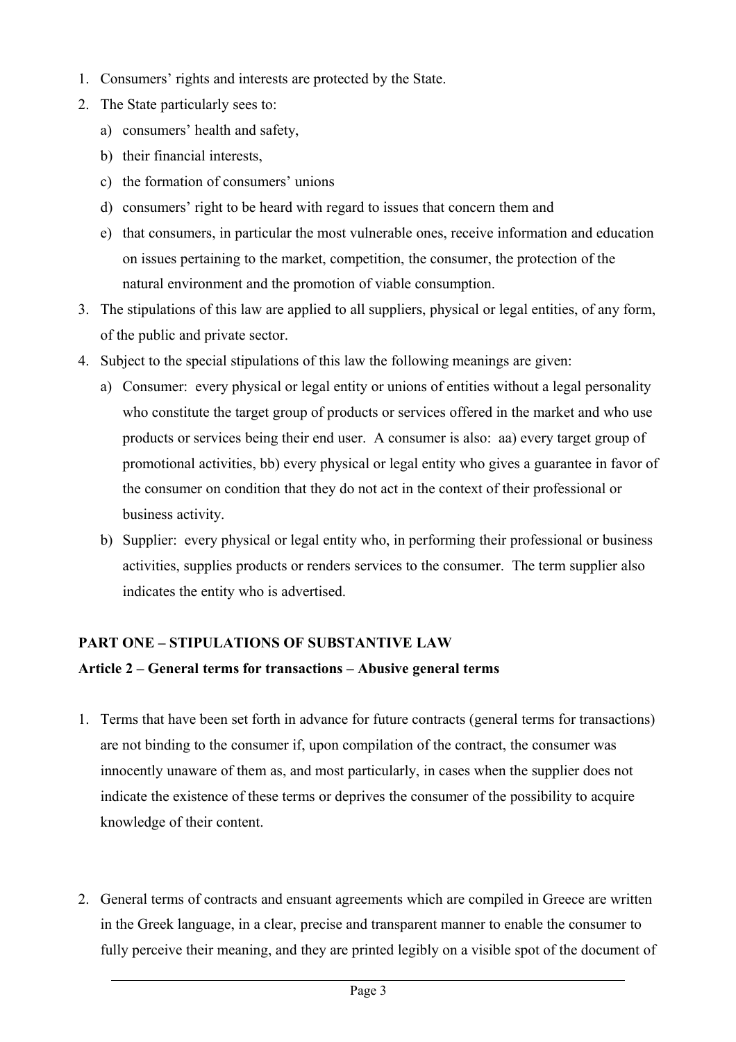1. Consumers' rights and interests are protected by the State.
2. The State particularly sees to:
   a) consumers' health and safety,
   b) their financial interests,
   c) the formation of consumers' unions
   d) consumers' right to be heard with regard to issues that concern them and
   e) that consumers, in particular the most vulnerable ones, receive information and education on issues pertaining to the market, competition, the consumer, the protection of the natural environment and the promotion of viable consumption.
3. The stipulations of this law are applied to all suppliers, physical or legal entities, of any form, of the public and private sector.
4. Subject to the special stipulations of this law the following meanings are given:
   a) Consumer: every physical or legal entity or unions of entities without a legal personality who constitute the target group of products or services offered in the market and who use products or services being their end user. A consumer is also: aa) every target group of promotional activities, bb) every physical or legal entity who gives a guarantee in favor of the consumer on condition that they do not act in the context of their professional or business activity.
   b) Supplier: every physical or legal entity who, in performing their professional or business activities, supplies products or renders services to the consumer. The term supplier also indicates the entity who is advertised.

## PART ONE – STIPULATIONS OF SUBSTANTIVE LAW

### Article 2 – General terms for transactions – Abusive general terms

1. Terms that have been set forth in advance for future contracts (general terms for transactions) are not binding to the consumer if, upon compilation of the contract, the consumer was innocently unaware of them as, and most particularly, in cases when the supplier does not indicate the existence of these terms or deprives the consumer of the possibility to acquire knowledge of their content.

2. General terms of contracts and ensuant agreements which are compiled in Greece are written in the Greek language, in a clear, precise and transparent manner to enable the consumer to fully perceive their meaning, and they are printed legibly on a visible spot of the document of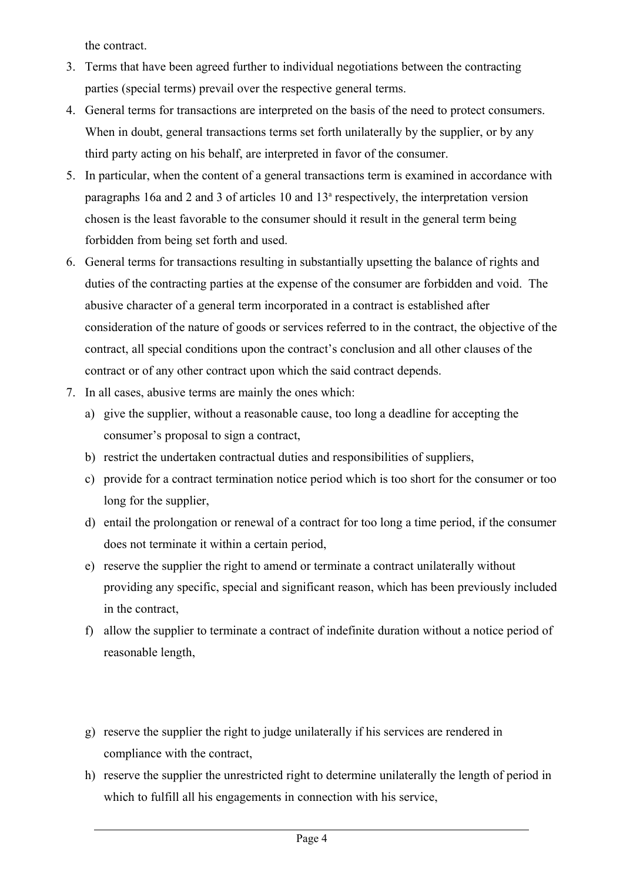the contract.

3. Terms that have been agreed further to individual negotiations between the contracting parties (special terms) prevail over the respective general terms.
4. General terms for transactions are interpreted on the basis of the need to protect consumers. When in doubt, general transactions terms set forth unilaterally by the supplier, or by any third party acting on his behalf, are interpreted in favor of the consumer.
5. In particular, when the content of a general transactions term is examined in accordance with paragraphs 16a and 2 and 3 of articles 10 and 13ª respectively, the interpretation version chosen is the least favorable to the consumer should it result in the general term being forbidden from being set forth and used.
6. General terms for transactions resulting in substantially upsetting the balance of rights and duties of the contracting parties at the expense of the consumer are forbidden and void. The abusive character of a general term incorporated in a contract is established after consideration of the nature of goods or services referred to in the contract, the objective of the contract, all special conditions upon the contract's conclusion and all other clauses of the contract or of any other contract upon which the said contract depends.
7. In all cases, abusive terms are mainly the ones which:
   a) give the supplier, without a reasonable cause, too long a deadline for accepting the consumer's proposal to sign a contract,
   b) restrict the undertaken contractual duties and responsibilities of suppliers,
   c) provide for a contract termination notice period which is too short for the consumer or too long for the supplier,
   d) entail the prolongation or renewal of a contract for too long a time period, if the consumer does not terminate it within a certain period,
   e) reserve the supplier the right to amend or terminate a contract unilaterally without providing any specific, special and significant reason, which has been previously included in the contract,
   f) allow the supplier to terminate a contract of indefinite duration without a notice period of reasonable length,
   g) reserve the supplier the right to judge unilaterally if his services are rendered in compliance with the contract,
   h) reserve the supplier the unrestricted right to determine unilaterally the length of period in which to fulfill all his engagements in connection with his service,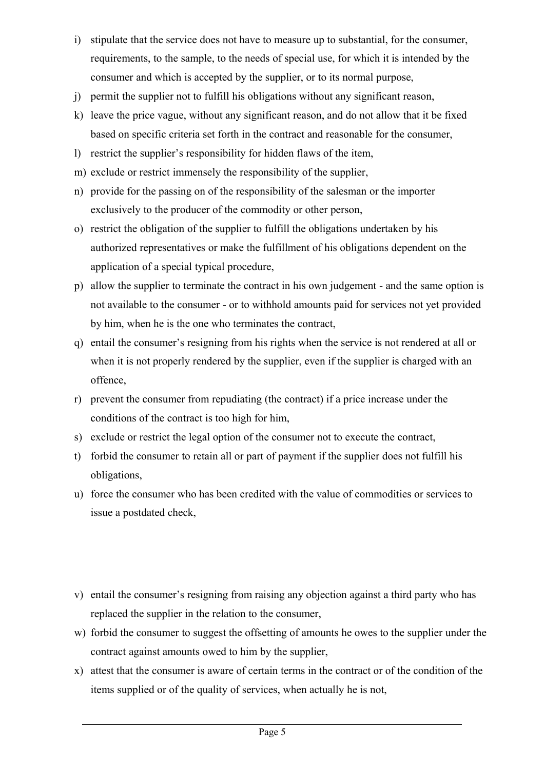i) stipulate that the service does not have to measure up to substantial, for the consumer, requirements, to the sample, to the needs of special use, for which it is intended by the consumer and which is accepted by the supplier, or to its normal purpose,
j) permit the supplier not to fulfill his obligations without any significant reason,
k) leave the price vague, without any significant reason, and do not allow that it be fixed based on specific criteria set forth in the contract and reasonable for the consumer,
l) restrict the supplier's responsibility for hidden flaws of the item,
m) exclude or restrict immensely the responsibility of the supplier,
n) provide for the passing on of the responsibility of the salesman or the importer exclusively to the producer of the commodity or other person,
o) restrict the obligation of the supplier to fulfill the obligations undertaken by his authorized representatives or make the fulfillment of his obligations dependent on the application of a special typical procedure,
p) allow the supplier to terminate the contract in his own judgement - and the same option is not available to the consumer - or to withhold amounts paid for services not yet provided by him, when he is the one who terminates the contract,
q) entail the consumer's resigning from his rights when the service is not rendered at all or when it is not properly rendered by the supplier, even if the supplier is charged with an offence,
r) prevent the consumer from repudiating (the contract) if a price increase under the conditions of the contract is too high for him,
s) exclude or restrict the legal option of the consumer not to execute the contract,
t) forbid the consumer to retain all or part of payment if the supplier does not fulfill his obligations,
u) force the consumer who has been credited with the value of commodities or services to issue a postdated check,

v) entail the consumer's resigning from raising any objection against a third party who has replaced the supplier in the relation to the consumer,
w) forbid the consumer to suggest the offsetting of amounts he owes to the supplier under the contract against amounts owed to him by the supplier,
x) attest that the consumer is aware of certain terms in the contract or of the condition of the items supplied or of the quality of services, when actually he is not,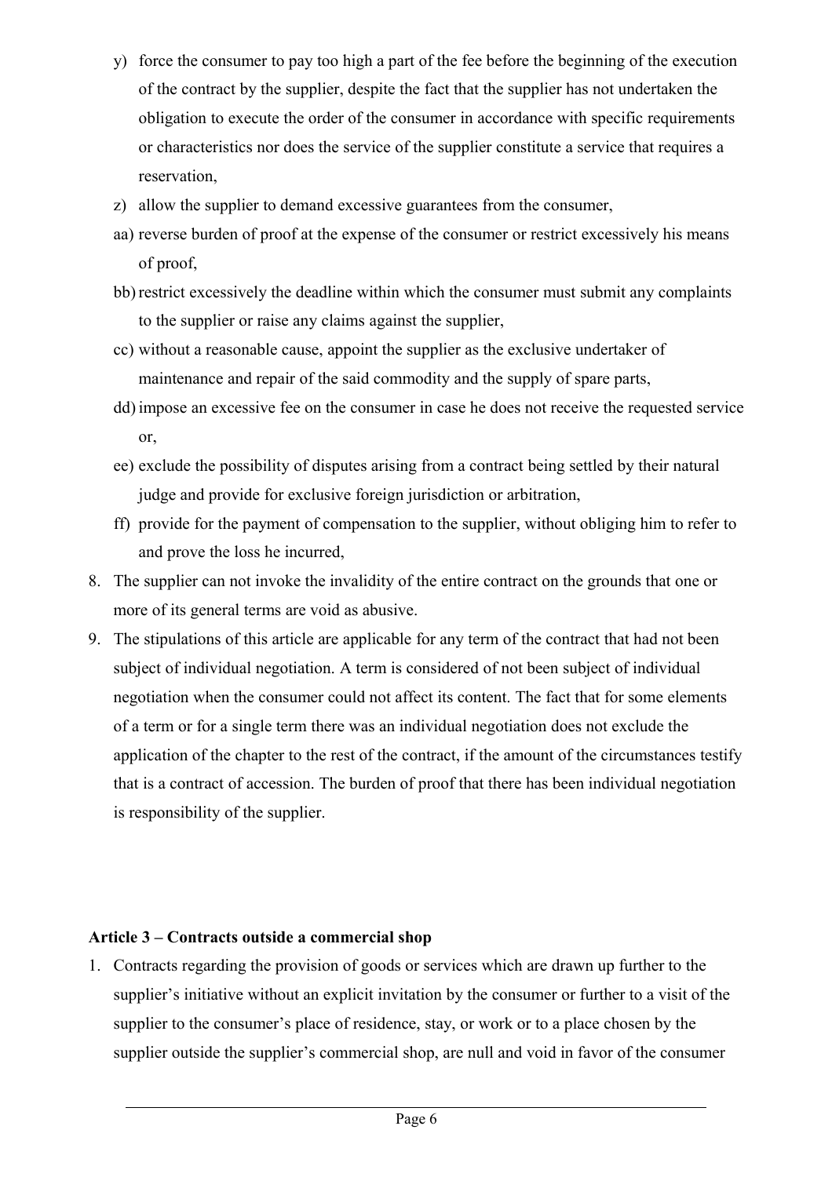y) force the consumer to pay too high a part of the fee before the beginning of the execution of the contract by the supplier, despite the fact that the supplier has not undertaken the obligation to execute the order of the consumer in accordance with specific requirements or characteristics nor does the service of the supplier constitute a service that requires a reservation,

z) allow the supplier to demand excessive guarantees from the consumer,

aa) reverse burden of proof at the expense of the consumer or restrict excessively his means of proof,

bb) restrict excessively the deadline within which the consumer must submit any complaints to the supplier or raise any claims against the supplier,

cc) without a reasonable cause, appoint the supplier as the exclusive undertaker of maintenance and repair of the said commodity and the supply of spare parts,

dd) impose an excessive fee on the consumer in case he does not receive the requested service or,

ee) exclude the possibility of disputes arising from a contract being settled by their natural judge and provide for exclusive foreign jurisdiction or arbitration,

ff) provide for the payment of compensation to the supplier, without obliging him to refer to and prove the loss he incurred,

8. The supplier can not invoke the invalidity of the entire contract on the grounds that one or more of its general terms are void as abusive.
9. The stipulations of this article are applicable for any term of the contract that had not been subject of individual negotiation. A term is considered of not been subject of individual negotiation when the consumer could not affect its content. The fact that for some elements of a term or for a single term there was an individual negotiation does not exclude the application of the chapter to the rest of the contract, if the amount of the circumstances testify that is a contract of accession. The burden of proof that there has been individual negotiation is responsibility of the supplier.

**Article 3 – Contracts outside a commercial shop**

1. Contracts regarding the provision of goods or services which are drawn up further to the supplier's initiative without an explicit invitation by the consumer or further to a visit of the supplier to the consumer's place of residence, stay, or work or to a place chosen by the supplier outside the supplier's commercial shop, are null and void in favor of the consumer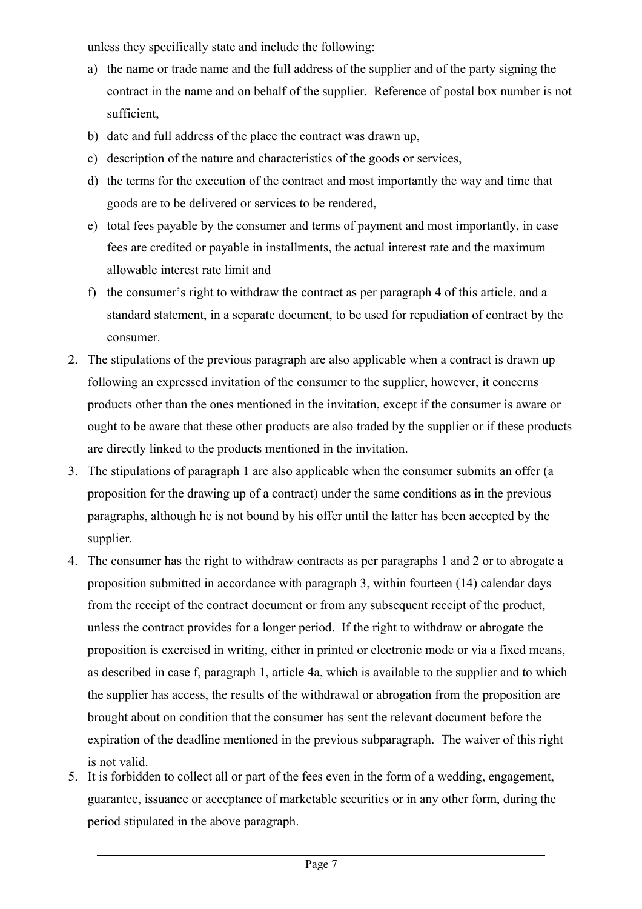unless they specifically state and include the following:

a) the name or trade name and the full address of the supplier and of the party signing the contract in the name and on behalf of the supplier. Reference of postal box number is not sufficient,
b) date and full address of the place the contract was drawn up,
c) description of the nature and characteristics of the goods or services,
d) the terms for the execution of the contract and most importantly the way and time that goods are to be delivered or services to be rendered,
e) total fees payable by the consumer and terms of payment and most importantly, in case fees are credited or payable in installments, the actual interest rate and the maximum allowable interest rate limit and
f) the consumer's right to withdraw the contract as per paragraph 4 of this article, and a standard statement, in a separate document, to be used for repudiation of contract by the consumer.

2. The stipulations of the previous paragraph are also applicable when a contract is drawn up following an expressed invitation of the consumer to the supplier, however, it concerns products other than the ones mentioned in the invitation, except if the consumer is aware or ought to be aware that these other products are also traded by the supplier or if these products are directly linked to the products mentioned in the invitation.
3. The stipulations of paragraph 1 are also applicable when the consumer submits an offer (a proposition for the drawing up of a contract) under the same conditions as in the previous paragraphs, although he is not bound by his offer until the latter has been accepted by the supplier.
4. The consumer has the right to withdraw contracts as per paragraphs 1 and 2 or to abrogate a proposition submitted in accordance with paragraph 3, within fourteen (14) calendar days from the receipt of the contract document or from any subsequent receipt of the product, unless the contract provides for a longer period. If the right to withdraw or abrogate the proposition is exercised in writing, either in printed or electronic mode or via a fixed means, as described in case f, paragraph 1, article 4a, which is available to the supplier and to which the supplier has access, the results of the withdrawal or abrogation from the proposition are brought about on condition that the consumer has sent the relevant document before the expiration of the deadline mentioned in the previous subparagraph. The waiver of this right is not valid.
5. It is forbidden to collect all or part of the fees even in the form of a wedding, engagement, guarantee, issuance or acceptance of marketable securities or in any other form, during the period stipulated in the above paragraph.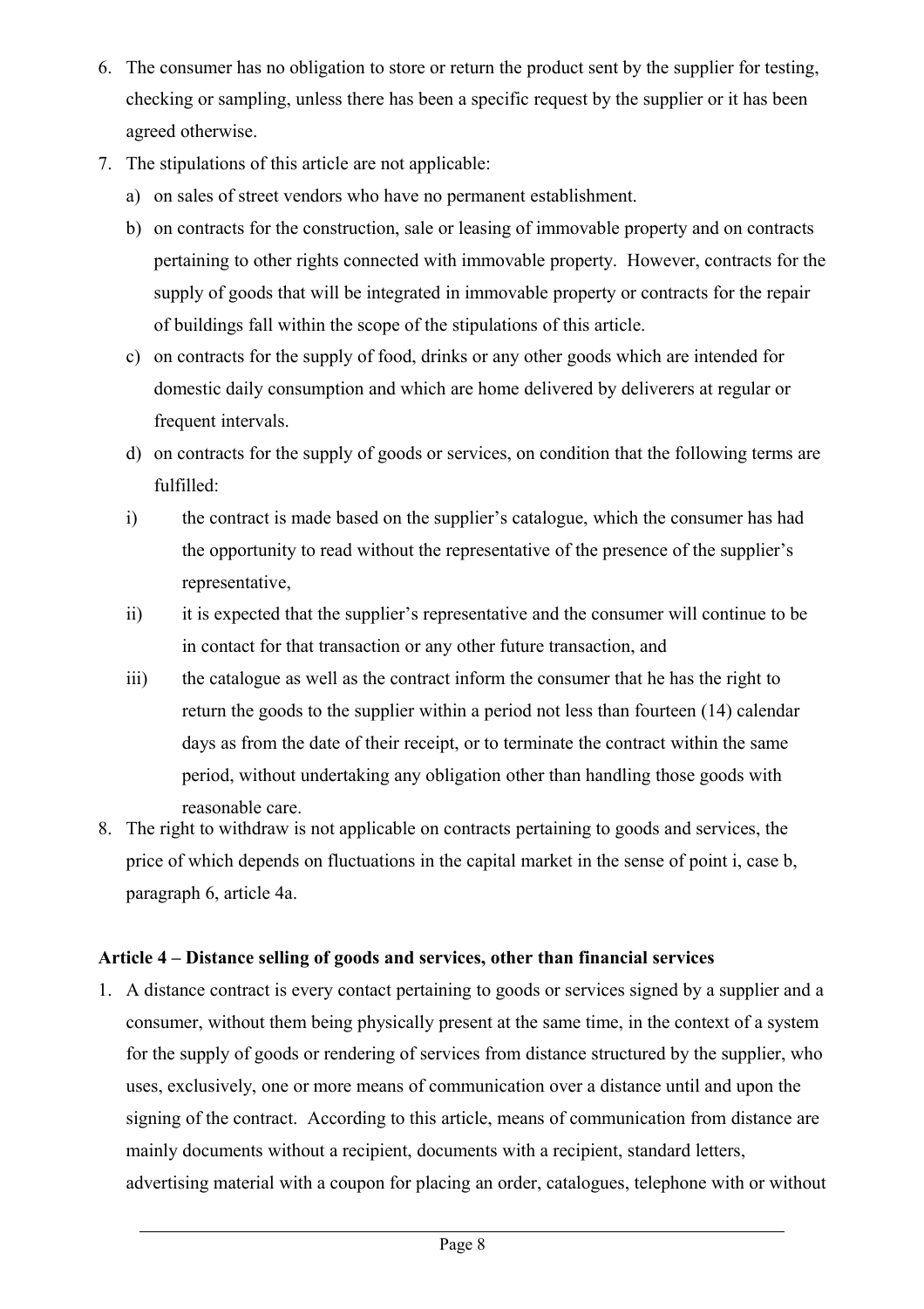6. The consumer has no obligation to store or return the product sent by the supplier for testing, checking or sampling, unless there has been a specific request by the supplier or it has been agreed otherwise.
7. The stipulations of this article are not applicable:
   a) on sales of street vendors who have no permanent establishment.
   b) on contracts for the construction, sale or leasing of immovable property and on contracts pertaining to other rights connected with immovable property. However, contracts for the supply of goods that will be integrated in immovable property or contracts for the repair of buildings fall within the scope of the stipulations of this article.
   c) on contracts for the supply of food, drinks or any other goods which are intended for domestic daily consumption and which are home delivered by deliverers at regular or frequent intervals.
   d) on contracts for the supply of goods or services, on condition that the following terms are fulfilled:
   i) the contract is made based on the supplier's catalogue, which the consumer has had the opportunity to read without the representative of the presence of the supplier's representative,
   ii) it is expected that the supplier's representative and the consumer will continue to be in contact for that transaction or any other future transaction, and
   iii) the catalogue as well as the contract inform the consumer that he has the right to return the goods to the supplier within a period not less than fourteen (14) calendar days as from the date of their receipt, or to terminate the contract within the same period, without undertaking any obligation other than handling those goods with reasonable care.
8. The right to withdraw is not applicable on contracts pertaining to goods and services, the price of which depends on fluctuations in the capital market in the sense of point i, case b, paragraph 6, article 4a.

**Article 4 – Distance selling of goods and services, other than financial services**

1. A distance contract is every contact pertaining to goods or services signed by a supplier and a consumer, without them being physically present at the same time, in the context of a system for the supply of goods or rendering of services from distance structured by the supplier, who uses, exclusively, one or more means of communication over a distance until and upon the signing of the contract. According to this article, means of communication from distance are mainly documents without a recipient, documents with a recipient, standard letters, advertising material with a coupon for placing an order, catalogues, telephone with or without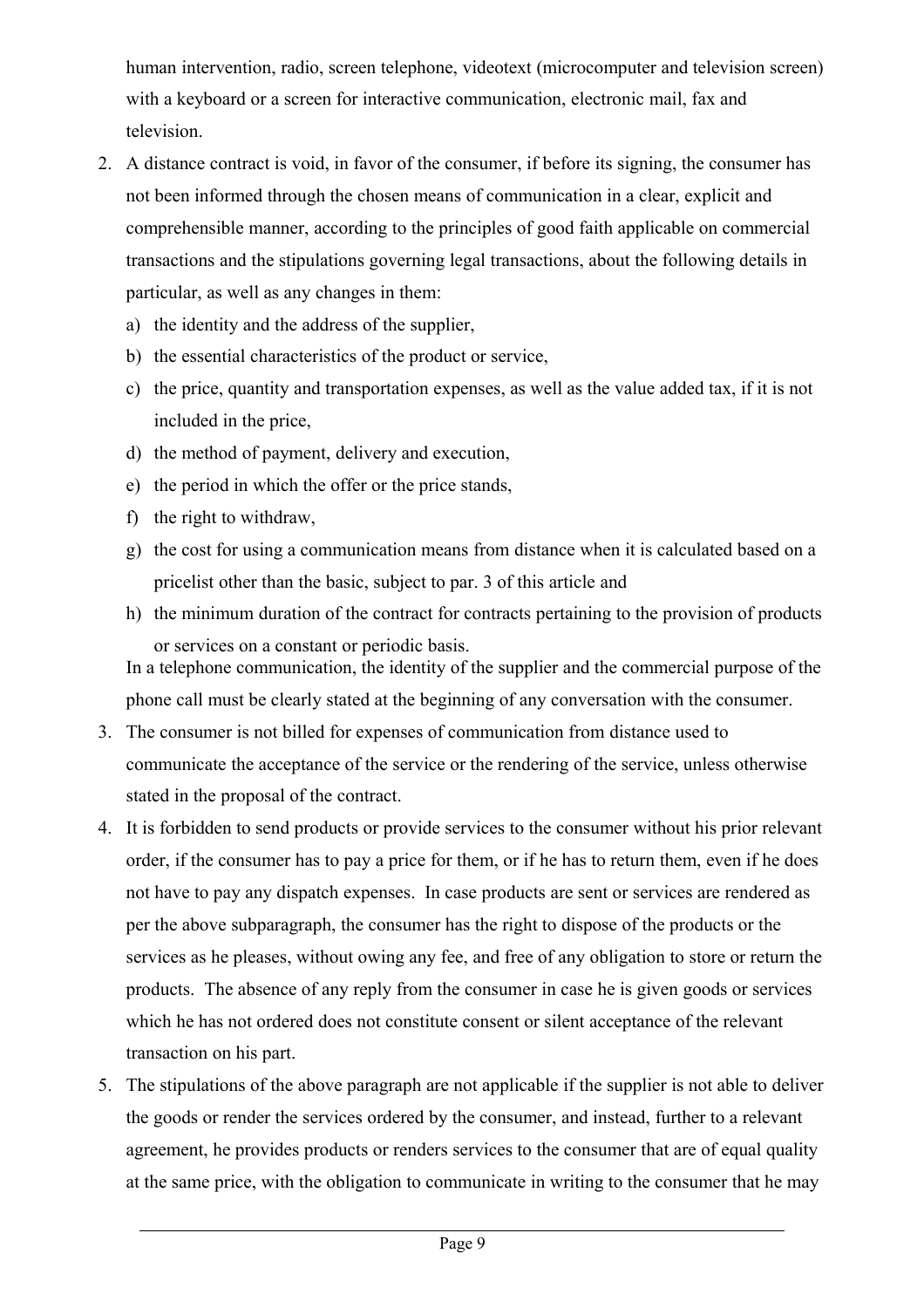human intervention, radio, screen telephone, videotext (microcomputer and television screen) with a keyboard or a screen for interactive communication, electronic mail, fax and television.

2. A distance contract is void, in favor of the consumer, if before its signing, the consumer has not been informed through the chosen means of communication in a clear, explicit and comprehensible manner, according to the principles of good faith applicable on commercial transactions and the stipulations governing legal transactions, about the following details in particular, as well as any changes in them:
   a) the identity and the address of the supplier,
   b) the essential characteristics of the product or service,
   c) the price, quantity and transportation expenses, as well as the value added tax, if it is not included in the price,
   d) the method of payment, delivery and execution,
   e) the period in which the offer or the price stands,
   f) the right to withdraw,
   g) the cost for using a communication means from distance when it is calculated based on a pricelist other than the basic, subject to par. 3 of this article and
   h) the minimum duration of the contract for contracts pertaining to the provision of products or services on a constant or periodic basis.

   In a telephone communication, the identity of the supplier and the commercial purpose of the phone call must be clearly stated at the beginning of any conversation with the consumer.

3. The consumer is not billed for expenses of communication from distance used to communicate the acceptance of the service or the rendering of the service, unless otherwise stated in the proposal of the contract.

4. It is forbidden to send products or provide services to the consumer without his prior relevant order, if the consumer has to pay a price for them, or if he has to return them, even if he does not have to pay any dispatch expenses. In case products are sent or services are rendered as per the above subparagraph, the consumer has the right to dispose of the products or the services as he pleases, without owing any fee, and free of any obligation to store or return the products. The absence of any reply from the consumer in case he is given goods or services which he has not ordered does not constitute consent or silent acceptance of the relevant transaction on his part.

5. The stipulations of the above paragraph are not applicable if the supplier is not able to deliver the goods or render the services ordered by the consumer, and instead, further to a relevant agreement, he provides products or renders services to the consumer that are of equal quality at the same price, with the obligation to communicate in writing to the consumer that he may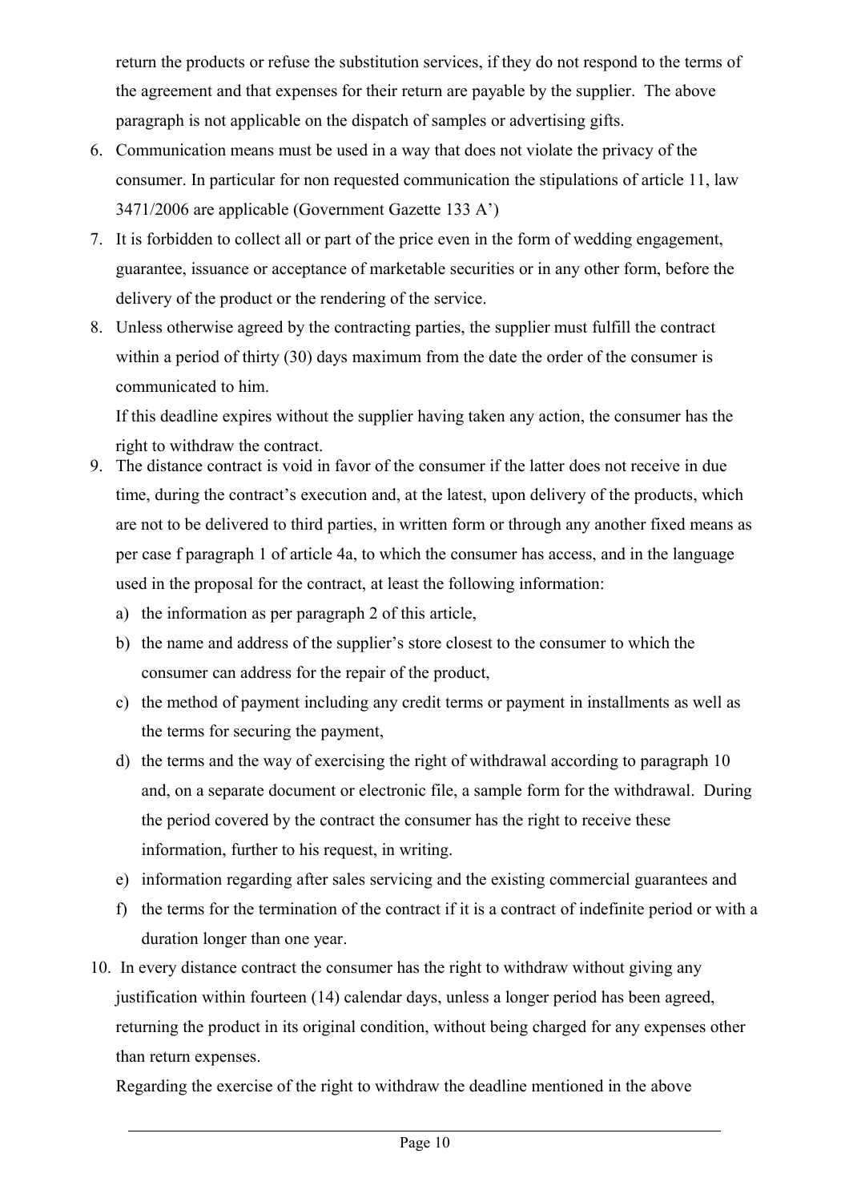return the products or refuse the substitution services, if they do not respond to the terms of the agreement and that expenses for their return are payable by the supplier. The above paragraph is not applicable on the dispatch of samples or advertising gifts.

6. Communication means must be used in a way that does not violate the privacy of the consumer. In particular for non requested communication the stipulations of article 11, law 3471/2006 are applicable (Government Gazette 133 A')
7. It is forbidden to collect all or part of the price even in the form of wedding engagement, guarantee, issuance or acceptance of marketable securities or in any other form, before the delivery of the product or the rendering of the service.
8. Unless otherwise agreed by the contracting parties, the supplier must fulfill the contract within a period of thirty (30) days maximum from the date the order of the consumer is communicated to him.

   If this deadline expires without the supplier having taken any action, the consumer has the right to withdraw the contract.
9. The distance contract is void in favor of the consumer if the latter does not receive in due time, during the contract's execution and, at the latest, upon delivery of the products, which are not to be delivered to third parties, in written form or through any another fixed means as per case f paragraph 1 of article 4a, to which the consumer has access, and in the language used in the proposal for the contract, at least the following information:
   a) the information as per paragraph 2 of this article,
   b) the name and address of the supplier's store closest to the consumer to which the consumer can address for the repair of the product,
   c) the method of payment including any credit terms or payment in installments as well as the terms for securing the payment,
   d) the terms and the way of exercising the right of withdrawal according to paragraph 10 and, on a separate document or electronic file, a sample form for the withdrawal. During the period covered by the contract the consumer has the right to receive these information, further to his request, in writing.
   e) information regarding after sales servicing and the existing commercial guarantees and
   f) the terms for the termination of the contract if it is a contract of indefinite period or with a duration longer than one year.
10. In every distance contract the consumer has the right to withdraw without giving any justification within fourteen (14) calendar days, unless a longer period has been agreed, returning the product in its original condition, without being charged for any expenses other than return expenses.

    Regarding the exercise of the right to withdraw the deadline mentioned in the above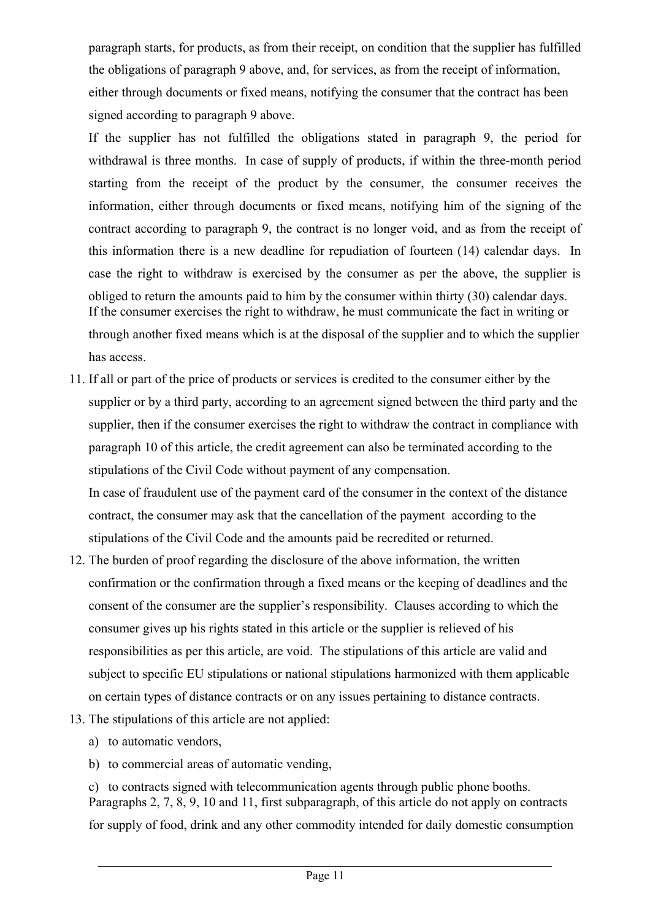paragraph starts, for products, as from their receipt, on condition that the supplier has fulfilled the obligations of paragraph 9 above, and, for services, as from the receipt of information, either through documents or fixed means, notifying the consumer that the contract has been signed according to paragraph 9 above.

If the supplier has not fulfilled the obligations stated in paragraph 9, the period for withdrawal is three months. In case of supply of products, if within the three-month period starting from the receipt of the product by the consumer, the consumer receives the information, either through documents or fixed means, notifying him of the signing of the contract according to paragraph 9, the contract is no longer void, and as from the receipt of this information there is a new deadline for repudiation of fourteen (14) calendar days. In case the right to withdraw is exercised by the consumer as per the above, the supplier is obliged to return the amounts paid to him by the consumer within thirty (30) calendar days. If the consumer exercises the right to withdraw, he must communicate the fact in writing or through another fixed means which is at the disposal of the supplier and to which the supplier has access.

11. If all or part of the price of products or services is credited to the consumer either by the supplier or by a third party, according to an agreement signed between the third party and the supplier, then if the consumer exercises the right to withdraw the contract in compliance with paragraph 10 of this article, the credit agreement can also be terminated according to the stipulations of the Civil Code without payment of any compensation.

    In case of fraudulent use of the payment card of the consumer in the context of the distance contract, the consumer may ask that the cancellation of the payment according to the stipulations of the Civil Code and the amounts paid be recredited or returned.

12. The burden of proof regarding the disclosure of the above information, the written confirmation or the confirmation through a fixed means or the keeping of deadlines and the consent of the consumer are the supplier's responsibility. Clauses according to which the consumer gives up his rights stated in this article or the supplier is relieved of his responsibilities as per this article, are void. The stipulations of this article are valid and subject to specific EU stipulations or national stipulations harmonized with them applicable on certain types of distance contracts or on any issues pertaining to distance contracts.

13. The stipulations of this article are not applied:

    a) to automatic vendors,

    b) to commercial areas of automatic vending,

    c) to contracts signed with telecommunication agents through public phone booths.

    Paragraphs 2, 7, 8, 9, 10 and 11, first subparagraph, of this article do not apply on contracts for supply of food, drink and any other commodity intended for daily domestic consumption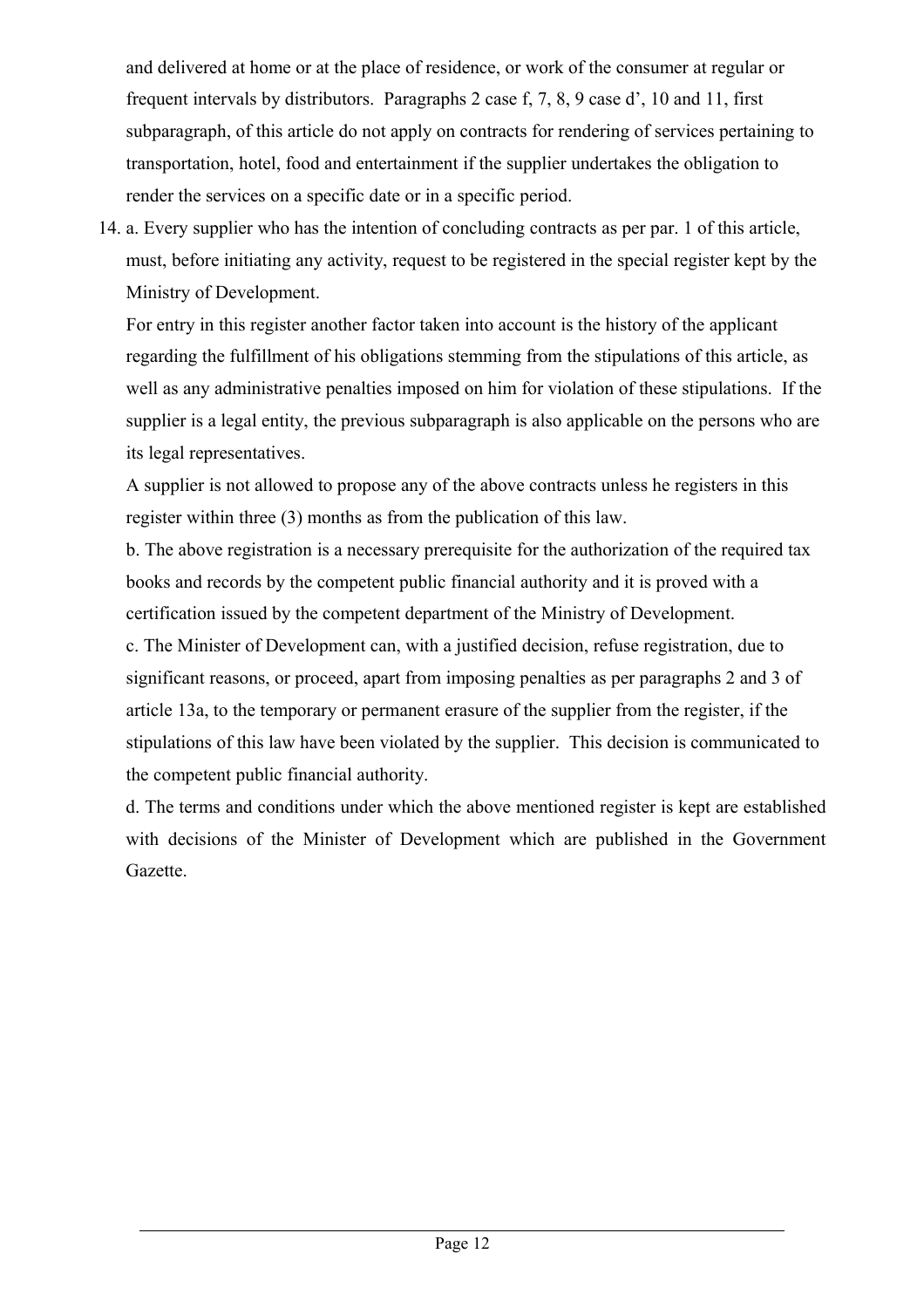and delivered at home or at the place of residence, or work of the consumer at regular or frequent intervals by distributors. Paragraphs 2 case f, 7, 8, 9 case d', 10 and 11, first subparagraph, of this article do not apply on contracts for rendering of services pertaining to transportation, hotel, food and entertainment if the supplier undertakes the obligation to render the services on a specific date or in a specific period.

14. a. Every supplier who has the intention of concluding contracts as per par. 1 of this article, must, before initiating any activity, request to be registered in the special register kept by the Ministry of Development.

    For entry in this register another factor taken into account is the history of the applicant regarding the fulfillment of his obligations stemming from the stipulations of this article, as well as any administrative penalties imposed on him for violation of these stipulations. If the supplier is a legal entity, the previous subparagraph is also applicable on the persons who are its legal representatives.

    A supplier is not allowed to propose any of the above contracts unless he registers in this register within three (3) months as from the publication of this law.

    b. The above registration is a necessary prerequisite for the authorization of the required tax books and records by the competent public financial authority and it is proved with a certification issued by the competent department of the Ministry of Development.

    c. The Minister of Development can, with a justified decision, refuse registration, due to significant reasons, or proceed, apart from imposing penalties as per paragraphs 2 and 3 of article 13a, to the temporary or permanent erasure of the supplier from the register, if the stipulations of this law have been violated by the supplier. This decision is communicated to the competent public financial authority.

    d. The terms and conditions under which the above mentioned register is kept are established with decisions of the Minister of Development which are published in the Government Gazette.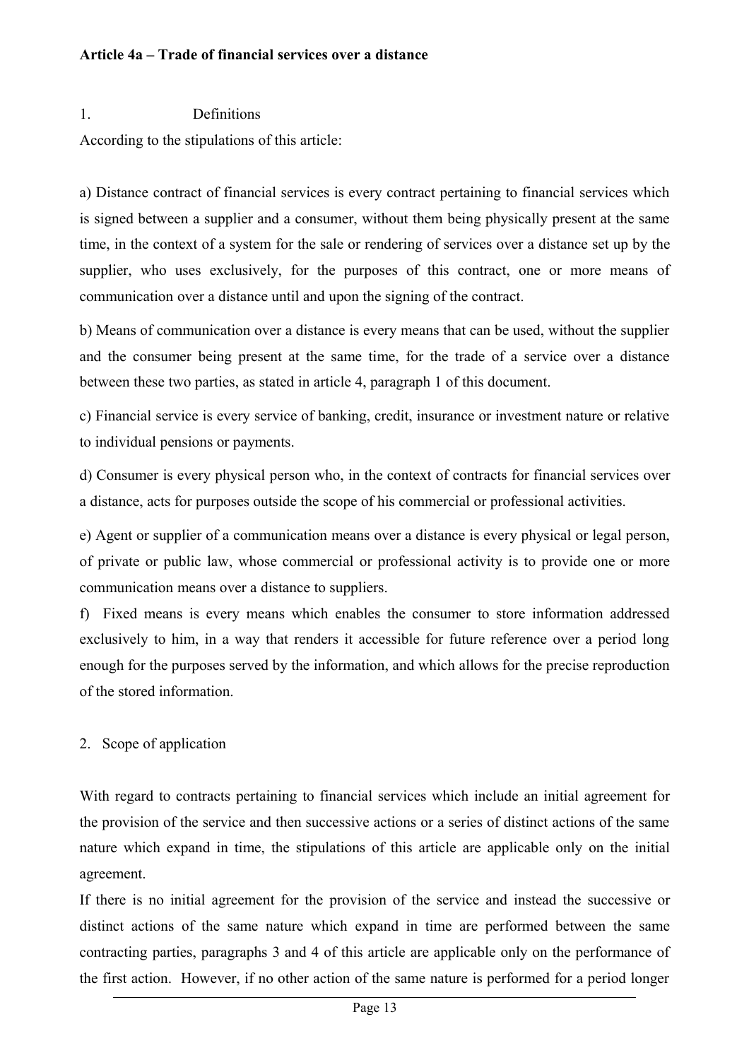**Article 4a – Trade of financial services over a distance**

1. Definitions

According to the stipulations of this article:

a) Distance contract of financial services is every contract pertaining to financial services which is signed between a supplier and a consumer, without them being physically present at the same time, in the context of a system for the sale or rendering of services over a distance set up by the supplier, who uses exclusively, for the purposes of this contract, one or more means of communication over a distance until and upon the signing of the contract.

b) Means of communication over a distance is every means that can be used, without the supplier and the consumer being present at the same time, for the trade of a service over a distance between these two parties, as stated in article 4, paragraph 1 of this document.

c) Financial service is every service of banking, credit, insurance or investment nature or relative to individual pensions or payments.

d) Consumer is every physical person who, in the context of contracts for financial services over a distance, acts for purposes outside the scope of his commercial or professional activities.

e) Agent or supplier of a communication means over a distance is every physical or legal person, of private or public law, whose commercial or professional activity is to provide one or more communication means over a distance to suppliers.

f) Fixed means is every means which enables the consumer to store information addressed exclusively to him, in a way that renders it accessible for future reference over a period long enough for the purposes served by the information, and which allows for the precise reproduction of the stored information.

2. Scope of application

With regard to contracts pertaining to financial services which include an initial agreement for the provision of the service and then successive actions or a series of distinct actions of the same nature which expand in time, the stipulations of this article are applicable only on the initial agreement.

If there is no initial agreement for the provision of the service and instead the successive or distinct actions of the same nature which expand in time are performed between the same contracting parties, paragraphs 3 and 4 of this article are applicable only on the performance of the first action. However, if no other action of the same nature is performed for a period longer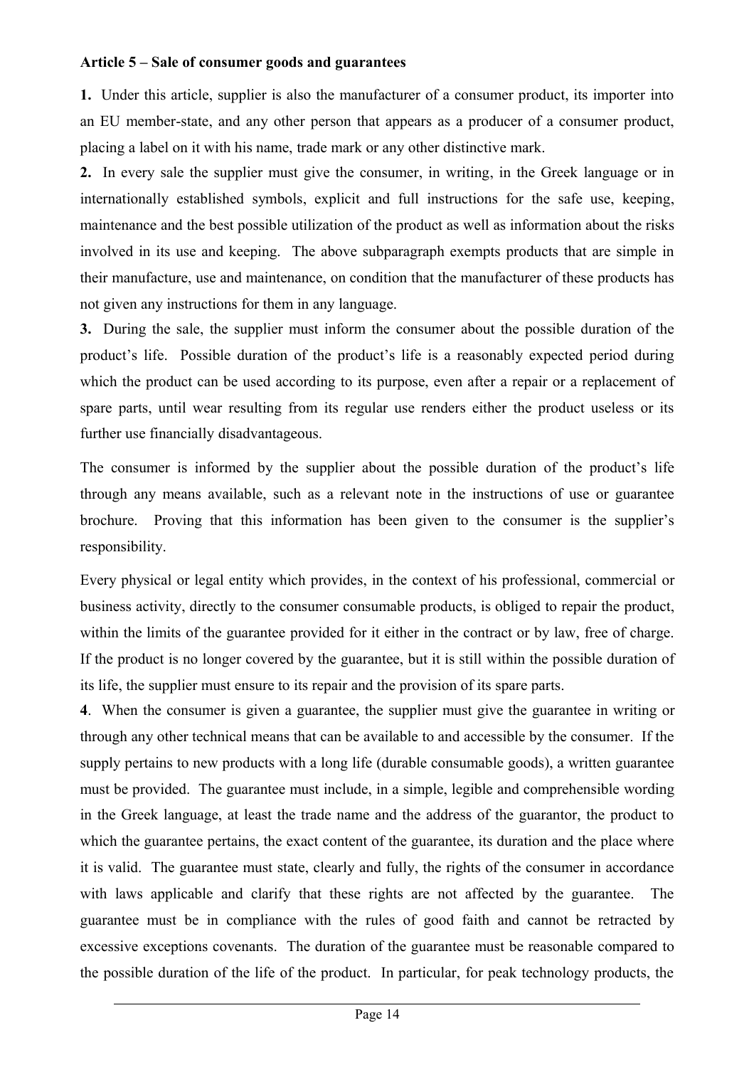**Article 5 – Sale of consumer goods and guarantees**

**1.** Under this article, supplier is also the manufacturer of a consumer product, its importer into an EU member-state, and any other person that appears as a producer of a consumer product, placing a label on it with his name, trade mark or any other distinctive mark.

**2.** In every sale the supplier must give the consumer, in writing, in the Greek language or in internationally established symbols, explicit and full instructions for the safe use, keeping, maintenance and the best possible utilization of the product as well as information about the risks involved in its use and keeping. The above subparagraph exempts products that are simple in their manufacture, use and maintenance, on condition that the manufacturer of these products has not given any instructions for them in any language.

**3.** During the sale, the supplier must inform the consumer about the possible duration of the product's life. Possible duration of the product's life is a reasonably expected period during which the product can be used according to its purpose, even after a repair or a replacement of spare parts, until wear resulting from its regular use renders either the product useless or its further use financially disadvantageous.

The consumer is informed by the supplier about the possible duration of the product's life through any means available, such as a relevant note in the instructions of use or guarantee brochure. Proving that this information has been given to the consumer is the supplier's responsibility.

Every physical or legal entity which provides, in the context of his professional, commercial or business activity, directly to the consumer consumable products, is obliged to repair the product, within the limits of the guarantee provided for it either in the contract or by law, free of charge. If the product is no longer covered by the guarantee, but it is still within the possible duration of its life, the supplier must ensure to its repair and the provision of its spare parts.

**4**. When the consumer is given a guarantee, the supplier must give the guarantee in writing or through any other technical means that can be available to and accessible by the consumer. If the supply pertains to new products with a long life (durable consumable goods), a written guarantee must be provided. The guarantee must include, in a simple, legible and comprehensible wording in the Greek language, at least the trade name and the address of the guarantor, the product to which the guarantee pertains, the exact content of the guarantee, its duration and the place where it is valid. The guarantee must state, clearly and fully, the rights of the consumer in accordance with laws applicable and clarify that these rights are not affected by the guarantee. The guarantee must be in compliance with the rules of good faith and cannot be retracted by excessive exceptions covenants. The duration of the guarantee must be reasonable compared to the possible duration of the life of the product. In particular, for peak technology products, the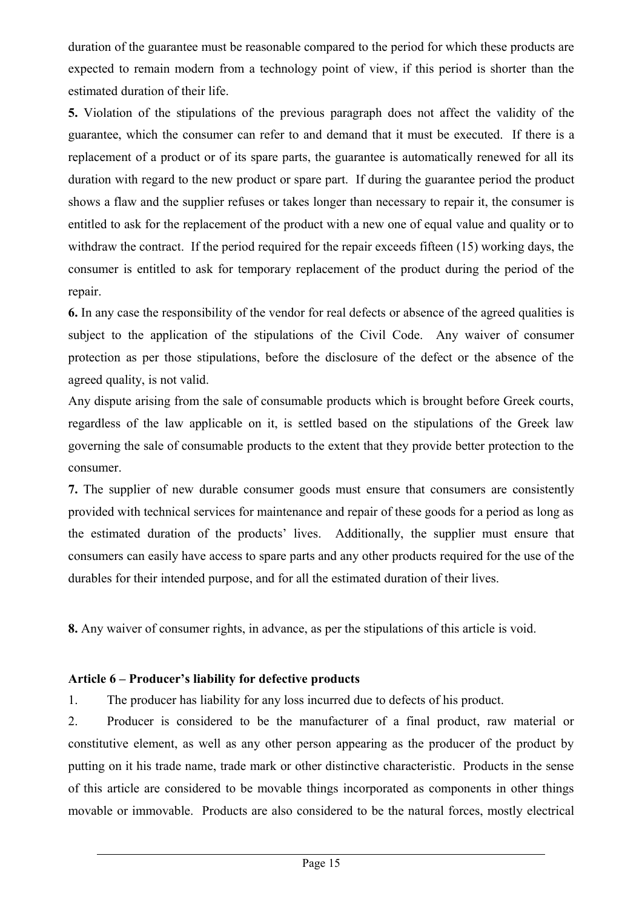duration of the guarantee must be reasonable compared to the period for which these products are expected to remain modern from a technology point of view, if this period is shorter than the estimated duration of their life.

**5.** Violation of the stipulations of the previous paragraph does not affect the validity of the guarantee, which the consumer can refer to and demand that it must be executed. If there is a replacement of a product or of its spare parts, the guarantee is automatically renewed for all its duration with regard to the new product or spare part. If during the guarantee period the product shows a flaw and the supplier refuses or takes longer than necessary to repair it, the consumer is entitled to ask for the replacement of the product with a new one of equal value and quality or to withdraw the contract. If the period required for the repair exceeds fifteen (15) working days, the consumer is entitled to ask for temporary replacement of the product during the period of the repair.

**6.** In any case the responsibility of the vendor for real defects or absence of the agreed qualities is subject to the application of the stipulations of the Civil Code. Any waiver of consumer protection as per those stipulations, before the disclosure of the defect or the absence of the agreed quality, is not valid.

Any dispute arising from the sale of consumable products which is brought before Greek courts, regardless of the law applicable on it, is settled based on the stipulations of the Greek law governing the sale of consumable products to the extent that they provide better protection to the consumer.

**7.** The supplier of new durable consumer goods must ensure that consumers are consistently provided with technical services for maintenance and repair of these goods for a period as long as the estimated duration of the products' lives. Additionally, the supplier must ensure that consumers can easily have access to spare parts and any other products required for the use of the durables for their intended purpose, and for all the estimated duration of their lives.

**8.** Any waiver of consumer rights, in advance, as per the stipulations of this article is void.

### Article 6 – Producer's liability for defective products

1. The producer has liability for any loss incurred due to defects of his product.

2. Producer is considered to be the manufacturer of a final product, raw material or constitutive element, as well as any other person appearing as the producer of the product by putting on it his trade name, trade mark or other distinctive characteristic. Products in the sense of this article are considered to be movable things incorporated as components in other things movable or immovable. Products are also considered to be the natural forces, mostly electrical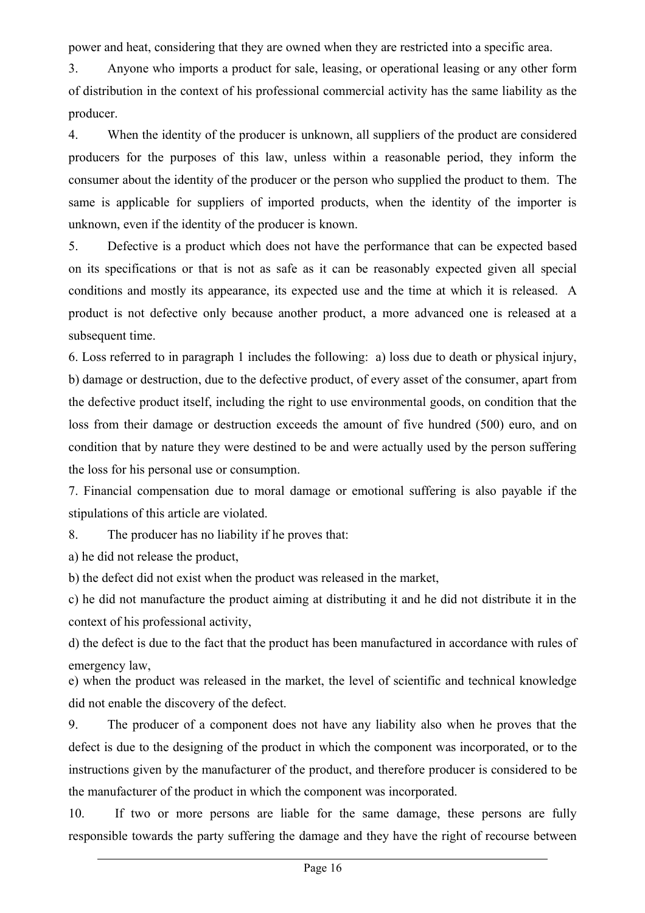power and heat, considering that they are owned when they are restricted into a specific area.

3. Anyone who imports a product for sale, leasing, or operational leasing or any other form of distribution in the context of his professional commercial activity has the same liability as the producer.

4. When the identity of the producer is unknown, all suppliers of the product are considered producers for the purposes of this law, unless within a reasonable period, they inform the consumer about the identity of the producer or the person who supplied the product to them. The same is applicable for suppliers of imported products, when the identity of the importer is unknown, even if the identity of the producer is known.

5. Defective is a product which does not have the performance that can be expected based on its specifications or that is not as safe as it can be reasonably expected given all special conditions and mostly its appearance, its expected use and the time at which it is released. A product is not defective only because another product, a more advanced one is released at a subsequent time.

6. Loss referred to in paragraph 1 includes the following: a) loss due to death or physical injury, b) damage or destruction, due to the defective product, of every asset of the consumer, apart from the defective product itself, including the right to use environmental goods, on condition that the loss from their damage or destruction exceeds the amount of five hundred (500) euro, and on condition that by nature they were destined to be and were actually used by the person suffering the loss for his personal use or consumption.

7. Financial compensation due to moral damage or emotional suffering is also payable if the stipulations of this article are violated.

8. The producer has no liability if he proves that:

a) he did not release the product,

b) the defect did not exist when the product was released in the market,

c) he did not manufacture the product aiming at distributing it and he did not distribute it in the context of his professional activity,

d) the defect is due to the fact that the product has been manufactured in accordance with rules of emergency law,

e) when the product was released in the market, the level of scientific and technical knowledge did not enable the discovery of the defect.

9. The producer of a component does not have any liability also when he proves that the defect is due to the designing of the product in which the component was incorporated, or to the instructions given by the manufacturer of the product, and therefore producer is considered to be the manufacturer of the product in which the component was incorporated.

10. If two or more persons are liable for the same damage, these persons are fully responsible towards the party suffering the damage and they have the right of recourse between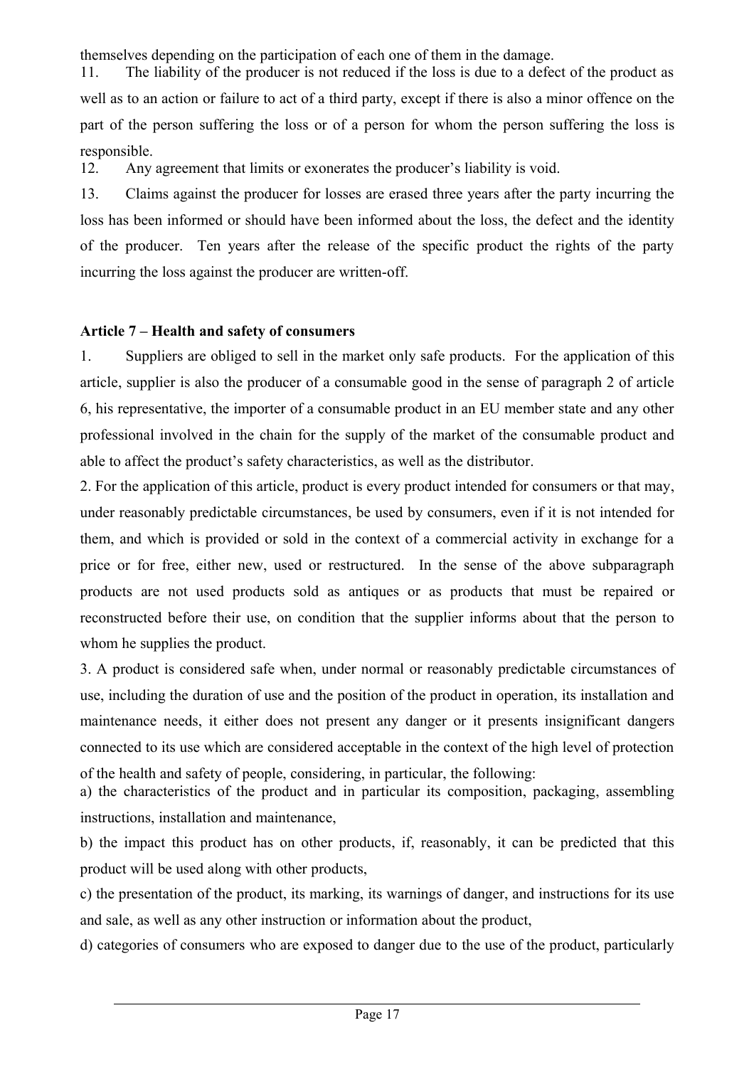themselves depending on the participation of each one of them in the damage.

11. The liability of the producer is not reduced if the loss is due to a defect of the product as well as to an action or failure to act of a third party, except if there is also a minor offence on the part of the person suffering the loss or of a person for whom the person suffering the loss is responsible.

12. Any agreement that limits or exonerates the producer's liability is void.

13. Claims against the producer for losses are erased three years after the party incurring the loss has been informed or should have been informed about the loss, the defect and the identity of the producer. Ten years after the release of the specific product the rights of the party incurring the loss against the producer are written-off.

**Article 7 – Health and safety of consumers**

1. Suppliers are obliged to sell in the market only safe products. For the application of this article, supplier is also the producer of a consumable good in the sense of paragraph 2 of article 6, his representative, the importer of a consumable product in an EU member state and any other professional involved in the chain for the supply of the market of the consumable product and able to affect the product's safety characteristics, as well as the distributor.

2. For the application of this article, product is every product intended for consumers or that may, under reasonably predictable circumstances, be used by consumers, even if it is not intended for them, and which is provided or sold in the context of a commercial activity in exchange for a price or for free, either new, used or restructured. In the sense of the above subparagraph products are not used products sold as antiques or as products that must be repaired or reconstructed before their use, on condition that the supplier informs about that the person to whom he supplies the product.

3. A product is considered safe when, under normal or reasonably predictable circumstances of use, including the duration of use and the position of the product in operation, its installation and maintenance needs, it either does not present any danger or it presents insignificant dangers connected to its use which are considered acceptable in the context of the high level of protection of the health and safety of people, considering, in particular, the following:

a) the characteristics of the product and in particular its composition, packaging, assembling instructions, installation and maintenance,

b) the impact this product has on other products, if, reasonably, it can be predicted that this product will be used along with other products,

c) the presentation of the product, its marking, its warnings of danger, and instructions for its use and sale, as well as any other instruction or information about the product,

d) categories of consumers who are exposed to danger due to the use of the product, particularly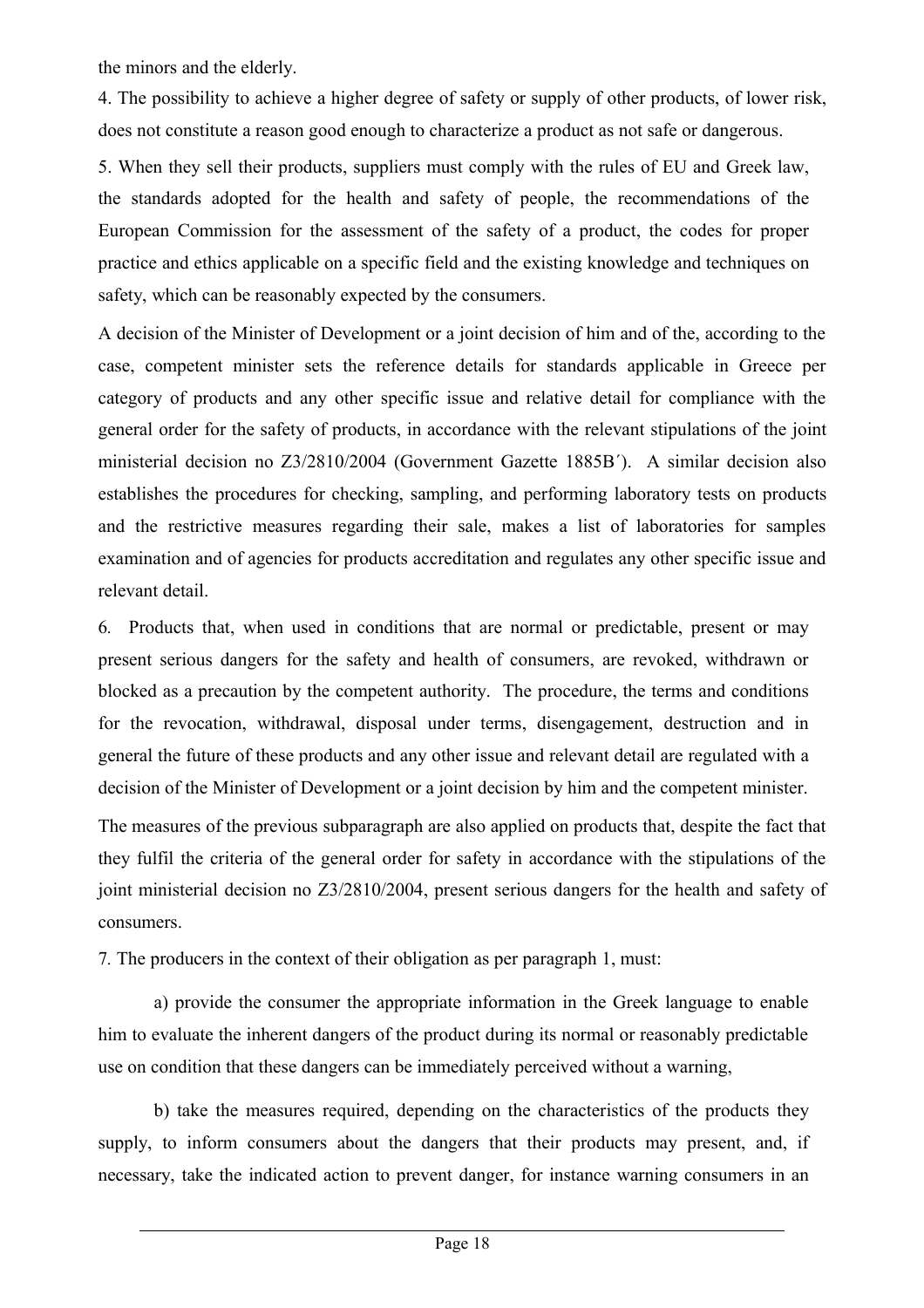the minors and the elderly.

4. The possibility to achieve a higher degree of safety or supply of other products, of lower risk, does not constitute a reason good enough to characterize a product as not safe or dangerous.

5. When they sell their products, suppliers must comply with the rules of EU and Greek law, the standards adopted for the health and safety of people, the recommendations of the European Commission for the assessment of the safety of a product, the codes for proper practice and ethics applicable on a specific field and the existing knowledge and techniques on safety, which can be reasonably expected by the consumers.

A decision of the Minister of Development or a joint decision of him and of the, according to the case, competent minister sets the reference details for standards applicable in Greece per category of products and any other specific issue and relative detail for compliance with the general order for the safety of products, in accordance with the relevant stipulations of the joint ministerial decision no Z3/2810/2004 (Government Gazette 1885B΄). A similar decision also establishes the procedures for checking, sampling, and performing laboratory tests on products and the restrictive measures regarding their sale, makes a list of laboratories for samples examination and of agencies for products accreditation and regulates any other specific issue and relevant detail.

6. Products that, when used in conditions that are normal or predictable, present or may present serious dangers for the safety and health of consumers, are revoked, withdrawn or blocked as a precaution by the competent authority. The procedure, the terms and conditions for the revocation, withdrawal, disposal under terms, disengagement, destruction and in general the future of these products and any other issue and relevant detail are regulated with a decision of the Minister of Development or a joint decision by him and the competent minister.

The measures of the previous subparagraph are also applied on products that, despite the fact that they fulfil the criteria of the general order for safety in accordance with the stipulations of the joint ministerial decision no Z3/2810/2004, present serious dangers for the health and safety of consumers.

7. The producers in the context of their obligation as per paragraph 1, must:

a) provide the consumer the appropriate information in the Greek language to enable him to evaluate the inherent dangers of the product during its normal or reasonably predictable use on condition that these dangers can be immediately perceived without a warning,

b) take the measures required, depending on the characteristics of the products they supply, to inform consumers about the dangers that their products may present, and, if necessary, take the indicated action to prevent danger, for instance warning consumers in an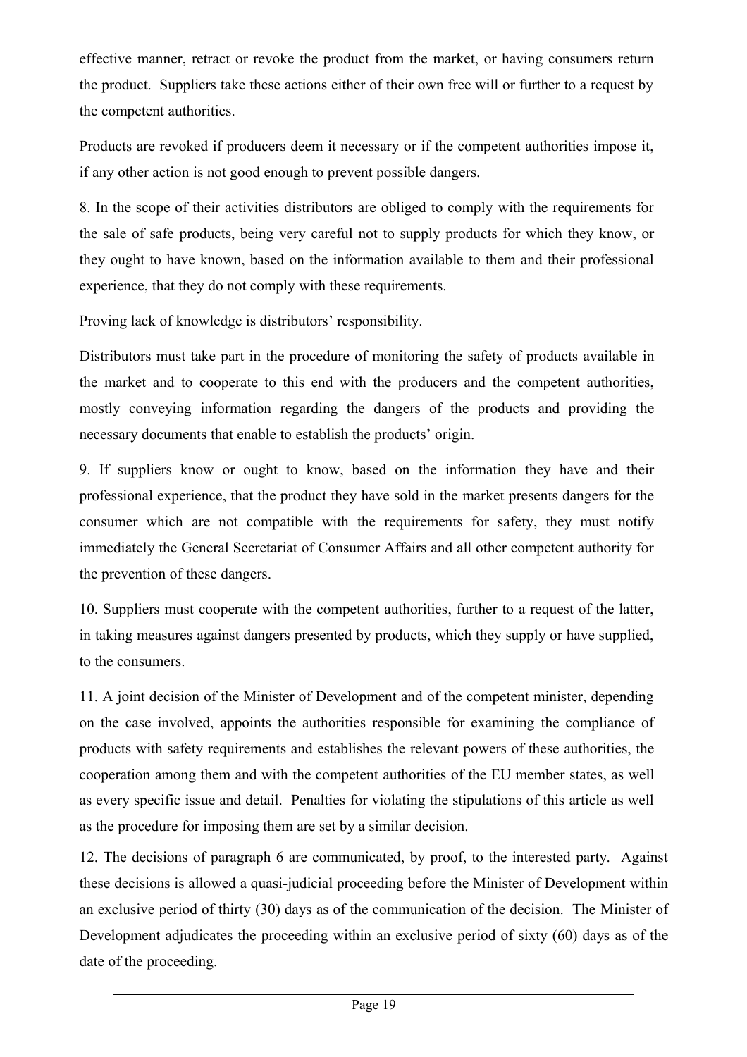effective manner, retract or revoke the product from the market, or having consumers return the product. Suppliers take these actions either of their own free will or further to a request by the competent authorities.

Products are revoked if producers deem it necessary or if the competent authorities impose it, if any other action is not good enough to prevent possible dangers.

8. In the scope of their activities distributors are obliged to comply with the requirements for the sale of safe products, being very careful not to supply products for which they know, or they ought to have known, based on the information available to them and their professional experience, that they do not comply with these requirements.

Proving lack of knowledge is distributors' responsibility.

Distributors must take part in the procedure of monitoring the safety of products available in the market and to cooperate to this end with the producers and the competent authorities, mostly conveying information regarding the dangers of the products and providing the necessary documents that enable to establish the products' origin.

9. If suppliers know or ought to know, based on the information they have and their professional experience, that the product they have sold in the market presents dangers for the consumer which are not compatible with the requirements for safety, they must notify immediately the General Secretariat of Consumer Affairs and all other competent authority for the prevention of these dangers.

10. Suppliers must cooperate with the competent authorities, further to a request of the latter, in taking measures against dangers presented by products, which they supply or have supplied, to the consumers.

11. A joint decision of the Minister of Development and of the competent minister, depending on the case involved, appoints the authorities responsible for examining the compliance of products with safety requirements and establishes the relevant powers of these authorities, the cooperation among them and with the competent authorities of the EU member states, as well as every specific issue and detail. Penalties for violating the stipulations of this article as well as the procedure for imposing them are set by a similar decision.

12. The decisions of paragraph 6 are communicated, by proof, to the interested party. Against these decisions is allowed a quasi-judicial proceeding before the Minister of Development within an exclusive period of thirty (30) days as of the communication of the decision. The Minister of Development adjudicates the proceeding within an exclusive period of sixty (60) days as of the date of the proceeding.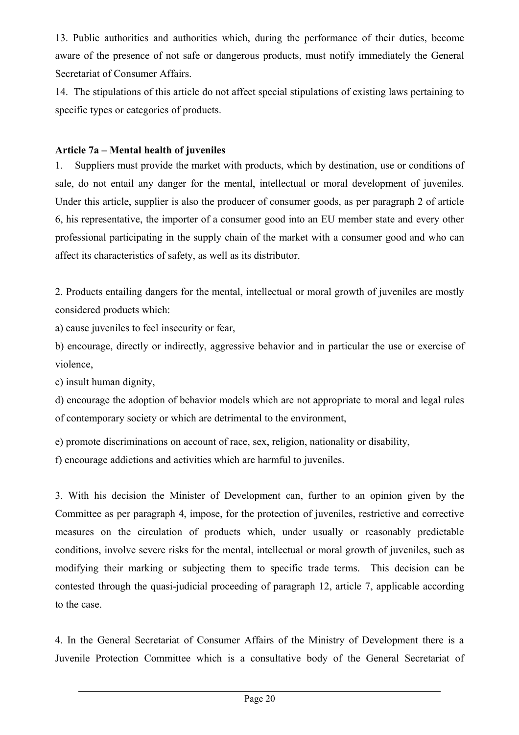13. Public authorities and authorities which, during the performance of their duties, become aware of the presence of not safe or dangerous products, must notify immediately the General Secretariat of Consumer Affairs.

14. The stipulations of this article do not affect special stipulations of existing laws pertaining to specific types or categories of products.

**Article 7a – Mental health of juveniles**

1. Suppliers must provide the market with products, which by destination, use or conditions of sale, do not entail any danger for the mental, intellectual or moral development of juveniles. Under this article, supplier is also the producer of consumer goods, as per paragraph 2 of article 6, his representative, the importer of a consumer good into an EU member state and every other professional participating in the supply chain of the market with a consumer good and who can affect its characteristics of safety, as well as its distributor.

2. Products entailing dangers for the mental, intellectual or moral growth of juveniles are mostly considered products which:

a) cause juveniles to feel insecurity or fear,

b) encourage, directly or indirectly, aggressive behavior and in particular the use or exercise of violence,

c) insult human dignity,

d) encourage the adoption of behavior models which are not appropriate to moral and legal rules of contemporary society or which are detrimental to the environment,

e) promote discriminations on account of race, sex, religion, nationality or disability,

f) encourage addictions and activities which are harmful to juveniles.

3. With his decision the Minister of Development can, further to an opinion given by the Committee as per paragraph 4, impose, for the protection of juveniles, restrictive and corrective measures on the circulation of products which, under usually or reasonably predictable conditions, involve severe risks for the mental, intellectual or moral growth of juveniles, such as modifying their marking or subjecting them to specific trade terms. This decision can be contested through the quasi-judicial proceeding of paragraph 12, article 7, applicable according to the case.

4. In the General Secretariat of Consumer Affairs of the Ministry of Development there is a Juvenile Protection Committee which is a consultative body of the General Secretariat of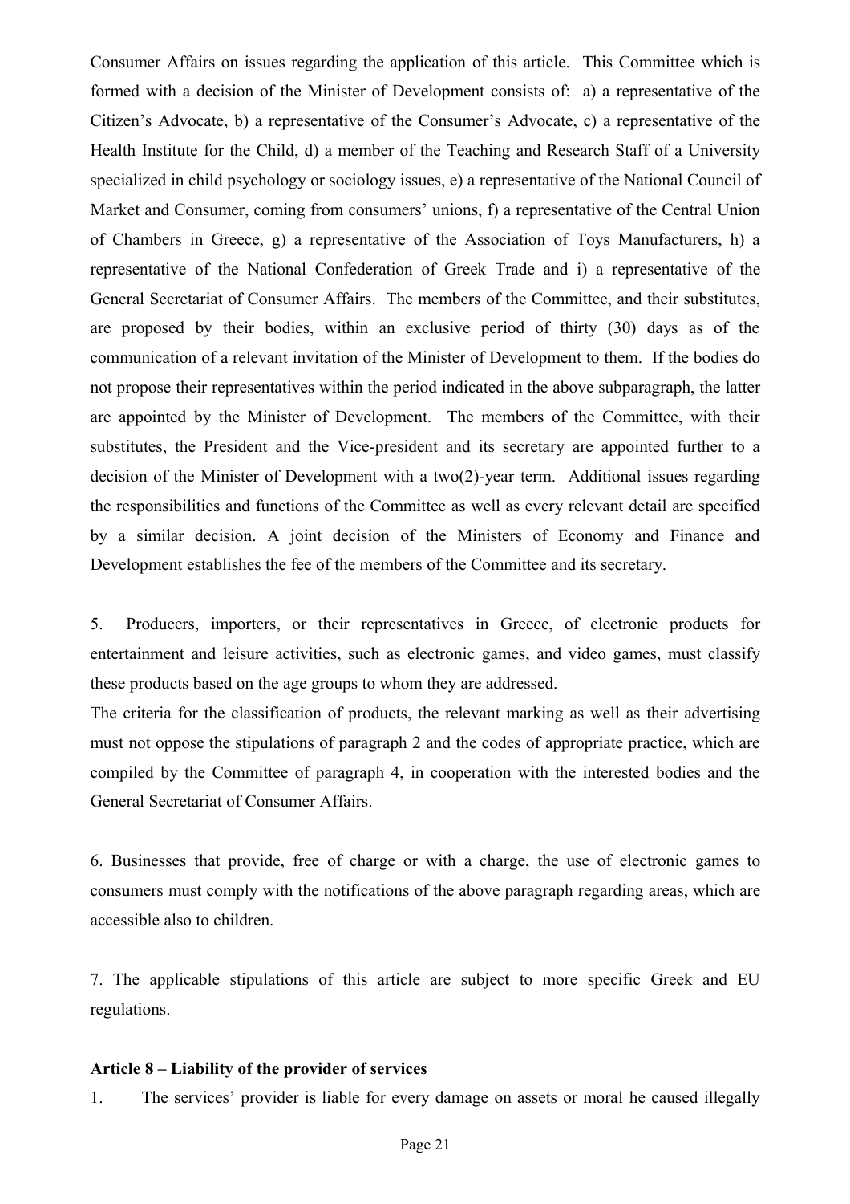Consumer Affairs on issues regarding the application of this article. This Committee which is formed with a decision of the Minister of Development consists of: a) a representative of the Citizen's Advocate, b) a representative of the Consumer's Advocate, c) a representative of the Health Institute for the Child, d) a member of the Teaching and Research Staff of a University specialized in child psychology or sociology issues, e) a representative of the National Council of Market and Consumer, coming from consumers' unions, f) a representative of the Central Union of Chambers in Greece, g) a representative of the Association of Toys Manufacturers, h) a representative of the National Confederation of Greek Trade and i) a representative of the General Secretariat of Consumer Affairs. The members of the Committee, and their substitutes, are proposed by their bodies, within an exclusive period of thirty (30) days as of the communication of a relevant invitation of the Minister of Development to them. If the bodies do not propose their representatives within the period indicated in the above subparagraph, the latter are appointed by the Minister of Development. The members of the Committee, with their substitutes, the President and the Vice-president and its secretary are appointed further to a decision of the Minister of Development with a two(2)-year term. Additional issues regarding the responsibilities and functions of the Committee as well as every relevant detail are specified by a similar decision. A joint decision of the Ministers of Economy and Finance and Development establishes the fee of the members of the Committee and its secretary.

5. Producers, importers, or their representatives in Greece, of electronic products for entertainment and leisure activities, such as electronic games, and video games, must classify these products based on the age groups to whom they are addressed.
The criteria for the classification of products, the relevant marking as well as their advertising must not oppose the stipulations of paragraph 2 and the codes of appropriate practice, which are compiled by the Committee of paragraph 4, in cooperation with the interested bodies and the General Secretariat of Consumer Affairs.

6. Businesses that provide, free of charge or with a charge, the use of electronic games to consumers must comply with the notifications of the above paragraph regarding areas, which are accessible also to children.

7. The applicable stipulations of this article are subject to more specific Greek and EU regulations.

**Article 8 – Liability of the provider of services**

1. The services' provider is liable for every damage on assets or moral he caused illegally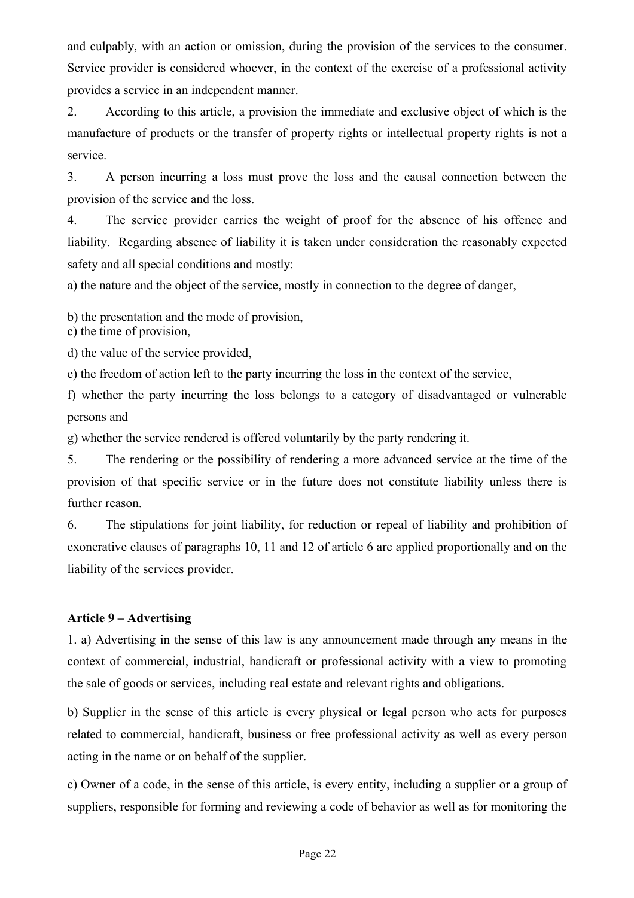and culpably, with an action or omission, during the provision of the services to the consumer. Service provider is considered whoever, in the context of the exercise of a professional activity provides a service in an independent manner.

2. According to this article, a provision the immediate and exclusive object of which is the manufacture of products or the transfer of property rights or intellectual property rights is not a service.

3. A person incurring a loss must prove the loss and the causal connection between the provision of the service and the loss.

4. The service provider carries the weight of proof for the absence of his offence and liability. Regarding absence of liability it is taken under consideration the reasonably expected safety and all special conditions and mostly:

a) the nature and the object of the service, mostly in connection to the degree of danger,

b) the presentation and the mode of provision,
c) the time of provision,

d) the value of the service provided,

e) the freedom of action left to the party incurring the loss in the context of the service,

f) whether the party incurring the loss belongs to a category of disadvantaged or vulnerable persons and

g) whether the service rendered is offered voluntarily by the party rendering it.

5. The rendering or the possibility of rendering a more advanced service at the time of the provision of that specific service or in the future does not constitute liability unless there is further reason.

6. The stipulations for joint liability, for reduction or repeal of liability and prohibition of exonerative clauses of paragraphs 10, 11 and 12 of article 6 are applied proportionally and on the liability of the services provider.

**Article 9 – Advertising**

1. a) Advertising in the sense of this law is any announcement made through any means in the context of commercial, industrial, handicraft or professional activity with a view to promoting the sale of goods or services, including real estate and relevant rights and obligations.

b) Supplier in the sense of this article is every physical or legal person who acts for purposes related to commercial, handicraft, business or free professional activity as well as every person acting in the name or on behalf of the supplier.

c) Owner of a code, in the sense of this article, is every entity, including a supplier or a group of suppliers, responsible for forming and reviewing a code of behavior as well as for monitoring the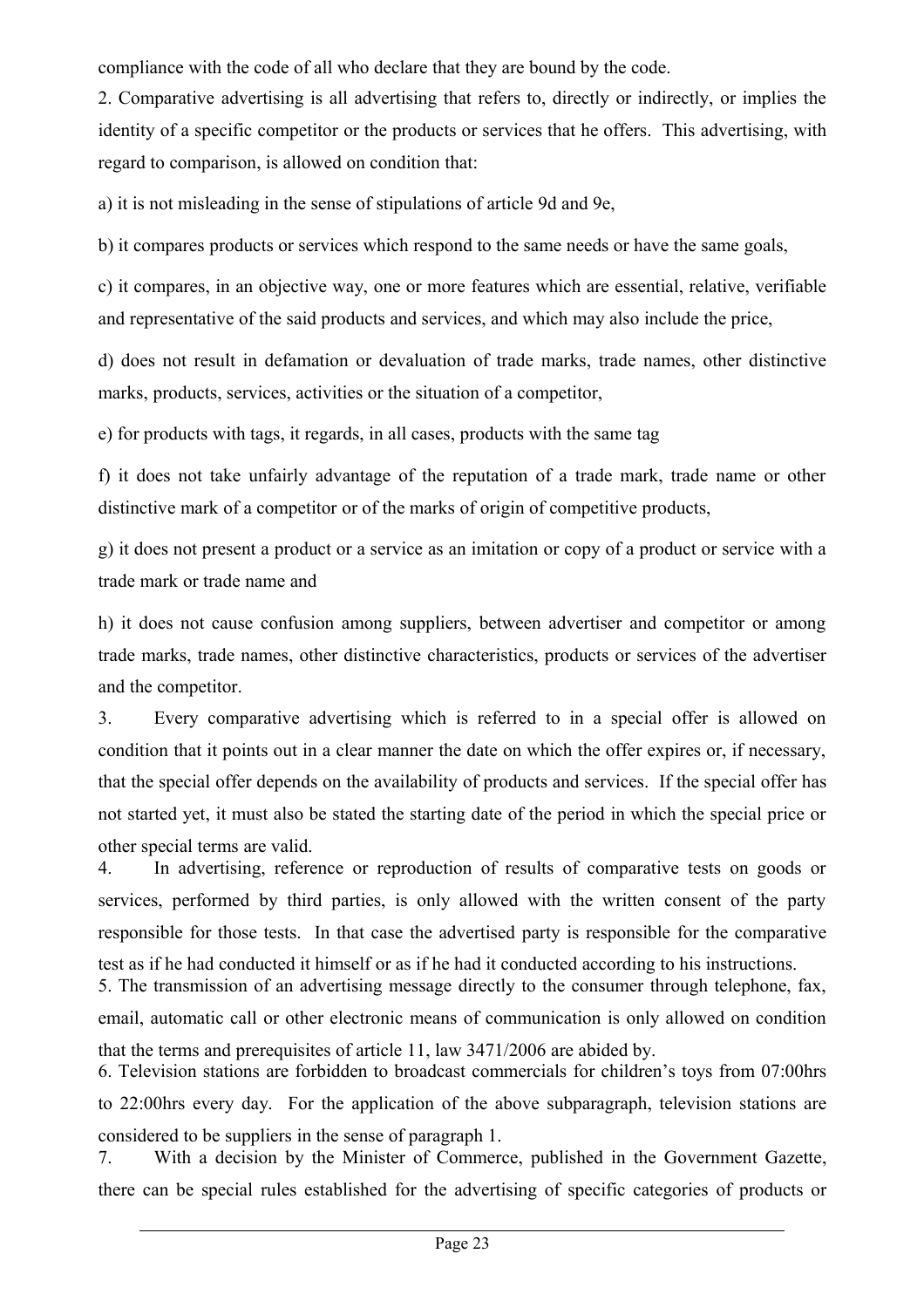compliance with the code of all who declare that they are bound by the code.

2. Comparative advertising is all advertising that refers to, directly or indirectly, or implies the identity of a specific competitor or the products or services that he offers. This advertising, with regard to comparison, is allowed on condition that:

a) it is not misleading in the sense of stipulations of article 9d and 9e,

b) it compares products or services which respond to the same needs or have the same goals,

c) it compares, in an objective way, one or more features which are essential, relative, verifiable and representative of the said products and services, and which may also include the price,

d) does not result in defamation or devaluation of trade marks, trade names, other distinctive marks, products, services, activities or the situation of a competitor,

e) for products with tags, it regards, in all cases, products with the same tag

f) it does not take unfairly advantage of the reputation of a trade mark, trade name or other distinctive mark of a competitor or of the marks of origin of competitive products,

g) it does not present a product or a service as an imitation or copy of a product or service with a trade mark or trade name and

h) it does not cause confusion among suppliers, between advertiser and competitor or among trade marks, trade names, other distinctive characteristics, products or services of the advertiser and the competitor.

3. Every comparative advertising which is referred to in a special offer is allowed on condition that it points out in a clear manner the date on which the offer expires or, if necessary, that the special offer depends on the availability of products and services. If the special offer has not started yet, it must also be stated the starting date of the period in which the special price or other special terms are valid.

4. In advertising, reference or reproduction of results of comparative tests on goods or services, performed by third parties, is only allowed with the written consent of the party responsible for those tests. In that case the advertised party is responsible for the comparative test as if he had conducted it himself or as if he had it conducted according to his instructions.

5. The transmission of an advertising message directly to the consumer through telephone, fax, email, automatic call or other electronic means of communication is only allowed on condition that the terms and prerequisites of article 11, law 3471/2006 are abided by.

6. Television stations are forbidden to broadcast commercials for children's toys from 07:00hrs to 22:00hrs every day. For the application of the above subparagraph, television stations are considered to be suppliers in the sense of paragraph 1.

7. With a decision by the Minister of Commerce, published in the Government Gazette, there can be special rules established for the advertising of specific categories of products or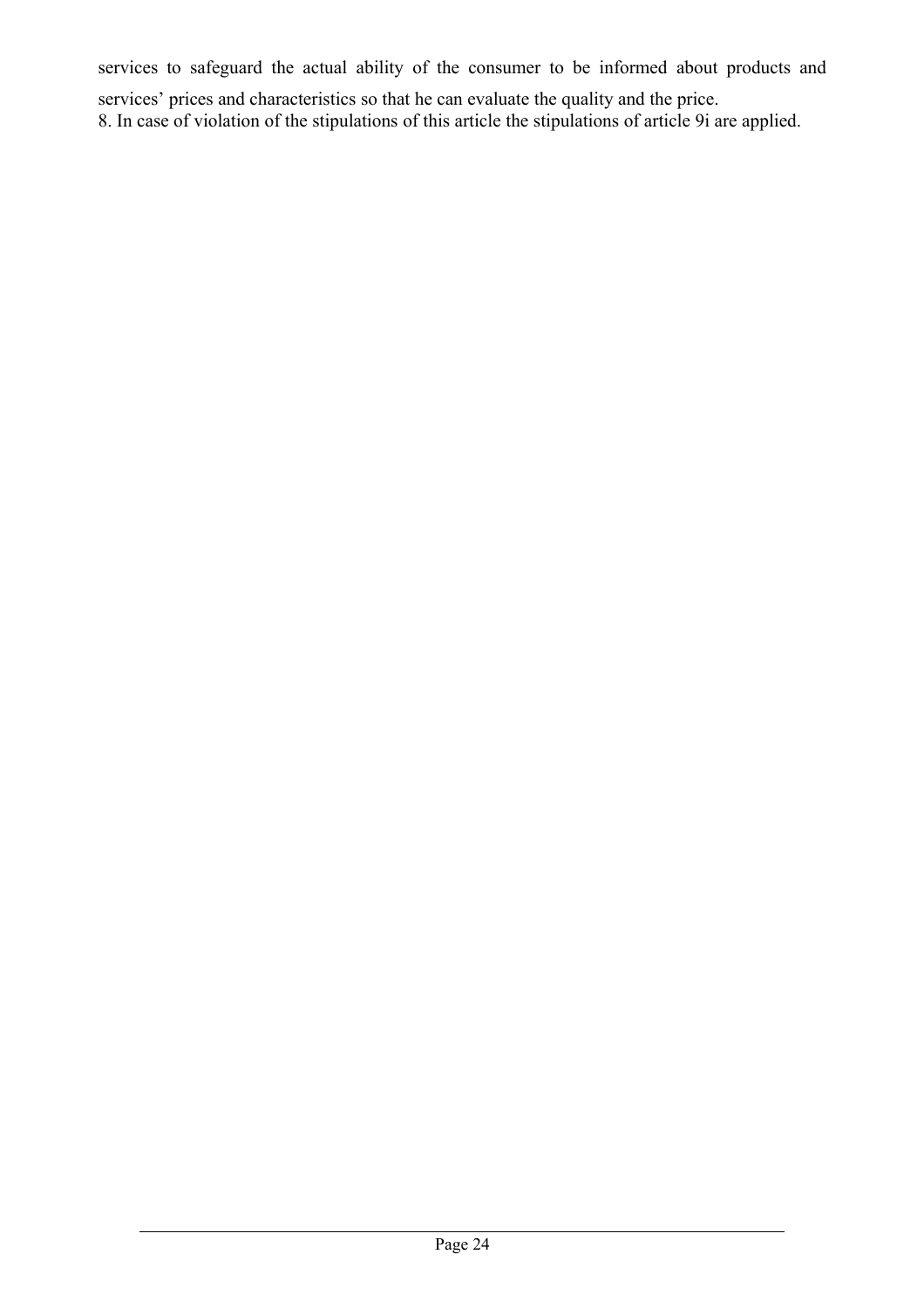services to safeguard the actual ability of the consumer to be informed about products and services' prices and characteristics so that he can evaluate the quality and the price.

8. In case of violation of the stipulations of this article the stipulations of article 9i are applied.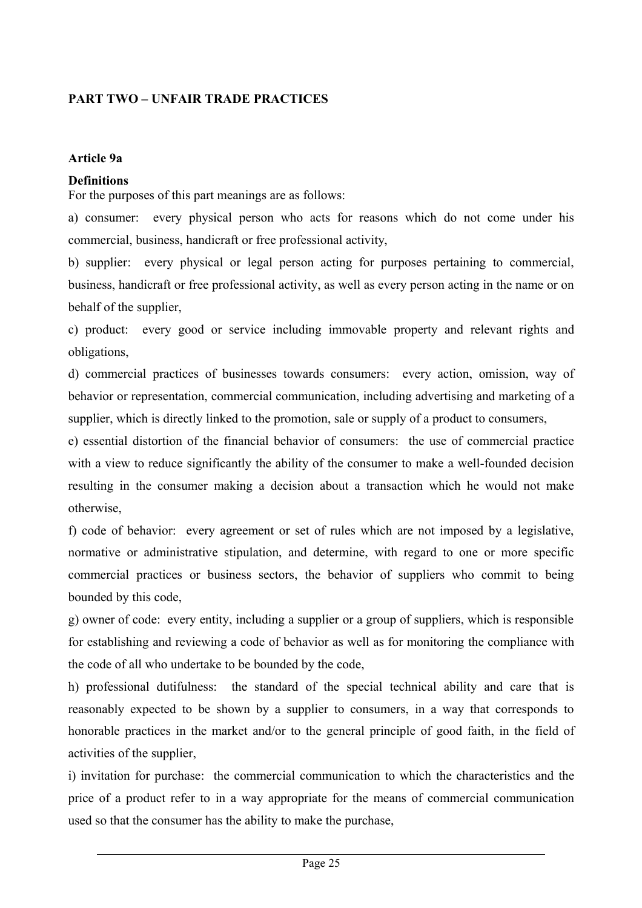## PART TWO – UNFAIR TRADE PRACTICES

### Article 9a

**Definitions**

For the purposes of this part meanings are as follows:

a) consumer: every physical person who acts for reasons which do not come under his commercial, business, handicraft or free professional activity,

b) supplier: every physical or legal person acting for purposes pertaining to commercial, business, handicraft or free professional activity, as well as every person acting in the name or on behalf of the supplier,

c) product: every good or service including immovable property and relevant rights and obligations,

d) commercial practices of businesses towards consumers: every action, omission, way of behavior or representation, commercial communication, including advertising and marketing of a supplier, which is directly linked to the promotion, sale or supply of a product to consumers,

e) essential distortion of the financial behavior of consumers: the use of commercial practice with a view to reduce significantly the ability of the consumer to make a well-founded decision resulting in the consumer making a decision about a transaction which he would not make otherwise,

f) code of behavior: every agreement or set of rules which are not imposed by a legislative, normative or administrative stipulation, and determine, with regard to one or more specific commercial practices or business sectors, the behavior of suppliers who commit to being bounded by this code,

g) owner of code: every entity, including a supplier or a group of suppliers, which is responsible for establishing and reviewing a code of behavior as well as for monitoring the compliance with the code of all who undertake to be bounded by the code,

h) professional dutifulness: the standard of the special technical ability and care that is reasonably expected to be shown by a supplier to consumers, in a way that corresponds to honorable practices in the market and/or to the general principle of good faith, in the field of activities of the supplier,

i) invitation for purchase: the commercial communication to which the characteristics and the price of a product refer to in a way appropriate for the means of commercial communication used so that the consumer has the ability to make the purchase,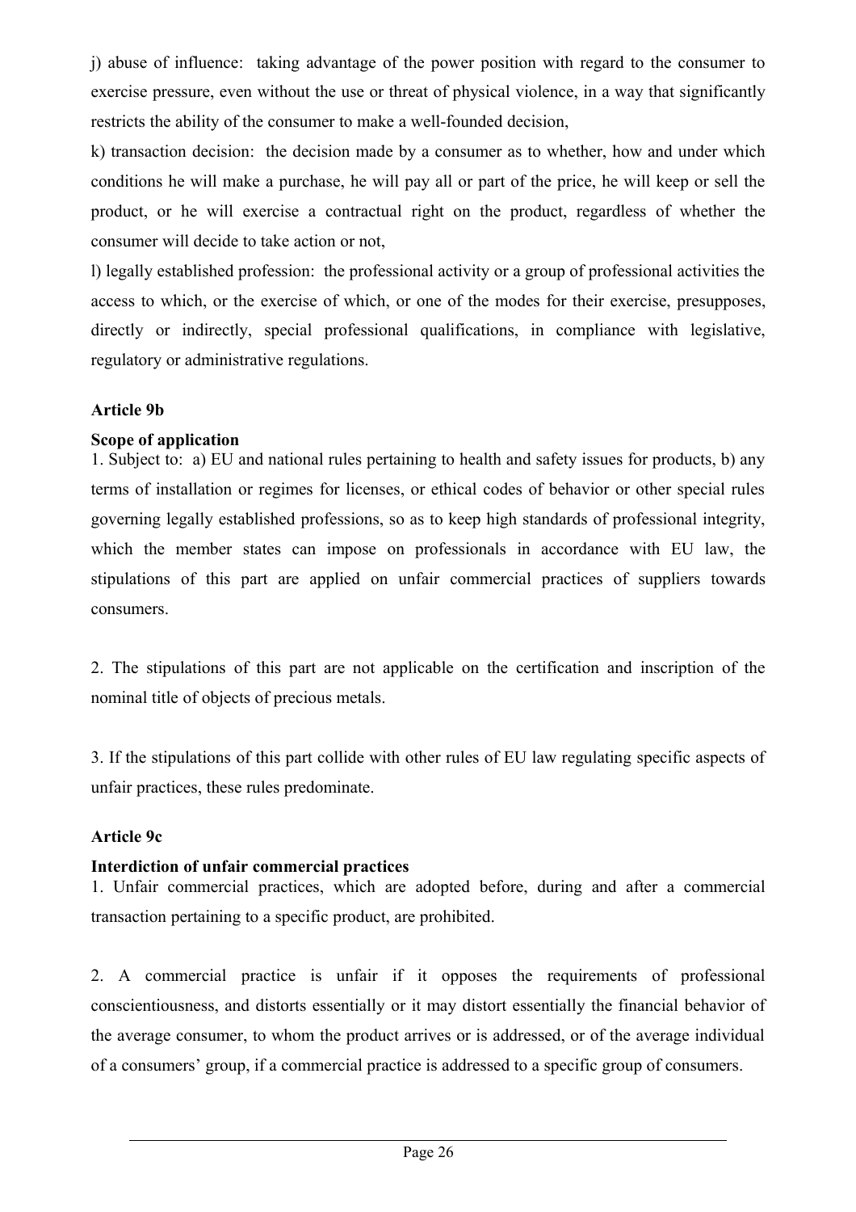j) abuse of influence: taking advantage of the power position with regard to the consumer to exercise pressure, even without the use or threat of physical violence, in a way that significantly restricts the ability of the consumer to make a well-founded decision,

k) transaction decision: the decision made by a consumer as to whether, how and under which conditions he will make a purchase, he will pay all or part of the price, he will keep or sell the product, or he will exercise a contractual right on the product, regardless of whether the consumer will decide to take action or not,

l) legally established profession: the professional activity or a group of professional activities the access to which, or the exercise of which, or one of the modes for their exercise, presupposes, directly or indirectly, special professional qualifications, in compliance with legislative, regulatory or administrative regulations.

**Article 9b**

**Scope of application**

1. Subject to: a) EU and national rules pertaining to health and safety issues for products, b) any terms of installation or regimes for licenses, or ethical codes of behavior or other special rules governing legally established professions, so as to keep high standards of professional integrity, which the member states can impose on professionals in accordance with EU law, the stipulations of this part are applied on unfair commercial practices of suppliers towards consumers.

2. The stipulations of this part are not applicable on the certification and inscription of the nominal title of objects of precious metals.

3. If the stipulations of this part collide with other rules of EU law regulating specific aspects of unfair practices, these rules predominate.

**Article 9c**

**Interdiction of unfair commercial practices**

1. Unfair commercial practices, which are adopted before, during and after a commercial transaction pertaining to a specific product, are prohibited.

2. A commercial practice is unfair if it opposes the requirements of professional conscientiousness, and distorts essentially or it may distort essentially the financial behavior of the average consumer, to whom the product arrives or is addressed, or of the average individual of a consumers' group, if a commercial practice is addressed to a specific group of consumers.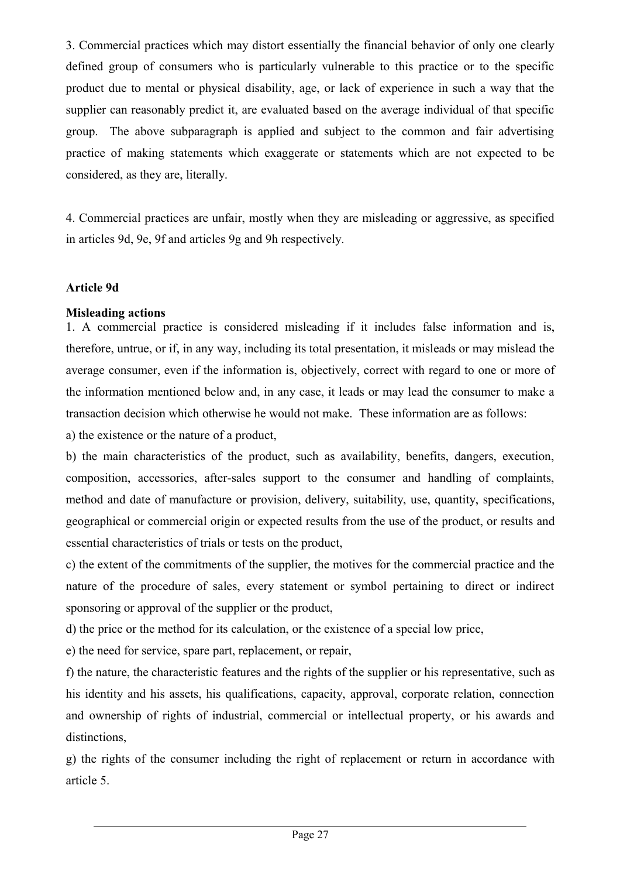3. Commercial practices which may distort essentially the financial behavior of only one clearly defined group of consumers who is particularly vulnerable to this practice or to the specific product due to mental or physical disability, age, or lack of experience in such a way that the supplier can reasonably predict it, are evaluated based on the average individual of that specific group. The above subparagraph is applied and subject to the common and fair advertising practice of making statements which exaggerate or statements which are not expected to be considered, as they are, literally.

4. Commercial practices are unfair, mostly when they are misleading or aggressive, as specified in articles 9d, 9e, 9f and articles 9g and 9h respectively.

**Article 9d**

**Misleading actions**

1. A commercial practice is considered misleading if it includes false information and is, therefore, untrue, or if, in any way, including its total presentation, it misleads or may mislead the average consumer, even if the information is, objectively, correct with regard to one or more of the information mentioned below and, in any case, it leads or may lead the consumer to make a transaction decision which otherwise he would not make. These information are as follows:

a) the existence or the nature of a product,

b) the main characteristics of the product, such as availability, benefits, dangers, execution, composition, accessories, after-sales support to the consumer and handling of complaints, method and date of manufacture or provision, delivery, suitability, use, quantity, specifications, geographical or commercial origin or expected results from the use of the product, or results and essential characteristics of trials or tests on the product,

c) the extent of the commitments of the supplier, the motives for the commercial practice and the nature of the procedure of sales, every statement or symbol pertaining to direct or indirect sponsoring or approval of the supplier or the product,

d) the price or the method for its calculation, or the existence of a special low price,

e) the need for service, spare part, replacement, or repair,

f) the nature, the characteristic features and the rights of the supplier or his representative, such as his identity and his assets, his qualifications, capacity, approval, corporate relation, connection and ownership of rights of industrial, commercial or intellectual property, or his awards and distinctions,

g) the rights of the consumer including the right of replacement or return in accordance with article 5.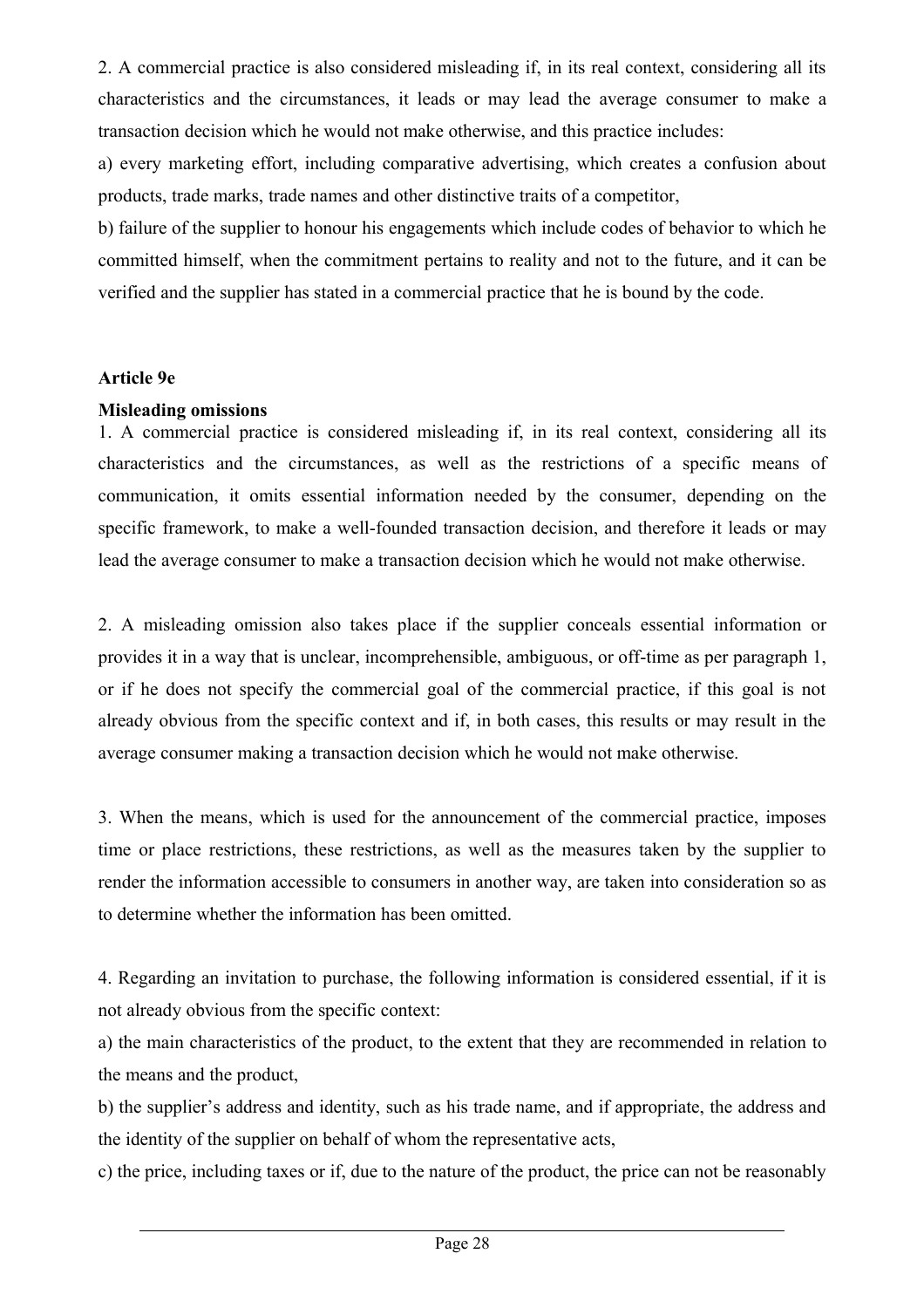2. A commercial practice is also considered misleading if, in its real context, considering all its characteristics and the circumstances, it leads or may lead the average consumer to make a transaction decision which he would not make otherwise, and this practice includes:

a) every marketing effort, including comparative advertising, which creates a confusion about products, trade marks, trade names and other distinctive traits of a competitor,

b) failure of the supplier to honour his engagements which include codes of behavior to which he committed himself, when the commitment pertains to reality and not to the future, and it can be verified and the supplier has stated in a commercial practice that he is bound by the code.

**Article 9e**

**Misleading omissions**

1. A commercial practice is considered misleading if, in its real context, considering all its characteristics and the circumstances, as well as the restrictions of a specific means of communication, it omits essential information needed by the consumer, depending on the specific framework, to make a well-founded transaction decision, and therefore it leads or may lead the average consumer to make a transaction decision which he would not make otherwise.

2. A misleading omission also takes place if the supplier conceals essential information or provides it in a way that is unclear, incomprehensible, ambiguous, or off-time as per paragraph 1, or if he does not specify the commercial goal of the commercial practice, if this goal is not already obvious from the specific context and if, in both cases, this results or may result in the average consumer making a transaction decision which he would not make otherwise.

3. When the means, which is used for the announcement of the commercial practice, imposes time or place restrictions, these restrictions, as well as the measures taken by the supplier to render the information accessible to consumers in another way, are taken into consideration so as to determine whether the information has been omitted.

4. Regarding an invitation to purchase, the following information is considered essential, if it is not already obvious from the specific context:

a) the main characteristics of the product, to the extent that they are recommended in relation to the means and the product,

b) the supplier's address and identity, such as his trade name, and if appropriate, the address and the identity of the supplier on behalf of whom the representative acts,

c) the price, including taxes or if, due to the nature of the product, the price can not be reasonably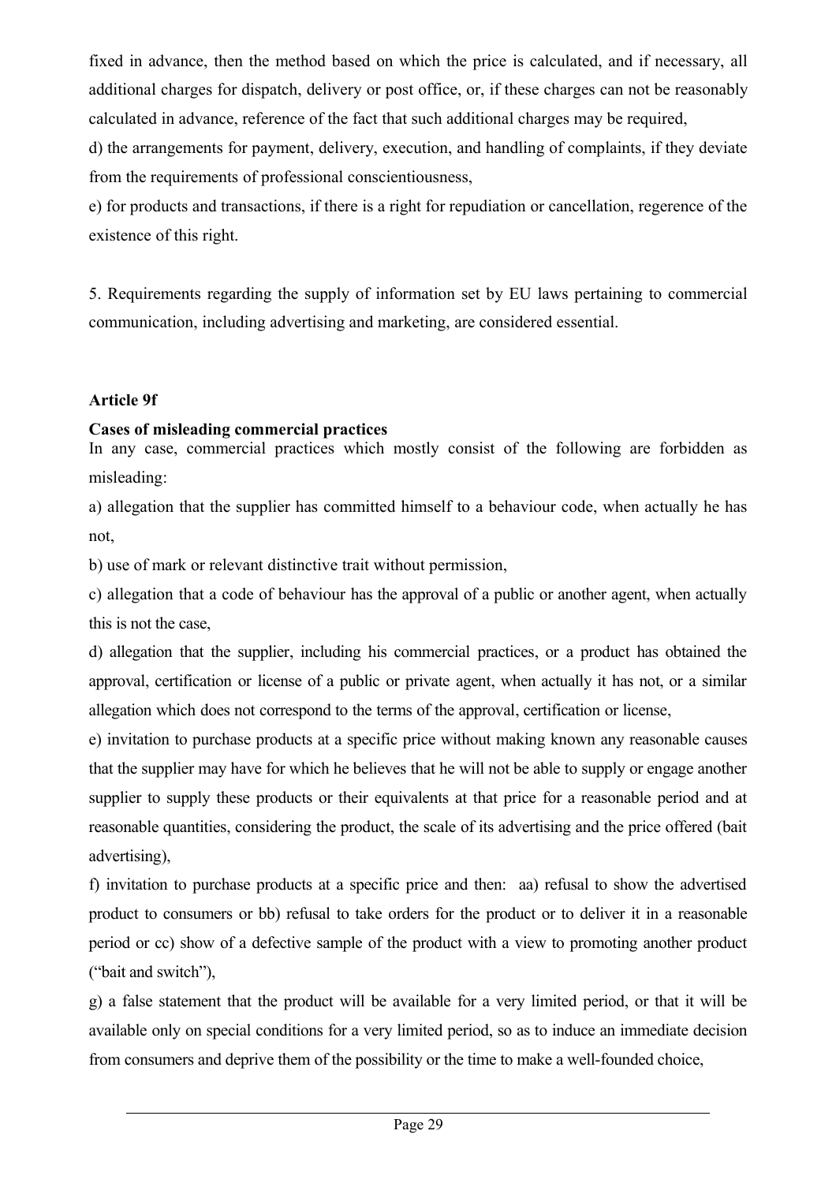fixed in advance, then the method based on which the price is calculated, and if necessary, all additional charges for dispatch, delivery or post office, or, if these charges can not be reasonably calculated in advance, reference of the fact that such additional charges may be required,

d) the arrangements for payment, delivery, execution, and handling of complaints, if they deviate from the requirements of professional conscientiousness,

e) for products and transactions, if there is a right for repudiation or cancellation, regerence of the existence of this right.

5. Requirements regarding the supply of information set by EU laws pertaining to commercial communication, including advertising and marketing, are considered essential.

**Article 9f**

**Cases of misleading commercial practices**

In any case, commercial practices which mostly consist of the following are forbidden as misleading:

a) allegation that the supplier has committed himself to a behaviour code, when actually he has not,

b) use of mark or relevant distinctive trait without permission,

c) allegation that a code of behaviour has the approval of a public or another agent, when actually this is not the case,

d) allegation that the supplier, including his commercial practices, or a product has obtained the approval, certification or license of a public or private agent, when actually it has not, or a similar allegation which does not correspond to the terms of the approval, certification or license,

e) invitation to purchase products at a specific price without making known any reasonable causes that the supplier may have for which he believes that he will not be able to supply or engage another supplier to supply these products or their equivalents at that price for a reasonable period and at reasonable quantities, considering the product, the scale of its advertising and the price offered (bait advertising),

f) invitation to purchase products at a specific price and then: aa) refusal to show the advertised product to consumers or bb) refusal to take orders for the product or to deliver it in a reasonable period or cc) show of a defective sample of the product with a view to promoting another product ("bait and switch"),

g) a false statement that the product will be available for a very limited period, or that it will be available only on special conditions for a very limited period, so as to induce an immediate decision from consumers and deprive them of the possibility or the time to make a well-founded choice,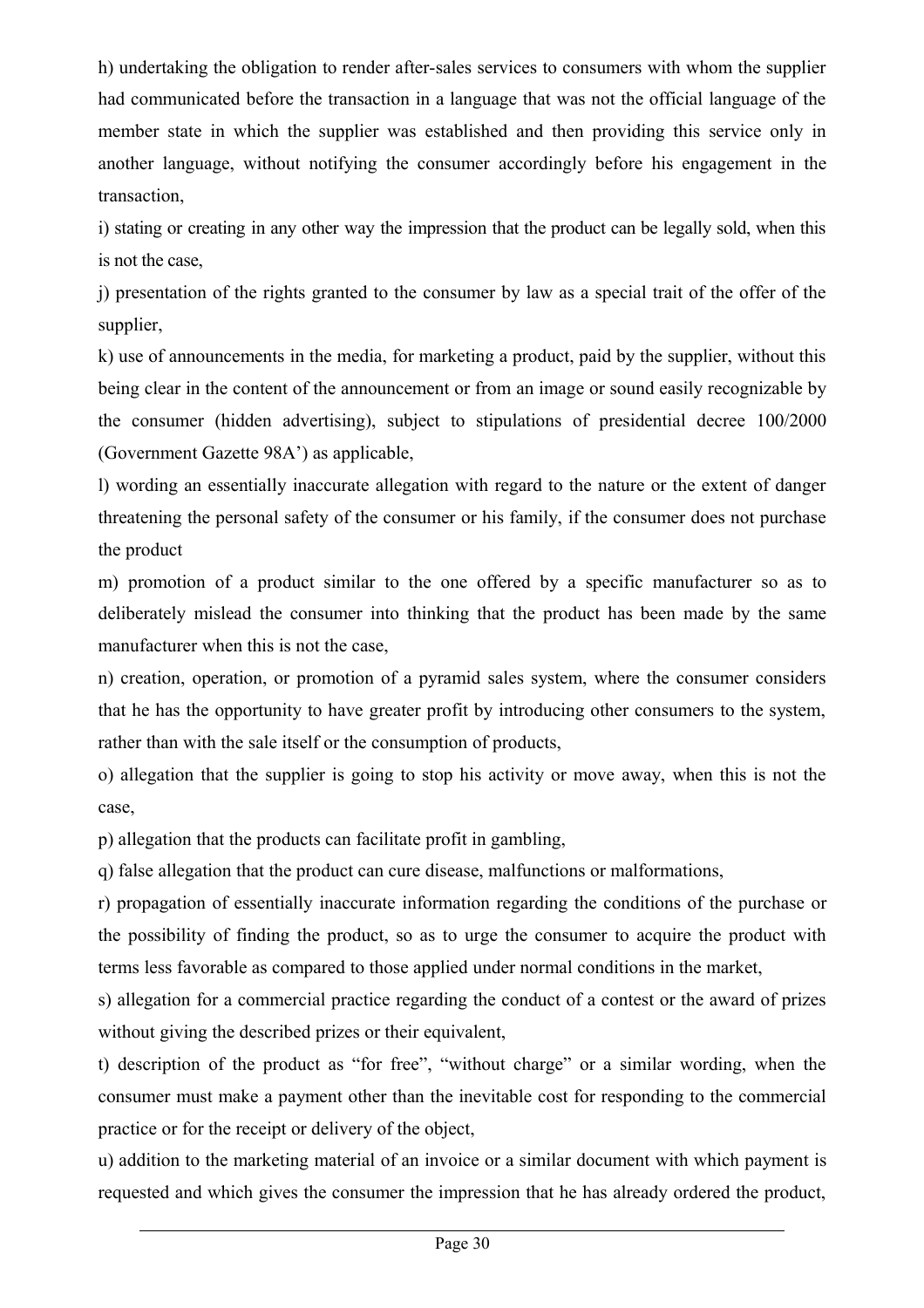h) undertaking the obligation to render after-sales services to consumers with whom the supplier had communicated before the transaction in a language that was not the official language of the member state in which the supplier was established and then providing this service only in another language, without notifying the consumer accordingly before his engagement in the transaction,

i) stating or creating in any other way the impression that the product can be legally sold, when this is not the case,

j) presentation of the rights granted to the consumer by law as a special trait of the offer of the supplier,

k) use of announcements in the media, for marketing a product, paid by the supplier, without this being clear in the content of the announcement or from an image or sound easily recognizable by the consumer (hidden advertising), subject to stipulations of presidential decree 100/2000 (Government Gazette 98A') as applicable,

l) wording an essentially inaccurate allegation with regard to the nature or the extent of danger threatening the personal safety of the consumer or his family, if the consumer does not purchase the product

m) promotion of a product similar to the one offered by a specific manufacturer so as to deliberately mislead the consumer into thinking that the product has been made by the same manufacturer when this is not the case,

n) creation, operation, or promotion of a pyramid sales system, where the consumer considers that he has the opportunity to have greater profit by introducing other consumers to the system, rather than with the sale itself or the consumption of products,

o) allegation that the supplier is going to stop his activity or move away, when this is not the case,

p) allegation that the products can facilitate profit in gambling,

q) false allegation that the product can cure disease, malfunctions or malformations,

r) propagation of essentially inaccurate information regarding the conditions of the purchase or the possibility of finding the product, so as to urge the consumer to acquire the product with terms less favorable as compared to those applied under normal conditions in the market,

s) allegation for a commercial practice regarding the conduct of a contest or the award of prizes without giving the described prizes or their equivalent,

t) description of the product as "for free", "without charge" or a similar wording, when the consumer must make a payment other than the inevitable cost for responding to the commercial practice or for the receipt or delivery of the object,

u) addition to the marketing material of an invoice or a similar document with which payment is requested and which gives the consumer the impression that he has already ordered the product,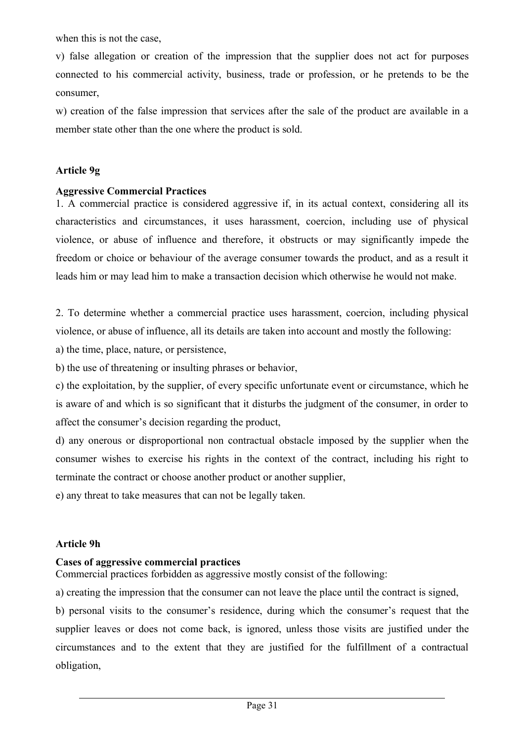when this is not the case,

v) false allegation or creation of the impression that the supplier does not act for purposes connected to his commercial activity, business, trade or profession, or he pretends to be the consumer,

w) creation of the false impression that services after the sale of the product are available in a member state other than the one where the product is sold.

**Article 9g**

**Aggressive Commercial Practices**

1. A commercial practice is considered aggressive if, in its actual context, considering all its characteristics and circumstances, it uses harassment, coercion, including use of physical violence, or abuse of influence and therefore, it obstructs or may significantly impede the freedom or choice or behaviour of the average consumer towards the product, and as a result it leads him or may lead him to make a transaction decision which otherwise he would not make.

2. To determine whether a commercial practice uses harassment, coercion, including physical violence, or abuse of influence, all its details are taken into account and mostly the following:

a) the time, place, nature, or persistence,

b) the use of threatening or insulting phrases or behavior,

c) the exploitation, by the supplier, of every specific unfortunate event or circumstance, which he is aware of and which is so significant that it disturbs the judgment of the consumer, in order to affect the consumer's decision regarding the product,

d) any onerous or disproportional non contractual obstacle imposed by the supplier when the consumer wishes to exercise his rights in the context of the contract, including his right to terminate the contract or choose another product or another supplier,

e) any threat to take measures that can not be legally taken.

**Article 9h**

**Cases of aggressive commercial practices**

Commercial practices forbidden as aggressive mostly consist of the following:

a) creating the impression that the consumer can not leave the place until the contract is signed,

b) personal visits to the consumer's residence, during which the consumer's request that the supplier leaves or does not come back, is ignored, unless those visits are justified under the circumstances and to the extent that they are justified for the fulfillment of a contractual obligation,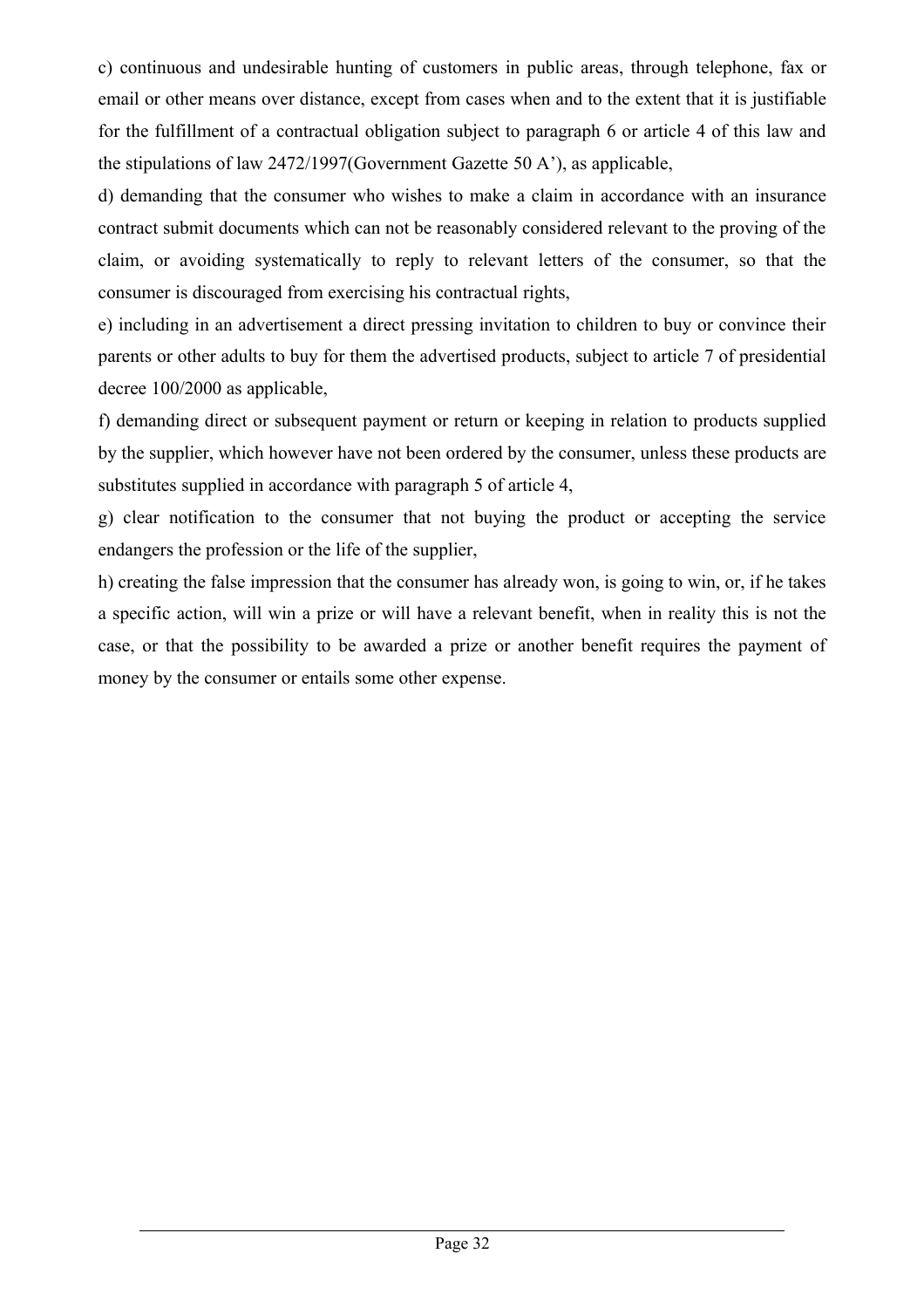c) continuous and undesirable hunting of customers in public areas, through telephone, fax or email or other means over distance, except from cases when and to the extent that it is justifiable for the fulfillment of a contractual obligation subject to paragraph 6 or article 4 of this law and the stipulations of law 2472/1997(Government Gazette 50 A'), as applicable,

d) demanding that the consumer who wishes to make a claim in accordance with an insurance contract submit documents which can not be reasonably considered relevant to the proving of the claim, or avoiding systematically to reply to relevant letters of the consumer, so that the consumer is discouraged from exercising his contractual rights,

e) including in an advertisement a direct pressing invitation to children to buy or convince their parents or other adults to buy for them the advertised products, subject to article 7 of presidential decree 100/2000 as applicable,

f) demanding direct or subsequent payment or return or keeping in relation to products supplied by the supplier, which however have not been ordered by the consumer, unless these products are substitutes supplied in accordance with paragraph 5 of article 4,

g) clear notification to the consumer that not buying the product or accepting the service endangers the profession or the life of the supplier,

h) creating the false impression that the consumer has already won, is going to win, or, if he takes a specific action, will win a prize or will have a relevant benefit, when in reality this is not the case, or that the possibility to be awarded a prize or another benefit requires the payment of money by the consumer or entails some other expense.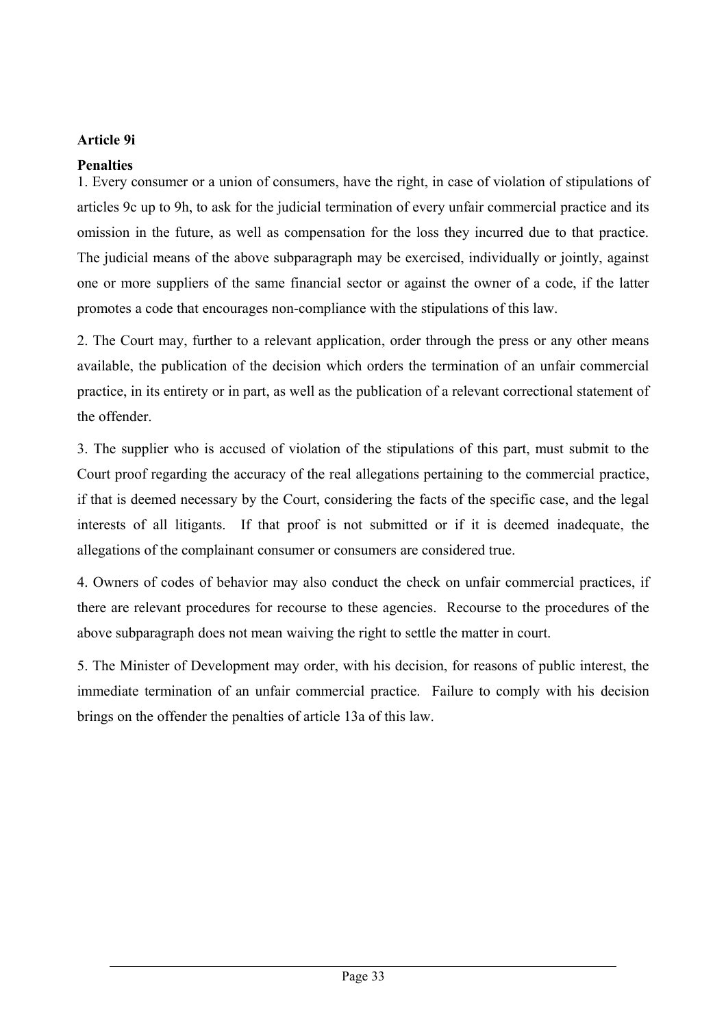**Article 9i**

**Penalties**

1. Every consumer or a union of consumers, have the right, in case of violation of stipulations of articles 9c up to 9h, to ask for the judicial termination of every unfair commercial practice and its omission in the future, as well as compensation for the loss they incurred due to that practice. The judicial means of the above subparagraph may be exercised, individually or jointly, against one or more suppliers of the same financial sector or against the owner of a code, if the latter promotes a code that encourages non-compliance with the stipulations of this law.

2. The Court may, further to a relevant application, order through the press or any other means available, the publication of the decision which orders the termination of an unfair commercial practice, in its entirety or in part, as well as the publication of a relevant correctional statement of the offender.

3. The supplier who is accused of violation of the stipulations of this part, must submit to the Court proof regarding the accuracy of the real allegations pertaining to the commercial practice, if that is deemed necessary by the Court, considering the facts of the specific case, and the legal interests of all litigants. If that proof is not submitted or if it is deemed inadequate, the allegations of the complainant consumer or consumers are considered true.

4. Owners of codes of behavior may also conduct the check on unfair commercial practices, if there are relevant procedures for recourse to these agencies. Recourse to the procedures of the above subparagraph does not mean waiving the right to settle the matter in court.

5. The Minister of Development may order, with his decision, for reasons of public interest, the immediate termination of an unfair commercial practice. Failure to comply with his decision brings on the offender the penalties of article 13a of this law.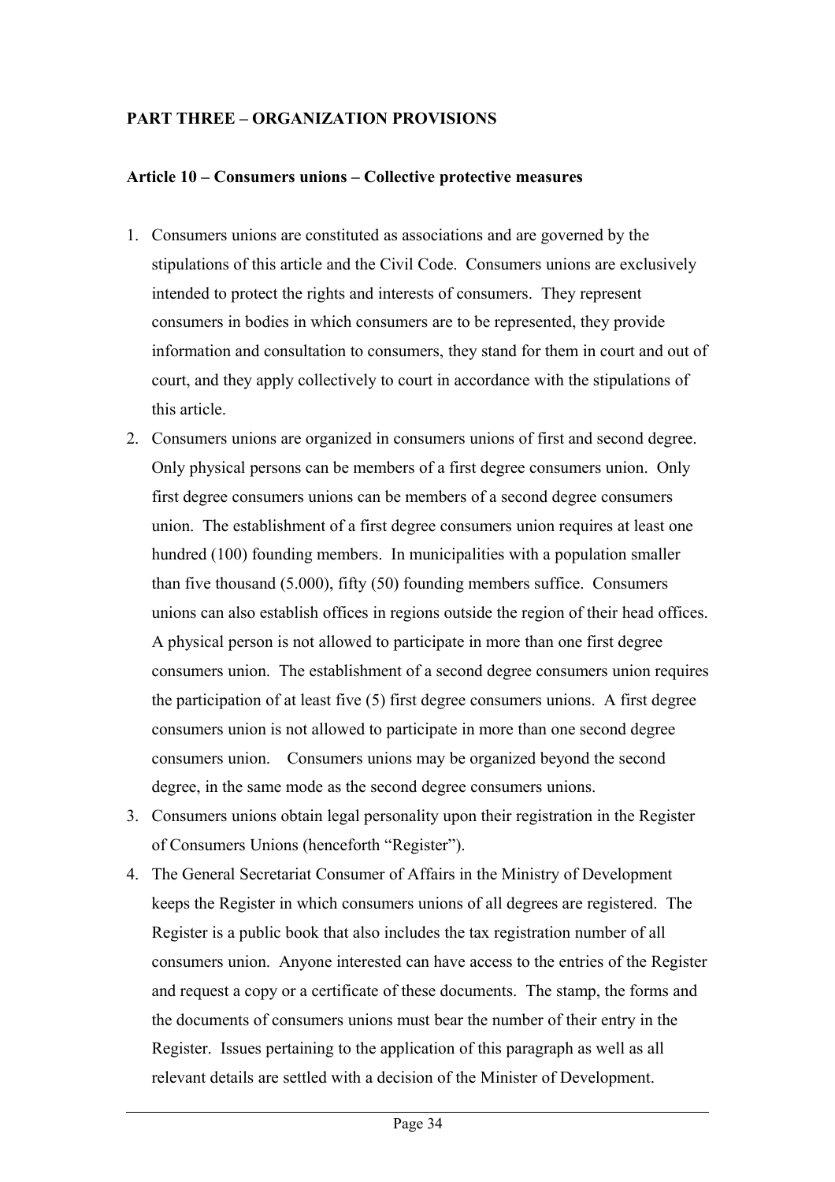**PART THREE – ORGANIZATION PROVISIONS**

**Article 10 – Consumers unions – Collective protective measures**

1. Consumers unions are constituted as associations and are governed by the stipulations of this article and the Civil Code. Consumers unions are exclusively intended to protect the rights and interests of consumers. They represent consumers in bodies in which consumers are to be represented, they provide information and consultation to consumers, they stand for them in court and out of court, and they apply collectively to court in accordance with the stipulations of this article.
2. Consumers unions are organized in consumers unions of first and second degree. Only physical persons can be members of a first degree consumers union. Only first degree consumers unions can be members of a second degree consumers union. The establishment of a first degree consumers union requires at least one hundred (100) founding members. In municipalities with a population smaller than five thousand (5.000), fifty (50) founding members suffice. Consumers unions can also establish offices in regions outside the region of their head offices. A physical person is not allowed to participate in more than one first degree consumers union. The establishment of a second degree consumers union requires the participation of at least five (5) first degree consumers unions. A first degree consumers union is not allowed to participate in more than one second degree consumers union. Consumers unions may be organized beyond the second degree, in the same mode as the second degree consumers unions.
3. Consumers unions obtain legal personality upon their registration in the Register of Consumers Unions (henceforth "Register").
4. The General Secretariat Consumer of Affairs in the Ministry of Development keeps the Register in which consumers unions of all degrees are registered. The Register is a public book that also includes the tax registration number of all consumers union. Anyone interested can have access to the entries of the Register and request a copy or a certificate of these documents. The stamp, the forms and the documents of consumers unions must bear the number of their entry in the Register. Issues pertaining to the application of this paragraph as well as all relevant details are settled with a decision of the Minister of Development.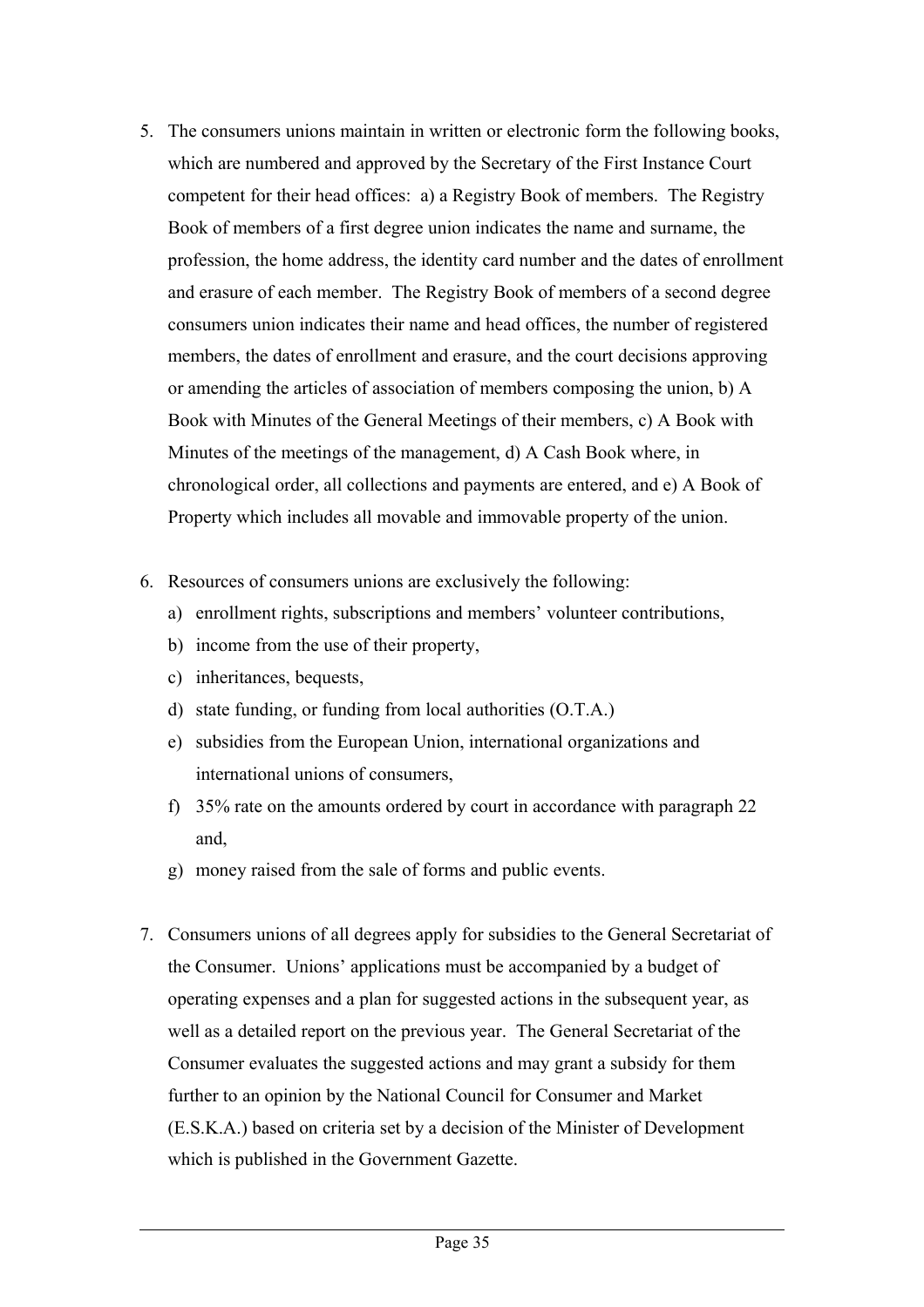5. The consumers unions maintain in written or electronic form the following books, which are numbered and approved by the Secretary of the First Instance Court competent for their head offices: a) a Registry Book of members. The Registry Book of members of a first degree union indicates the name and surname, the profession, the home address, the identity card number and the dates of enrollment and erasure of each member. The Registry Book of members of a second degree consumers union indicates their name and head offices, the number of registered members, the dates of enrollment and erasure, and the court decisions approving or amending the articles of association of members composing the union, b) A Book with Minutes of the General Meetings of their members, c) A Book with Minutes of the meetings of the management, d) A Cash Book where, in chronological order, all collections and payments are entered, and e) A Book of Property which includes all movable and immovable property of the union.

6. Resources of consumers unions are exclusively the following:
   a) enrollment rights, subscriptions and members' volunteer contributions,
   b) income from the use of their property,
   c) inheritances, bequests,
   d) state funding, or funding from local authorities (O.T.A.)
   e) subsidies from the European Union, international organizations and international unions of consumers,
   f) 35% rate on the amounts ordered by court in accordance with paragraph 22 and,
   g) money raised from the sale of forms and public events.

7. Consumers unions of all degrees apply for subsidies to the General Secretariat of the Consumer. Unions' applications must be accompanied by a budget of operating expenses and a plan for suggested actions in the subsequent year, as well as a detailed report on the previous year. The General Secretariat of the Consumer evaluates the suggested actions and may grant a subsidy for them further to an opinion by the National Council for Consumer and Market (E.S.K.A.) based on criteria set by a decision of the Minister of Development which is published in the Government Gazette.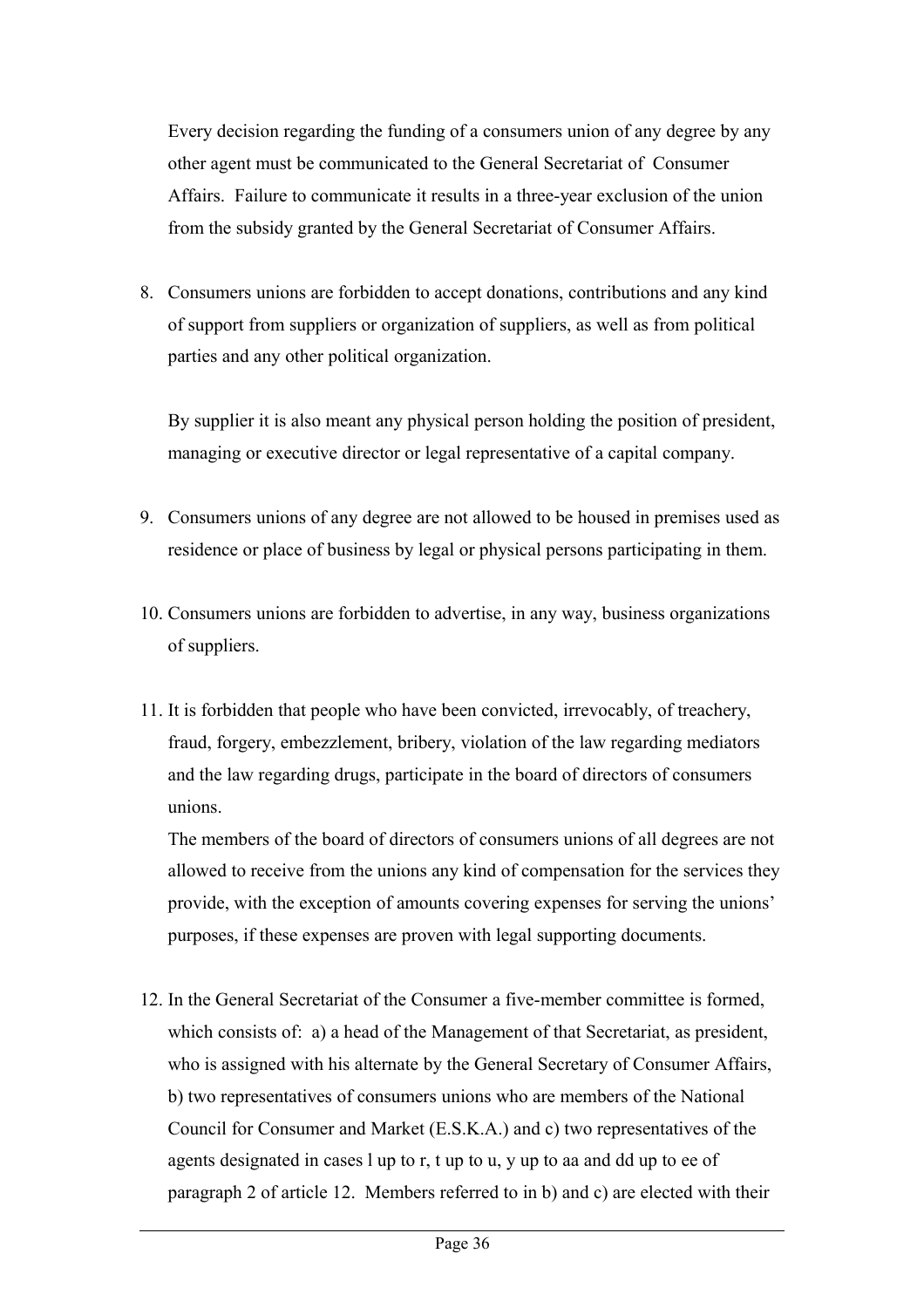Every decision regarding the funding of a consumers union of any degree by any other agent must be communicated to the General Secretariat of Consumer Affairs. Failure to communicate it results in a three-year exclusion of the union from the subsidy granted by the General Secretariat of Consumer Affairs.

8. Consumers unions are forbidden to accept donations, contributions and any kind of support from suppliers or organization of suppliers, as well as from political parties and any other political organization.

   By supplier it is also meant any physical person holding the position of president, managing or executive director or legal representative of a capital company.

9. Consumers unions of any degree are not allowed to be housed in premises used as residence or place of business by legal or physical persons participating in them.

10. Consumers unions are forbidden to advertise, in any way, business organizations of suppliers.

11. It is forbidden that people who have been convicted, irrevocably, of treachery, fraud, forgery, embezzlement, bribery, violation of the law regarding mediators and the law regarding drugs, participate in the board of directors of consumers unions.
    The members of the board of directors of consumers unions of all degrees are not allowed to receive from the unions any kind of compensation for the services they provide, with the exception of amounts covering expenses for serving the unions' purposes, if these expenses are proven with legal supporting documents.

12. In the General Secretariat of the Consumer a five-member committee is formed, which consists of: a) a head of the Management of that Secretariat, as president, who is assigned with his alternate by the General Secretary of Consumer Affairs, b) two representatives of consumers unions who are members of the National Council for Consumer and Market (E.S.K.A.) and c) two representatives of the agents designated in cases l up to r, t up to u, y up to aa and dd up to ee of paragraph 2 of article 12. Members referred to in b) and c) are elected with their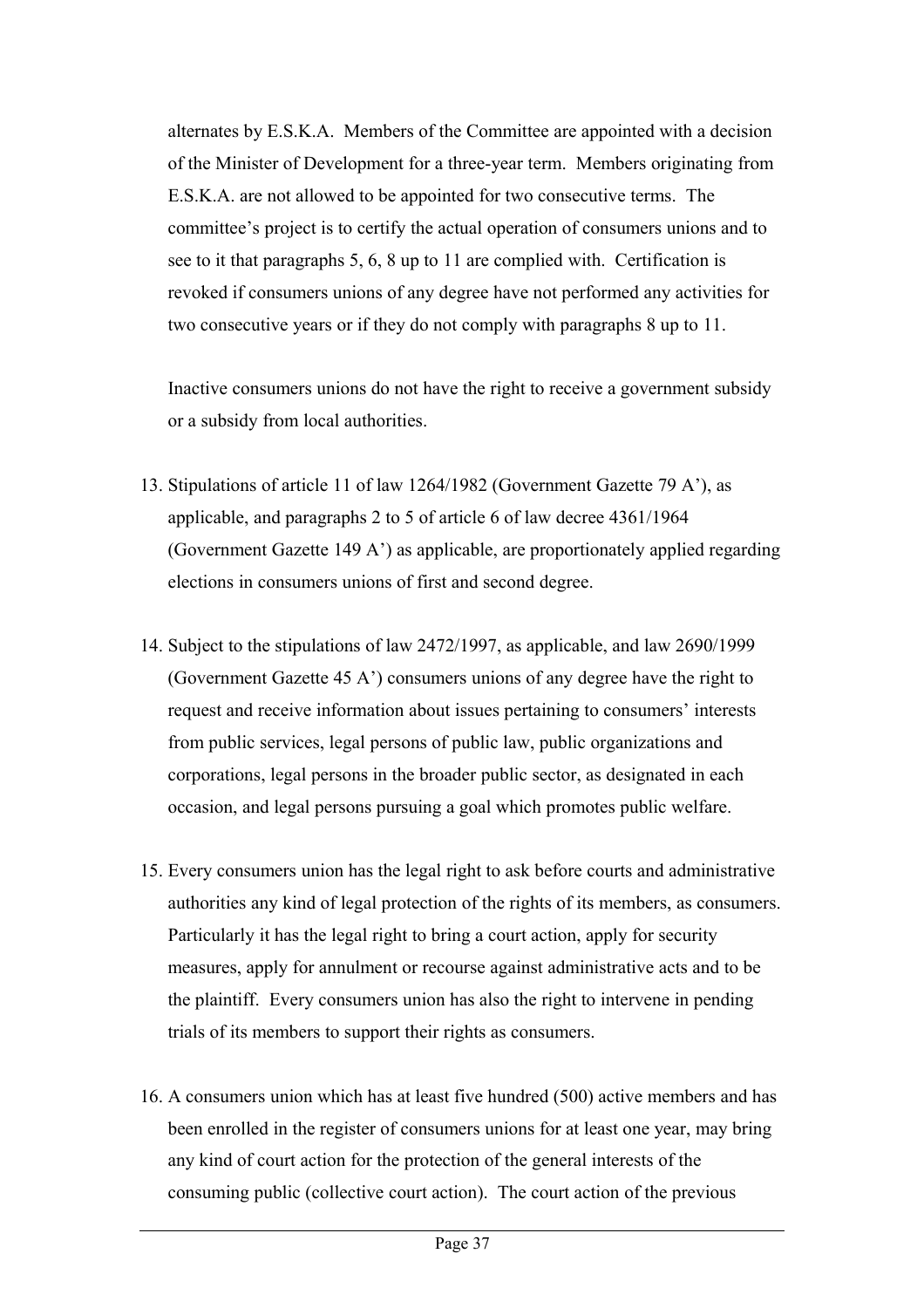alternates by E.S.K.A. Members of the Committee are appointed with a decision of the Minister of Development for a three-year term. Members originating from E.S.K.A. are not allowed to be appointed for two consecutive terms. The committee's project is to certify the actual operation of consumers unions and to see to it that paragraphs 5, 6, 8 up to 11 are complied with. Certification is revoked if consumers unions of any degree have not performed any activities for two consecutive years or if they do not comply with paragraphs 8 up to 11.

Inactive consumers unions do not have the right to receive a government subsidy or a subsidy from local authorities.

13. Stipulations of article 11 of law 1264/1982 (Government Gazette 79 A'), as applicable, and paragraphs 2 to 5 of article 6 of law decree 4361/1964 (Government Gazette 149 A') as applicable, are proportionately applied regarding elections in consumers unions of first and second degree.

14. Subject to the stipulations of law 2472/1997, as applicable, and law 2690/1999 (Government Gazette 45 A') consumers unions of any degree have the right to request and receive information about issues pertaining to consumers' interests from public services, legal persons of public law, public organizations and corporations, legal persons in the broader public sector, as designated in each occasion, and legal persons pursuing a goal which promotes public welfare.

15. Every consumers union has the legal right to ask before courts and administrative authorities any kind of legal protection of the rights of its members, as consumers. Particularly it has the legal right to bring a court action, apply for security measures, apply for annulment or recourse against administrative acts and to be the plaintiff. Every consumers union has also the right to intervene in pending trials of its members to support their rights as consumers.

16. A consumers union which has at least five hundred (500) active members and has been enrolled in the register of consumers unions for at least one year, may bring any kind of court action for the protection of the general interests of the consuming public (collective court action). The court action of the previous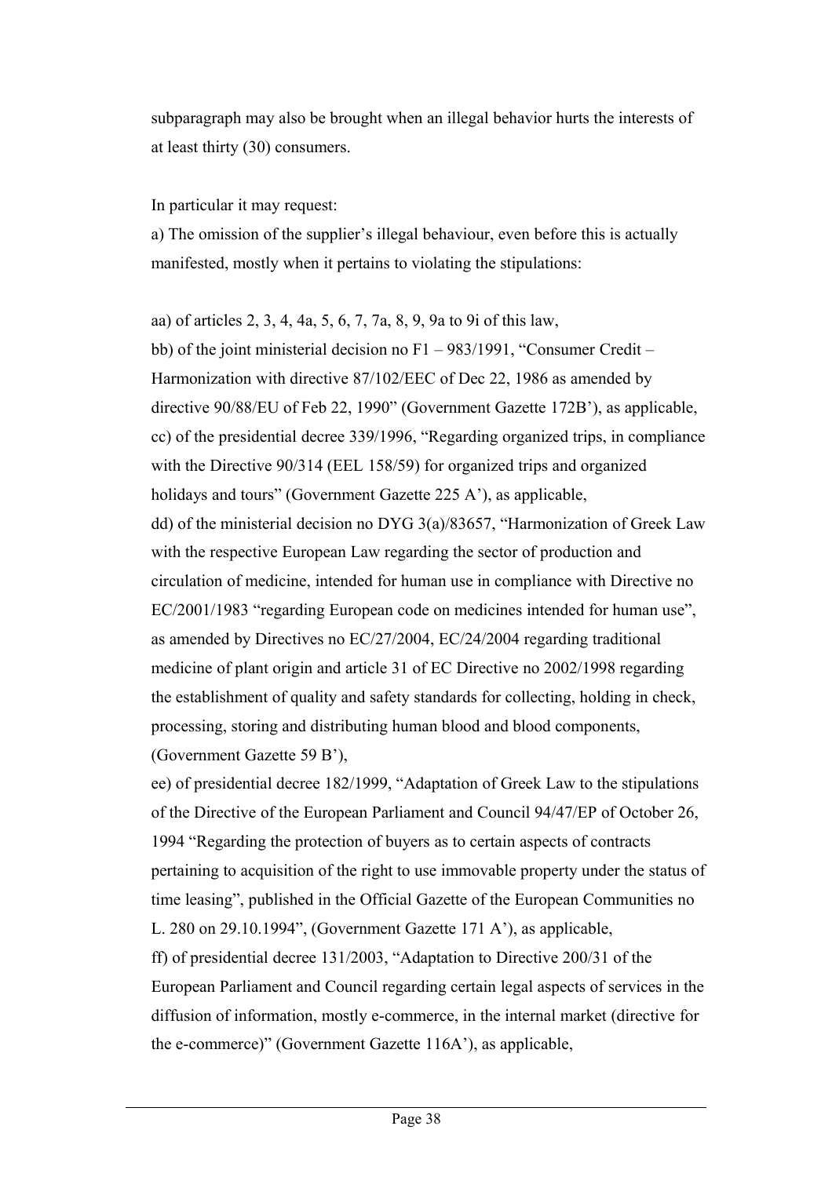subparagraph may also be brought when an illegal behavior hurts the interests of at least thirty (30) consumers.

In particular it may request:

a) The omission of the supplier's illegal behaviour, even before this is actually manifested, mostly when it pertains to violating the stipulations:

aa) of articles 2, 3, 4, 4a, 5, 6, 7, 7a, 8, 9, 9a to 9i of this law,

bb) of the joint ministerial decision no F1 – 983/1991, "Consumer Credit – Harmonization with directive 87/102/EEC of Dec 22, 1986 as amended by directive 90/88/EU of Feb 22, 1990" (Government Gazette 172B'), as applicable,

cc) of the presidential decree 339/1996, "Regarding organized trips, in compliance with the Directive 90/314 (EEL 158/59) for organized trips and organized holidays and tours" (Government Gazette 225 A'), as applicable,

dd) of the ministerial decision no DYG 3(a)/83657, "Harmonization of Greek Law with the respective European Law regarding the sector of production and circulation of medicine, intended for human use in compliance with Directive no EC/2001/1983 "regarding European code on medicines intended for human use", as amended by Directives no EC/27/2004, EC/24/2004 regarding traditional medicine of plant origin and article 31 of EC Directive no 2002/1998 regarding the establishment of quality and safety standards for collecting, holding in check, processing, storing and distributing human blood and blood components, (Government Gazette 59 B'),

ee) of presidential decree 182/1999, "Adaptation of Greek Law to the stipulations of the Directive of the European Parliament and Council 94/47/EP of October 26, 1994 "Regarding the protection of buyers as to certain aspects of contracts pertaining to acquisition of the right to use immovable property under the status of time leasing", published in the Official Gazette of the European Communities no L. 280 on 29.10.1994", (Government Gazette 171 A'), as applicable,

ff) of presidential decree 131/2003, "Adaptation to Directive 200/31 of the European Parliament and Council regarding certain legal aspects of services in the diffusion of information, mostly e-commerce, in the internal market (directive for the e-commerce)" (Government Gazette 116A'), as applicable,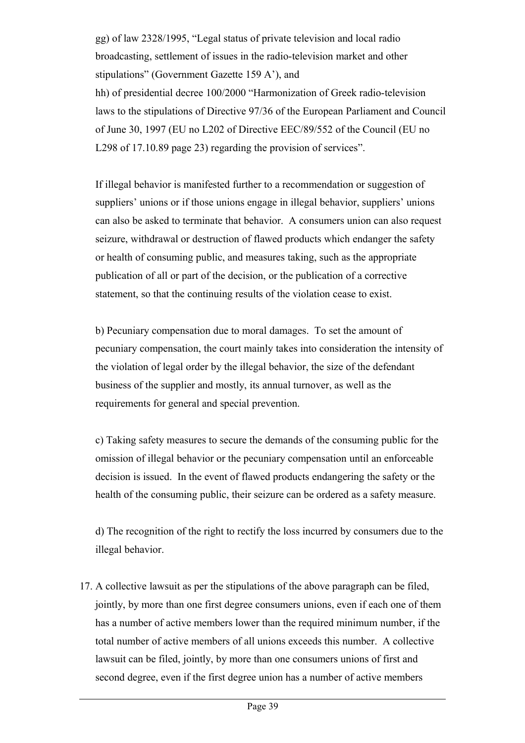gg) of law 2328/1995, "Legal status of private television and local radio broadcasting, settlement of issues in the radio-television market and other stipulations" (Government Gazette 159 A'), and

hh) of presidential decree 100/2000 "Harmonization of Greek radio-television laws to the stipulations of Directive 97/36 of the European Parliament and Council of June 30, 1997 (EU no L202 of Directive EEC/89/552 of the Council (EU no L298 of 17.10.89 page 23) regarding the provision of services".

If illegal behavior is manifested further to a recommendation or suggestion of suppliers' unions or if those unions engage in illegal behavior, suppliers' unions can also be asked to terminate that behavior. A consumers union can also request seizure, withdrawal or destruction of flawed products which endanger the safety or health of consuming public, and measures taking, such as the appropriate publication of all or part of the decision, or the publication of a corrective statement, so that the continuing results of the violation cease to exist.

b) Pecuniary compensation due to moral damages. To set the amount of pecuniary compensation, the court mainly takes into consideration the intensity of the violation of legal order by the illegal behavior, the size of the defendant business of the supplier and mostly, its annual turnover, as well as the requirements for general and special prevention.

c) Taking safety measures to secure the demands of the consuming public for the omission of illegal behavior or the pecuniary compensation until an enforceable decision is issued. In the event of flawed products endangering the safety or the health of the consuming public, their seizure can be ordered as a safety measure.

d) The recognition of the right to rectify the loss incurred by consumers due to the illegal behavior.

17. A collective lawsuit as per the stipulations of the above paragraph can be filed, jointly, by more than one first degree consumers unions, even if each one of them has a number of active members lower than the required minimum number, if the total number of active members of all unions exceeds this number. A collective lawsuit can be filed, jointly, by more than one consumers unions of first and second degree, even if the first degree union has a number of active members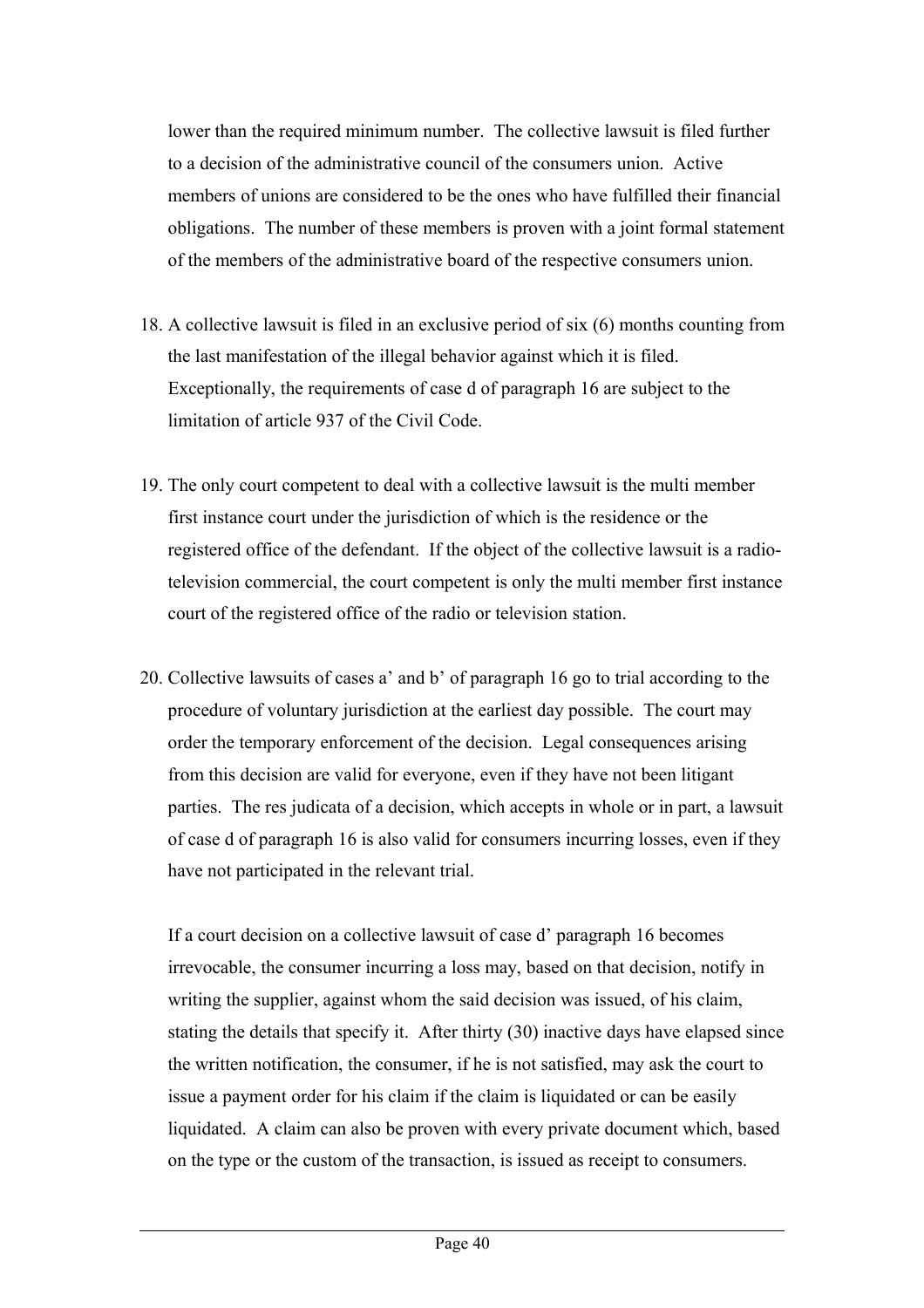lower than the required minimum number. The collective lawsuit is filed further to a decision of the administrative council of the consumers union. Active members of unions are considered to be the ones who have fulfilled their financial obligations. The number of these members is proven with a joint formal statement of the members of the administrative board of the respective consumers union.

18. A collective lawsuit is filed in an exclusive period of six (6) months counting from the last manifestation of the illegal behavior against which it is filed. Exceptionally, the requirements of case d of paragraph 16 are subject to the limitation of article 937 of the Civil Code.

19. The only court competent to deal with a collective lawsuit is the multi member first instance court under the jurisdiction of which is the residence or the registered office of the defendant. If the object of the collective lawsuit is a radio-television commercial, the court competent is only the multi member first instance court of the registered office of the radio or television station.

20. Collective lawsuits of cases a' and b' of paragraph 16 go to trial according to the procedure of voluntary jurisdiction at the earliest day possible. The court may order the temporary enforcement of the decision. Legal consequences arising from this decision are valid for everyone, even if they have not been litigant parties. The res judicata of a decision, which accepts in whole or in part, a lawsuit of case d of paragraph 16 is also valid for consumers incurring losses, even if they have not participated in the relevant trial.

    If a court decision on a collective lawsuit of case d' paragraph 16 becomes irrevocable, the consumer incurring a loss may, based on that decision, notify in writing the supplier, against whom the said decision was issued, of his claim, stating the details that specify it. After thirty (30) inactive days have elapsed since the written notification, the consumer, if he is not satisfied, may ask the court to issue a payment order for his claim if the claim is liquidated or can be easily liquidated. A claim can also be proven with every private document which, based on the type or the custom of the transaction, is issued as receipt to consumers.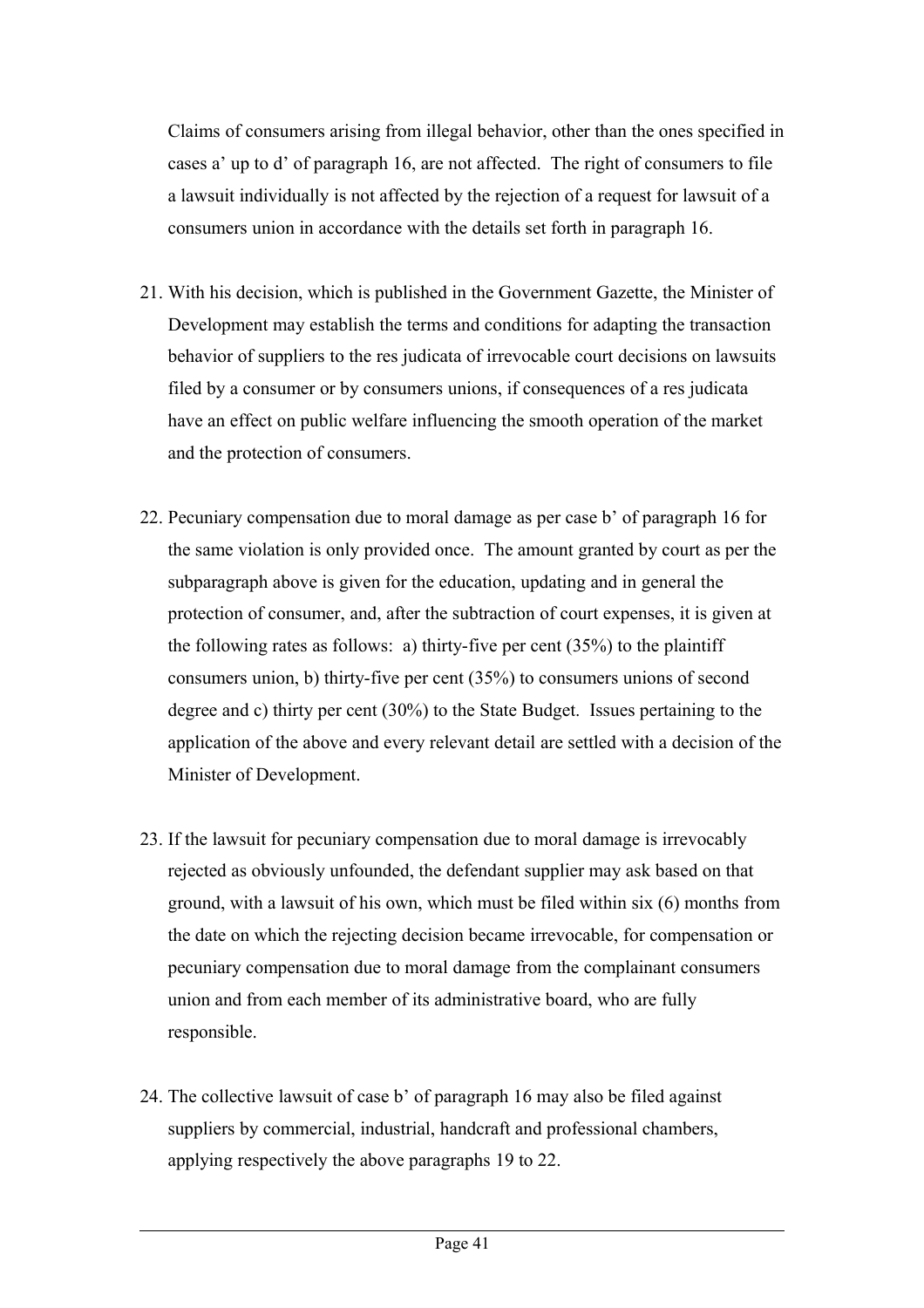Claims of consumers arising from illegal behavior, other than the ones specified in cases a' up to d' of paragraph 16, are not affected. The right of consumers to file a lawsuit individually is not affected by the rejection of a request for lawsuit of a consumers union in accordance with the details set forth in paragraph 16.

21. With his decision, which is published in the Government Gazette, the Minister of Development may establish the terms and conditions for adapting the transaction behavior of suppliers to the res judicata of irrevocable court decisions on lawsuits filed by a consumer or by consumers unions, if consequences of a res judicata have an effect on public welfare influencing the smooth operation of the market and the protection of consumers.

22. Pecuniary compensation due to moral damage as per case b' of paragraph 16 for the same violation is only provided once. The amount granted by court as per the subparagraph above is given for the education, updating and in general the protection of consumer, and, after the subtraction of court expenses, it is given at the following rates as follows: a) thirty-five per cent (35%) to the plaintiff consumers union, b) thirty-five per cent (35%) to consumers unions of second degree and c) thirty per cent (30%) to the State Budget. Issues pertaining to the application of the above and every relevant detail are settled with a decision of the Minister of Development.

23. If the lawsuit for pecuniary compensation due to moral damage is irrevocably rejected as obviously unfounded, the defendant supplier may ask based on that ground, with a lawsuit of his own, which must be filed within six (6) months from the date on which the rejecting decision became irrevocable, for compensation or pecuniary compensation due to moral damage from the complainant consumers union and from each member of its administrative board, who are fully responsible.

24. The collective lawsuit of case b' of paragraph 16 may also be filed against suppliers by commercial, industrial, handcraft and professional chambers, applying respectively the above paragraphs 19 to 22.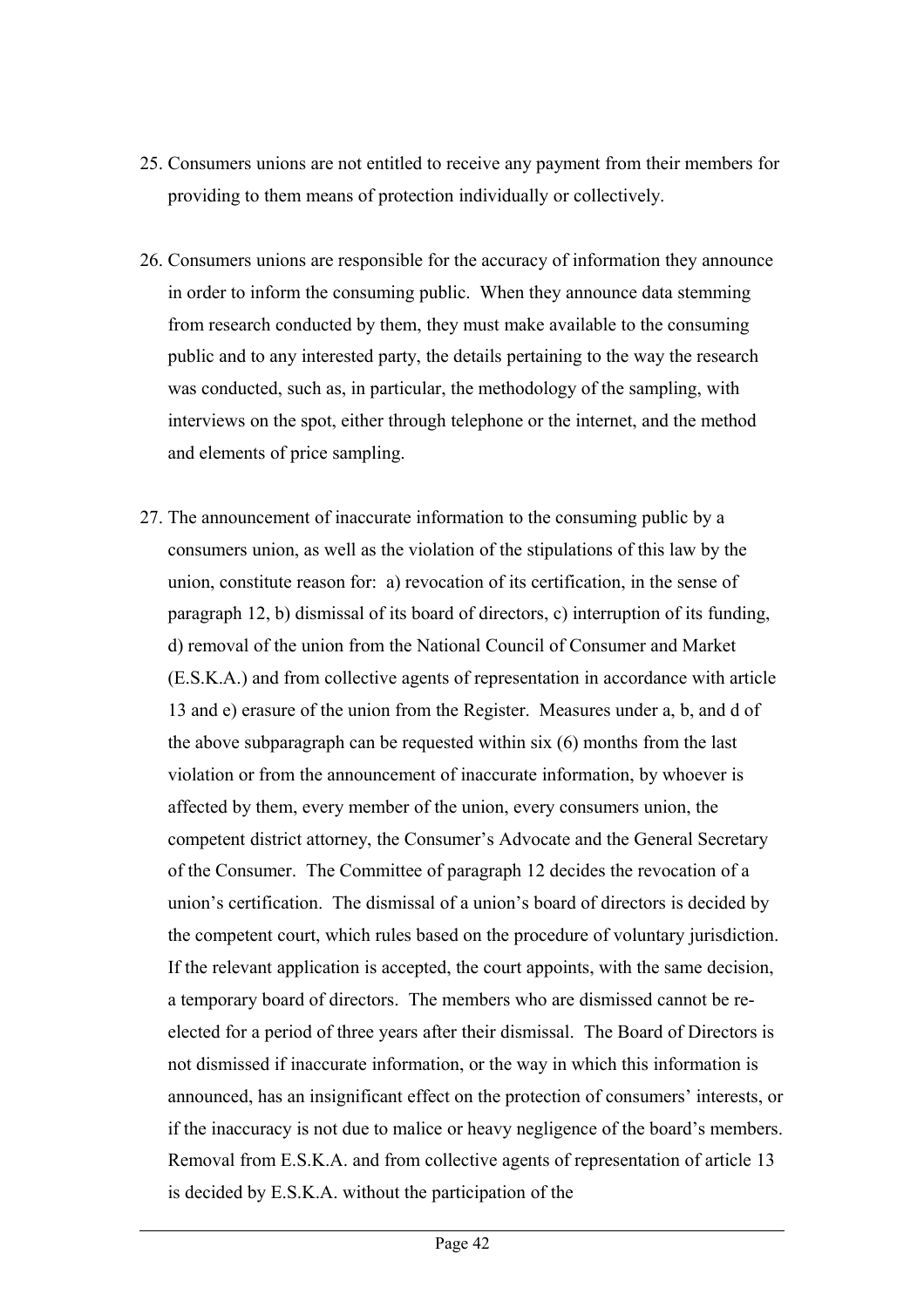25. Consumers unions are not entitled to receive any payment from their members for providing to them means of protection individually or collectively.

26. Consumers unions are responsible for the accuracy of information they announce in order to inform the consuming public. When they announce data stemming from research conducted by them, they must make available to the consuming public and to any interested party, the details pertaining to the way the research was conducted, such as, in particular, the methodology of the sampling, with interviews on the spot, either through telephone or the internet, and the method and elements of price sampling.

27. The announcement of inaccurate information to the consuming public by a consumers union, as well as the violation of the stipulations of this law by the union, constitute reason for: a) revocation of its certification, in the sense of paragraph 12, b) dismissal of its board of directors, c) interruption of its funding, d) removal of the union from the National Council of Consumer and Market (E.S.K.A.) and from collective agents of representation in accordance with article 13 and e) erasure of the union from the Register. Measures under a, b, and d of the above subparagraph can be requested within six (6) months from the last violation or from the announcement of inaccurate information, by whoever is affected by them, every member of the union, every consumers union, the competent district attorney, the Consumer's Advocate and the General Secretary of the Consumer. The Committee of paragraph 12 decides the revocation of a union's certification. The dismissal of a union's board of directors is decided by the competent court, which rules based on the procedure of voluntary jurisdiction. If the relevant application is accepted, the court appoints, with the same decision, a temporary board of directors. The members who are dismissed cannot be re-elected for a period of three years after their dismissal. The Board of Directors is not dismissed if inaccurate information, or the way in which this information is announced, has an insignificant effect on the protection of consumers' interests, or if the inaccuracy is not due to malice or heavy negligence of the board's members. Removal from E.S.K.A. and from collective agents of representation of article 13 is decided by E.S.K.A. without the participation of the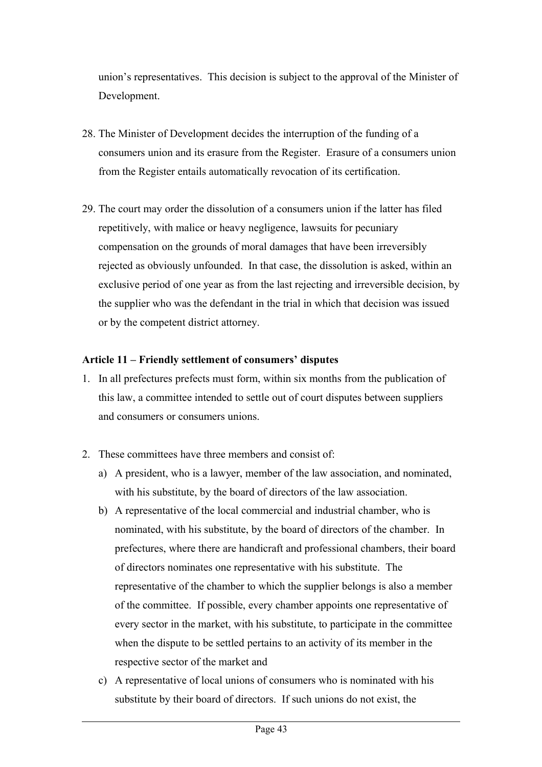union's representatives. This decision is subject to the approval of the Minister of Development.

28. The Minister of Development decides the interruption of the funding of a consumers union and its erasure from the Register. Erasure of a consumers union from the Register entails automatically revocation of its certification.

29. The court may order the dissolution of a consumers union if the latter has filed repetitively, with malice or heavy negligence, lawsuits for pecuniary compensation on the grounds of moral damages that have been irreversibly rejected as obviously unfounded. In that case, the dissolution is asked, within an exclusive period of one year as from the last rejecting and irreversible decision, by the supplier who was the defendant in the trial in which that decision was issued or by the competent district attorney.

**Article 11 – Friendly settlement of consumers' disputes**

1. In all prefectures prefects must form, within six months from the publication of this law, a committee intended to settle out of court disputes between suppliers and consumers or consumers unions.

2. These committees have three members and consist of:
   a) A president, who is a lawyer, member of the law association, and nominated, with his substitute, by the board of directors of the law association.
   b) A representative of the local commercial and industrial chamber, who is nominated, with his substitute, by the board of directors of the chamber. In prefectures, where there are handicraft and professional chambers, their board of directors nominates one representative with his substitute. The representative of the chamber to which the supplier belongs is also a member of the committee. If possible, every chamber appoints one representative of every sector in the market, with his substitute, to participate in the committee when the dispute to be settled pertains to an activity of its member in the respective sector of the market and
   c) A representative of local unions of consumers who is nominated with his substitute by their board of directors. If such unions do not exist, the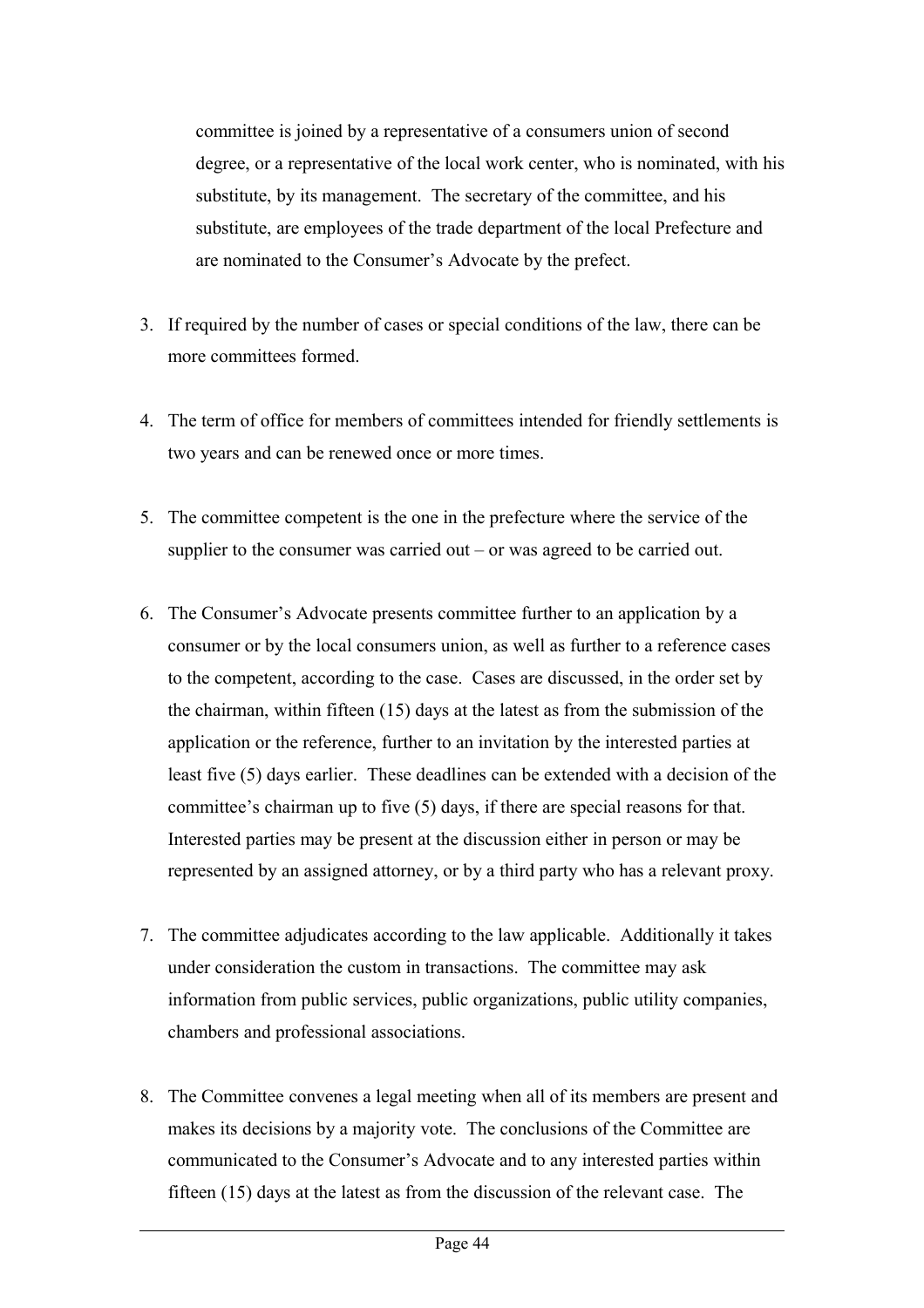committee is joined by a representative of a consumers union of second degree, or a representative of the local work center, who is nominated, with his substitute, by its management. The secretary of the committee, and his substitute, are employees of the trade department of the local Prefecture and are nominated to the Consumer's Advocate by the prefect.

3. If required by the number of cases or special conditions of the law, there can be more committees formed.

4. The term of office for members of committees intended for friendly settlements is two years and can be renewed once or more times.

5. The committee competent is the one in the prefecture where the service of the supplier to the consumer was carried out – or was agreed to be carried out.

6. The Consumer's Advocate presents committee further to an application by a consumer or by the local consumers union, as well as further to a reference cases to the competent, according to the case. Cases are discussed, in the order set by the chairman, within fifteen (15) days at the latest as from the submission of the application or the reference, further to an invitation by the interested parties at least five (5) days earlier. These deadlines can be extended with a decision of the committee's chairman up to five (5) days, if there are special reasons for that. Interested parties may be present at the discussion either in person or may be represented by an assigned attorney, or by a third party who has a relevant proxy.

7. The committee adjudicates according to the law applicable. Additionally it takes under consideration the custom in transactions. The committee may ask information from public services, public organizations, public utility companies, chambers and professional associations.

8. The Committee convenes a legal meeting when all of its members are present and makes its decisions by a majority vote. The conclusions of the Committee are communicated to the Consumer's Advocate and to any interested parties within fifteen (15) days at the latest as from the discussion of the relevant case. The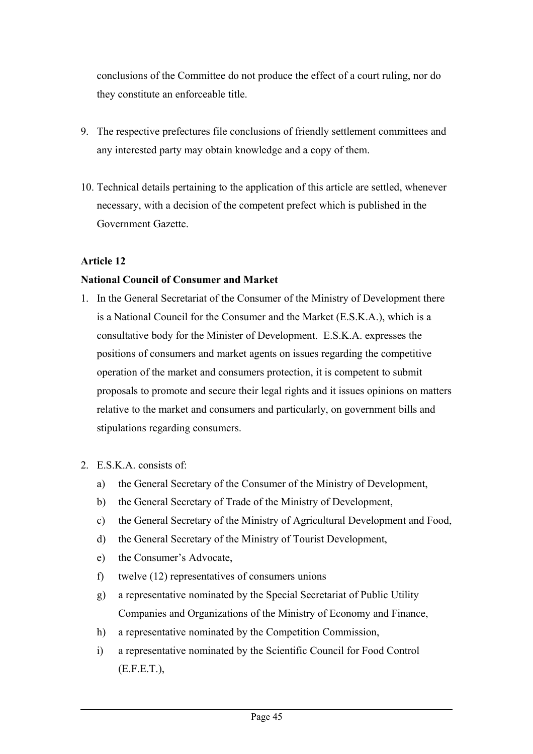conclusions of the Committee do not produce the effect of a court ruling, nor do they constitute an enforceable title.

9. The respective prefectures file conclusions of friendly settlement committees and any interested party may obtain knowledge and a copy of them.

10. Technical details pertaining to the application of this article are settled, whenever necessary, with a decision of the competent prefect which is published in the Government Gazette.

**Article 12**

**National Council of Consumer and Market**

1. In the General Secretariat of the Consumer of the Ministry of Development there is a National Council for the Consumer and the Market (E.S.K.A.), which is a consultative body for the Minister of Development. E.S.K.A. expresses the positions of consumers and market agents on issues regarding the competitive operation of the market and consumers protection, it is competent to submit proposals to promote and secure their legal rights and it issues opinions on matters relative to the market and consumers and particularly, on government bills and stipulations regarding consumers.

2. E.S.K.A. consists of:
   a) the General Secretary of the Consumer of the Ministry of Development,
   b) the General Secretary of Trade of the Ministry of Development,
   c) the General Secretary of the Ministry of Agricultural Development and Food,
   d) the General Secretary of the Ministry of Tourist Development,
   e) the Consumer's Advocate,
   f) twelve (12) representatives of consumers unions
   g) a representative nominated by the Special Secretariat of Public Utility Companies and Organizations of the Ministry of Economy and Finance,
   h) a representative nominated by the Competition Commission,
   i) a representative nominated by the Scientific Council for Food Control (E.F.E.T.),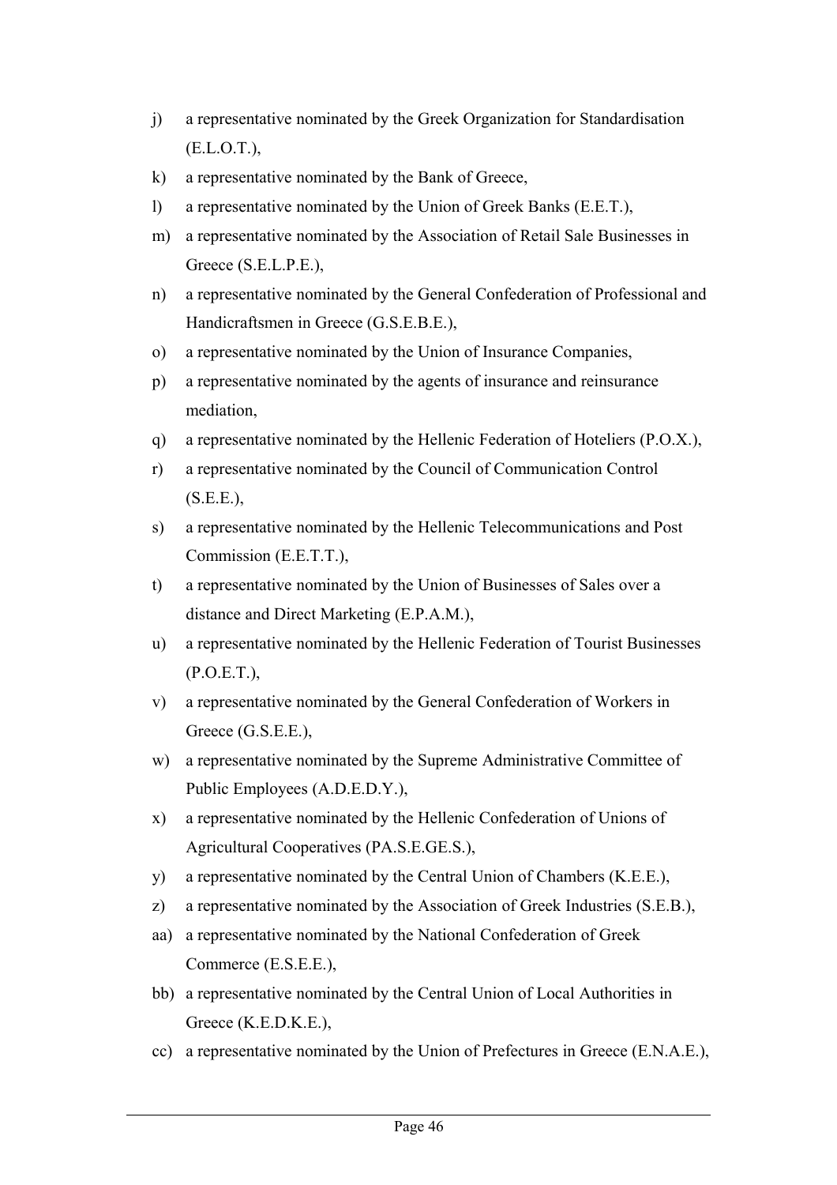j) a representative nominated by the Greek Organization for Standardisation (E.L.O.T.),
k) a representative nominated by the Bank of Greece,
l) a representative nominated by the Union of Greek Banks (E.E.T.),
m) a representative nominated by the Association of Retail Sale Businesses in Greece (S.E.L.P.E.),
n) a representative nominated by the General Confederation of Professional and Handicraftsmen in Greece (G.S.E.B.E.),
o) a representative nominated by the Union of Insurance Companies,
p) a representative nominated by the agents of insurance and reinsurance mediation,
q) a representative nominated by the Hellenic Federation of Hoteliers (P.O.X.),
r) a representative nominated by the Council of Communication Control (S.E.E.),
s) a representative nominated by the Hellenic Telecommunications and Post Commission (E.E.T.T.),
t) a representative nominated by the Union of Businesses of Sales over a distance and Direct Marketing (E.P.A.M.),
u) a representative nominated by the Hellenic Federation of Tourist Businesses (P.O.E.T.),
v) a representative nominated by the General Confederation of Workers in Greece (G.S.E.E.),
w) a representative nominated by the Supreme Administrative Committee of Public Employees (A.D.E.D.Y.),
x) a representative nominated by the Hellenic Confederation of Unions of Agricultural Cooperatives (PA.S.E.GE.S.),
y) a representative nominated by the Central Union of Chambers (K.E.E.),
z) a representative nominated by the Association of Greek Industries (S.E.B.),
aa) a representative nominated by the National Confederation of Greek Commerce (E.S.E.E.),
bb) a representative nominated by the Central Union of Local Authorities in Greece (K.E.D.K.E.),
cc) a representative nominated by the Union of Prefectures in Greece (E.N.A.E.),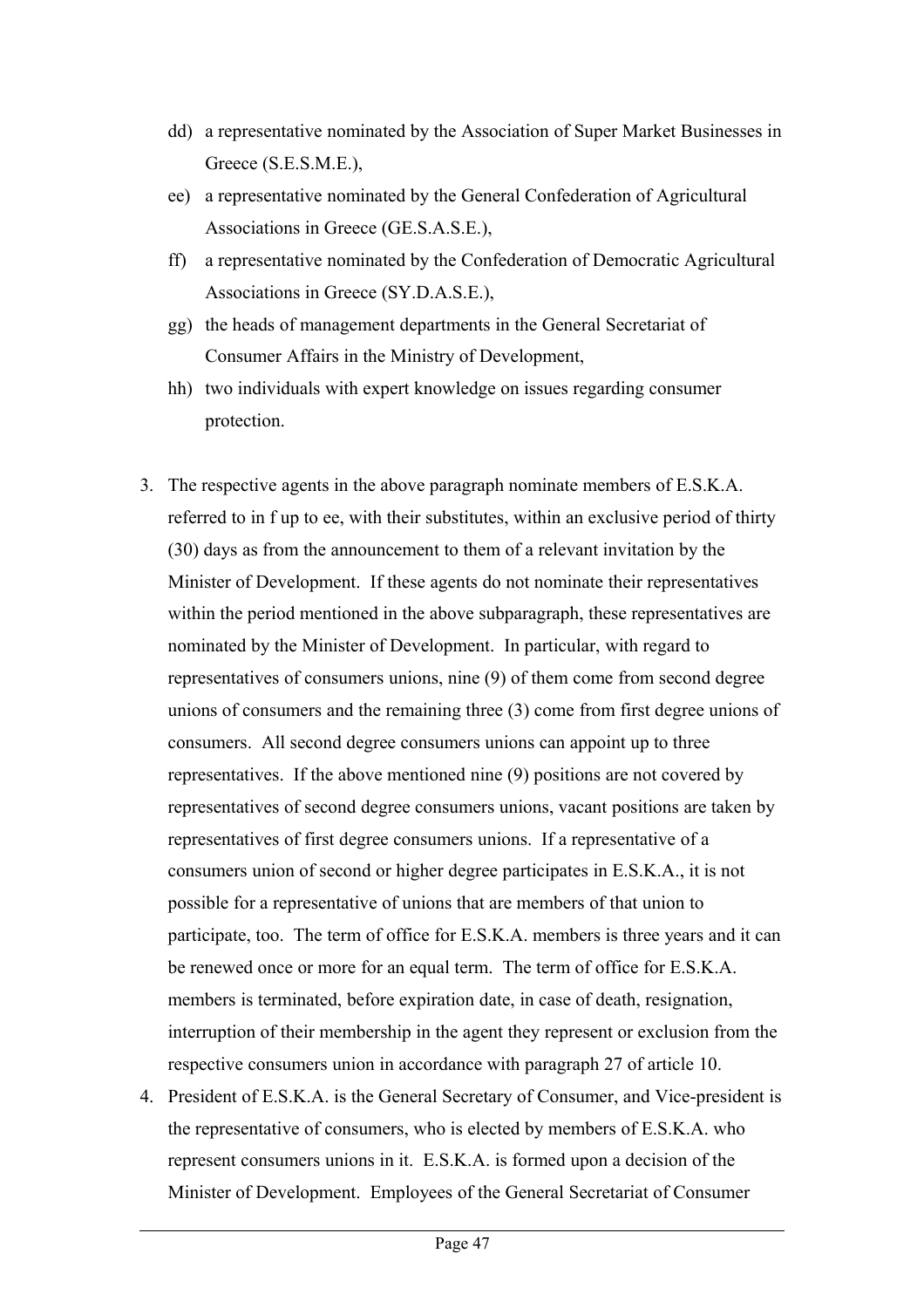dd) a representative nominated by the Association of Super Market Businesses in Greece (S.E.S.M.E.),

ee) a representative nominated by the General Confederation of Agricultural Associations in Greece (GE.S.A.S.E.),

ff) a representative nominated by the Confederation of Democratic Agricultural Associations in Greece (SY.D.A.S.E.),

gg) the heads of management departments in the General Secretariat of Consumer Affairs in the Ministry of Development,

hh) two individuals with expert knowledge on issues regarding consumer protection.

3. The respective agents in the above paragraph nominate members of E.S.K.A. referred to in f up to ee, with their substitutes, within an exclusive period of thirty (30) days as from the announcement to them of a relevant invitation by the Minister of Development. If these agents do not nominate their representatives within the period mentioned in the above subparagraph, these representatives are nominated by the Minister of Development. In particular, with regard to representatives of consumers unions, nine (9) of them come from second degree unions of consumers and the remaining three (3) come from first degree unions of consumers. All second degree consumers unions can appoint up to three representatives. If the above mentioned nine (9) positions are not covered by representatives of second degree consumers unions, vacant positions are taken by representatives of first degree consumers unions. If a representative of a consumers union of second or higher degree participates in E.S.K.A., it is not possible for a representative of unions that are members of that union to participate, too. The term of office for E.S.K.A. members is three years and it can be renewed once or more for an equal term. The term of office for E.S.K.A. members is terminated, before expiration date, in case of death, resignation, interruption of their membership in the agent they represent or exclusion from the respective consumers union in accordance with paragraph 27 of article 10.

4. President of E.S.K.A. is the General Secretary of Consumer, and Vice-president is the representative of consumers, who is elected by members of E.S.K.A. who represent consumers unions in it. E.S.K.A. is formed upon a decision of the Minister of Development. Employees of the General Secretariat of Consumer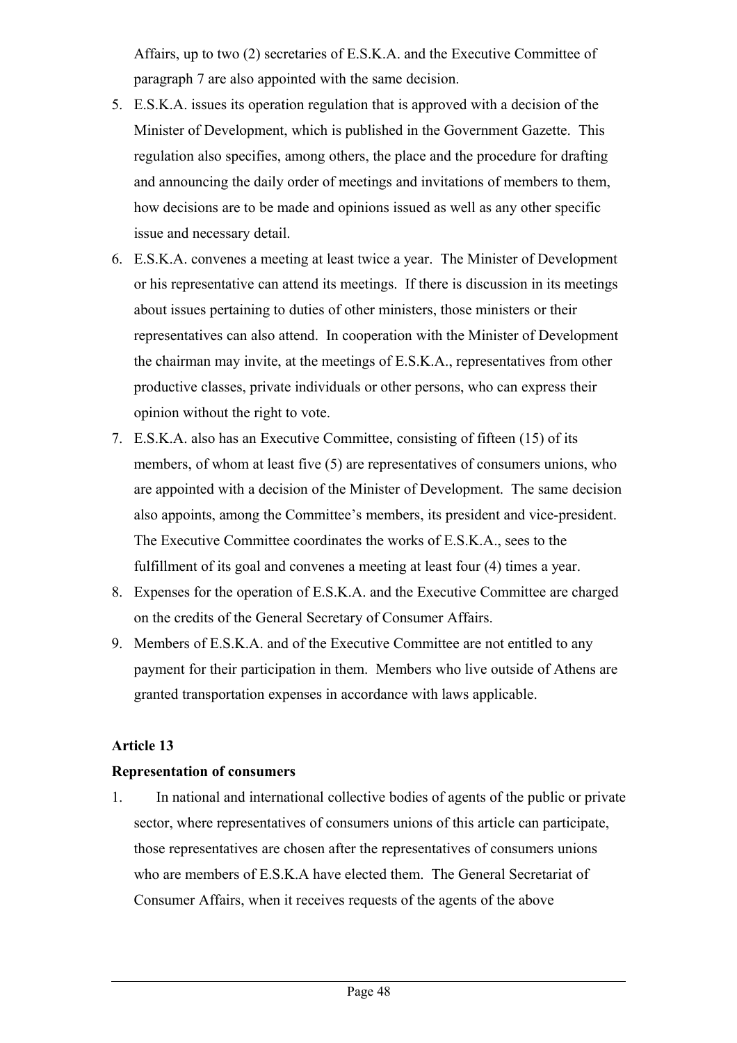Affairs, up to two (2) secretaries of E.S.K.A. and the Executive Committee of paragraph 7 are also appointed with the same decision.

5. E.S.K.A. issues its operation regulation that is approved with a decision of the Minister of Development, which is published in the Government Gazette. This regulation also specifies, among others, the place and the procedure for drafting and announcing the daily order of meetings and invitations of members to them, how decisions are to be made and opinions issued as well as any other specific issue and necessary detail.
6. E.S.K.A. convenes a meeting at least twice a year. The Minister of Development or his representative can attend its meetings. If there is discussion in its meetings about issues pertaining to duties of other ministers, those ministers or their representatives can also attend. In cooperation with the Minister of Development the chairman may invite, at the meetings of E.S.K.A., representatives from other productive classes, private individuals or other persons, who can express their opinion without the right to vote.
7. E.S.K.A. also has an Executive Committee, consisting of fifteen (15) of its members, of whom at least five (5) are representatives of consumers unions, who are appointed with a decision of the Minister of Development. The same decision also appoints, among the Committee's members, its president and vice-president. The Executive Committee coordinates the works of E.S.K.A., sees to the fulfillment of its goal and convenes a meeting at least four (4) times a year.
8. Expenses for the operation of E.S.K.A. and the Executive Committee are charged on the credits of the General Secretary of Consumer Affairs.
9. Members of E.S.K.A. and of the Executive Committee are not entitled to any payment for their participation in them. Members who live outside of Athens are granted transportation expenses in accordance with laws applicable.

**Article 13**

**Representation of consumers**

1. In national and international collective bodies of agents of the public or private sector, where representatives of consumers unions of this article can participate, those representatives are chosen after the representatives of consumers unions who are members of E.S.K.A have elected them. The General Secretariat of Consumer Affairs, when it receives requests of the agents of the above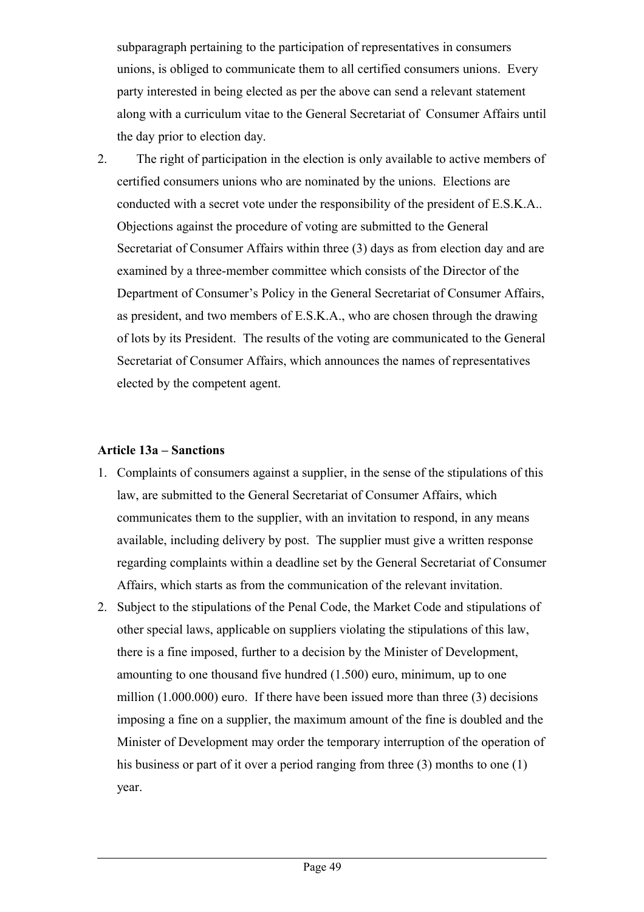subparagraph pertaining to the participation of representatives in consumers unions, is obliged to communicate them to all certified consumers unions. Every party interested in being elected as per the above can send a relevant statement along with a curriculum vitae to the General Secretariat of Consumer Affairs until the day prior to election day.

2. The right of participation in the election is only available to active members of certified consumers unions who are nominated by the unions. Elections are conducted with a secret vote under the responsibility of the president of E.S.K.A.. Objections against the procedure of voting are submitted to the General Secretariat of Consumer Affairs within three (3) days as from election day and are examined by a three-member committee which consists of the Director of the Department of Consumer's Policy in the General Secretariat of Consumer Affairs, as president, and two members of E.S.K.A., who are chosen through the drawing of lots by its President. The results of the voting are communicated to the General Secretariat of Consumer Affairs, which announces the names of representatives elected by the competent agent.

**Article 13a – Sanctions**

1. Complaints of consumers against a supplier, in the sense of the stipulations of this law, are submitted to the General Secretariat of Consumer Affairs, which communicates them to the supplier, with an invitation to respond, in any means available, including delivery by post. The supplier must give a written response regarding complaints within a deadline set by the General Secretariat of Consumer Affairs, which starts as from the communication of the relevant invitation.
2. Subject to the stipulations of the Penal Code, the Market Code and stipulations of other special laws, applicable on suppliers violating the stipulations of this law, there is a fine imposed, further to a decision by the Minister of Development, amounting to one thousand five hundred (1.500) euro, minimum, up to one million (1.000.000) euro. If there have been issued more than three (3) decisions imposing a fine on a supplier, the maximum amount of the fine is doubled and the Minister of Development may order the temporary interruption of the operation of his business or part of it over a period ranging from three (3) months to one (1) year.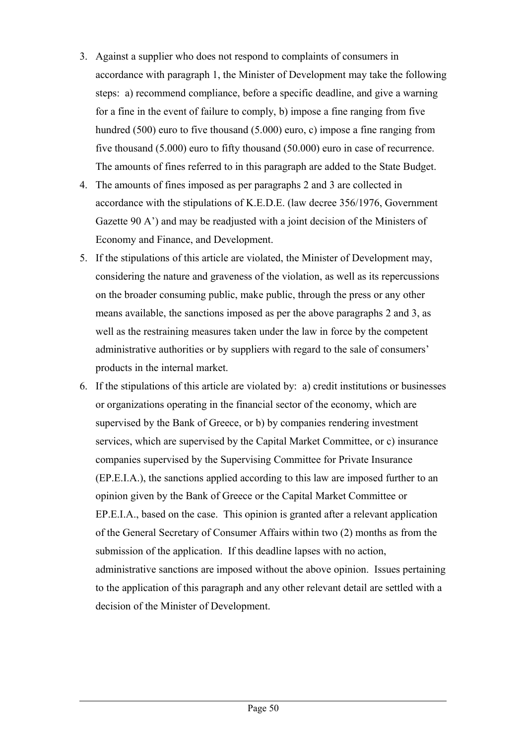3. Against a supplier who does not respond to complaints of consumers in accordance with paragraph 1, the Minister of Development may take the following steps: a) recommend compliance, before a specific deadline, and give a warning for a fine in the event of failure to comply, b) impose a fine ranging from five hundred (500) euro to five thousand (5.000) euro, c) impose a fine ranging from five thousand (5.000) euro to fifty thousand (50.000) euro in case of recurrence. The amounts of fines referred to in this paragraph are added to the State Budget.
4. The amounts of fines imposed as per paragraphs 2 and 3 are collected in accordance with the stipulations of K.E.D.E. (law decree 356/1976, Government Gazette 90 A') and may be readjusted with a joint decision of the Ministers of Economy and Finance, and Development.
5. If the stipulations of this article are violated, the Minister of Development may, considering the nature and graveness of the violation, as well as its repercussions on the broader consuming public, make public, through the press or any other means available, the sanctions imposed as per the above paragraphs 2 and 3, as well as the restraining measures taken under the law in force by the competent administrative authorities or by suppliers with regard to the sale of consumers' products in the internal market.
6. If the stipulations of this article are violated by: a) credit institutions or businesses or organizations operating in the financial sector of the economy, which are supervised by the Bank of Greece, or b) by companies rendering investment services, which are supervised by the Capital Market Committee, or c) insurance companies supervised by the Supervising Committee for Private Insurance (EP.E.I.A.), the sanctions applied according to this law are imposed further to an opinion given by the Bank of Greece or the Capital Market Committee or EP.E.I.A., based on the case. This opinion is granted after a relevant application of the General Secretary of Consumer Affairs within two (2) months as from the submission of the application. If this deadline lapses with no action, administrative sanctions are imposed without the above opinion. Issues pertaining to the application of this paragraph and any other relevant detail are settled with a decision of the Minister of Development.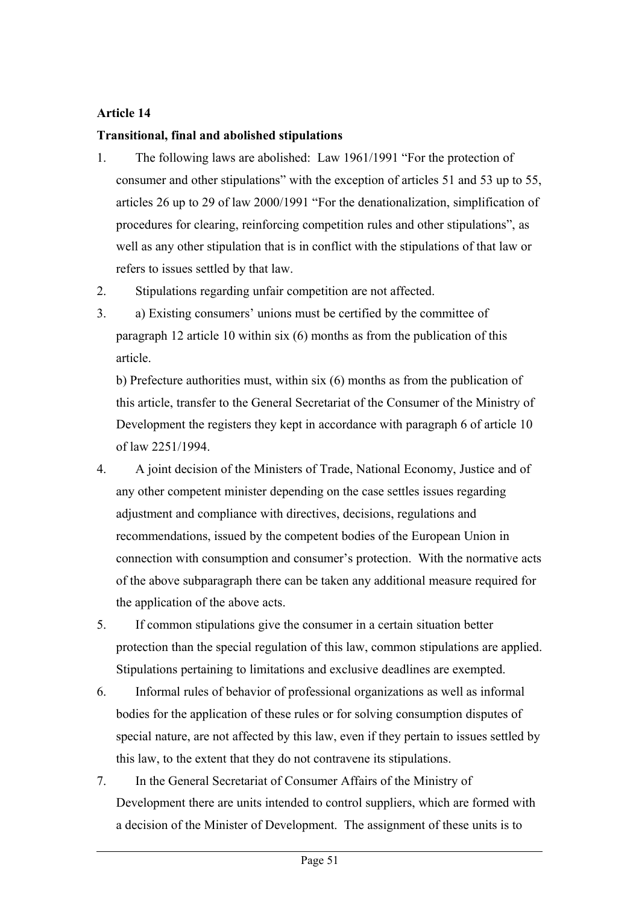**Article 14**

**Transitional, final and abolished stipulations**

1. The following laws are abolished: Law 1961/1991 "For the protection of consumer and other stipulations" with the exception of articles 51 and 53 up to 55, articles 26 up to 29 of law 2000/1991 "For the denationalization, simplification of procedures for clearing, reinforcing competition rules and other stipulations", as well as any other stipulation that is in conflict with the stipulations of that law or refers to issues settled by that law.
2. Stipulations regarding unfair competition are not affected.
3. a) Existing consumers' unions must be certified by the committee of paragraph 12 article 10 within six (6) months as from the publication of this article.

   b) Prefecture authorities must, within six (6) months as from the publication of this article, transfer to the General Secretariat of the Consumer of the Ministry of Development the registers they kept in accordance with paragraph 6 of article 10 of law 2251/1994.
4. A joint decision of the Ministers of Trade, National Economy, Justice and of any other competent minister depending on the case settles issues regarding adjustment and compliance with directives, decisions, regulations and recommendations, issued by the competent bodies of the European Union in connection with consumption and consumer's protection. With the normative acts of the above subparagraph there can be taken any additional measure required for the application of the above acts.
5. If common stipulations give the consumer in a certain situation better protection than the special regulation of this law, common stipulations are applied. Stipulations pertaining to limitations and exclusive deadlines are exempted.
6. Informal rules of behavior of professional organizations as well as informal bodies for the application of these rules or for solving consumption disputes of special nature, are not affected by this law, even if they pertain to issues settled by this law, to the extent that they do not contravene its stipulations.
7. In the General Secretariat of Consumer Affairs of the Ministry of Development there are units intended to control suppliers, which are formed with a decision of the Minister of Development. The assignment of these units is to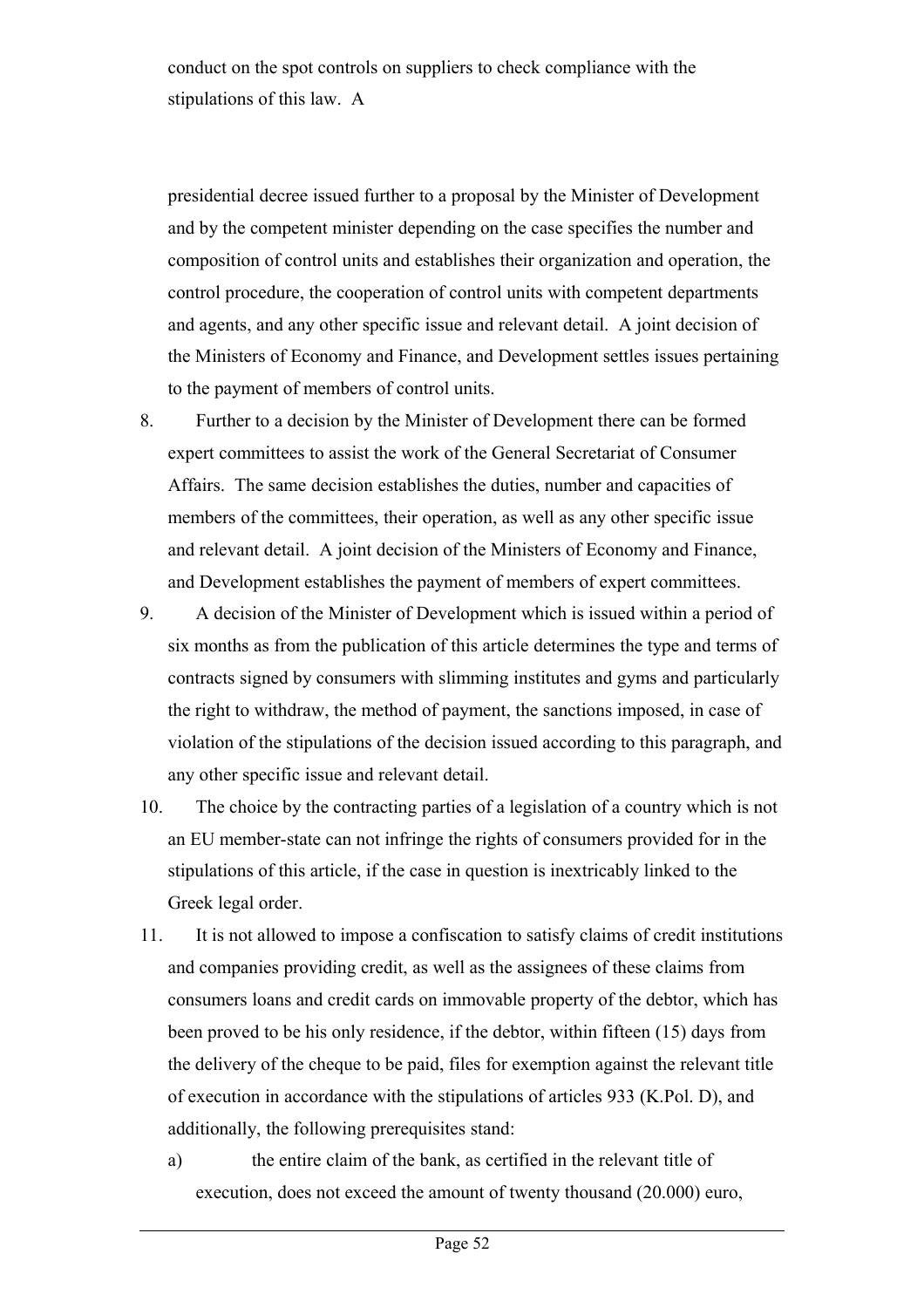conduct on the spot controls on suppliers to check compliance with the stipulations of this law. A

presidential decree issued further to a proposal by the Minister of Development and by the competent minister depending on the case specifies the number and composition of control units and establishes their organization and operation, the control procedure, the cooperation of control units with competent departments and agents, and any other specific issue and relevant detail. A joint decision of the Ministers of Economy and Finance, and Development settles issues pertaining to the payment of members of control units.

8. Further to a decision by the Minister of Development there can be formed expert committees to assist the work of the General Secretariat of Consumer Affairs. The same decision establishes the duties, number and capacities of members of the committees, their operation, as well as any other specific issue and relevant detail. A joint decision of the Ministers of Economy and Finance, and Development establishes the payment of members of expert committees.
9. A decision of the Minister of Development which is issued within a period of six months as from the publication of this article determines the type and terms of contracts signed by consumers with slimming institutes and gyms and particularly the right to withdraw, the method of payment, the sanctions imposed, in case of violation of the stipulations of the decision issued according to this paragraph, and any other specific issue and relevant detail.
10. The choice by the contracting parties of a legislation of a country which is not an EU member-state can not infringe the rights of consumers provided for in the stipulations of this article, if the case in question is inextricably linked to the Greek legal order.
11. It is not allowed to impose a confiscation to satisfy claims of credit institutions and companies providing credit, as well as the assignees of these claims from consumers loans and credit cards on immovable property of the debtor, which has been proved to be his only residence, if the debtor, within fifteen (15) days from the delivery of the cheque to be paid, files for exemption against the relevant title of execution in accordance with the stipulations of articles 933 (K.Pol. D), and additionally, the following prerequisites stand:
    a) the entire claim of the bank, as certified in the relevant title of execution, does not exceed the amount of twenty thousand (20.000) euro,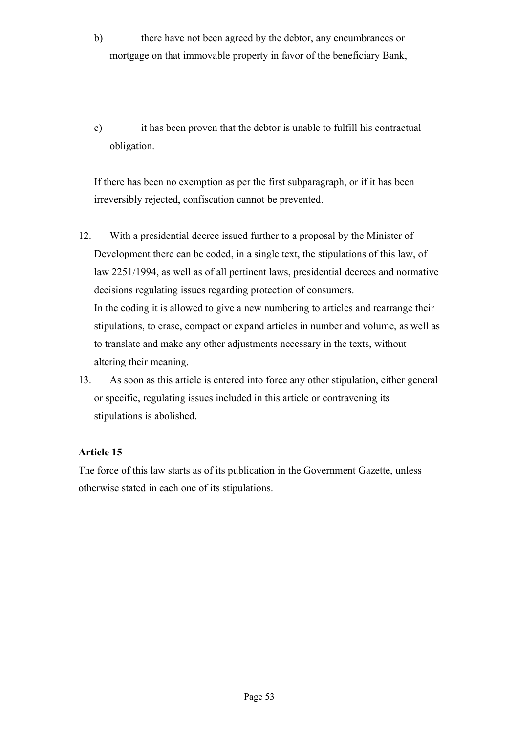b) there have not been agreed by the debtor, any encumbrances or mortgage on that immovable property in favor of the beneficiary Bank,

c) it has been proven that the debtor is unable to fulfill his contractual obligation.

If there has been no exemption as per the first subparagraph, or if it has been irreversibly rejected, confiscation cannot be prevented.

12. With a presidential decree issued further to a proposal by the Minister of Development there can be coded, in a single text, the stipulations of this law, of law 2251/1994, as well as of all pertinent laws, presidential decrees and normative decisions regulating issues regarding protection of consumers.
    In the coding it is allowed to give a new numbering to articles and rearrange their stipulations, to erase, compact or expand articles in number and volume, as well as to translate and make any other adjustments necessary in the texts, without altering their meaning.
13. As soon as this article is entered into force any other stipulation, either general or specific, regulating issues included in this article or contravening its stipulations is abolished.

**Article 15**

The force of this law starts as of its publication in the Government Gazette, unless otherwise stated in each one of its stipulations.